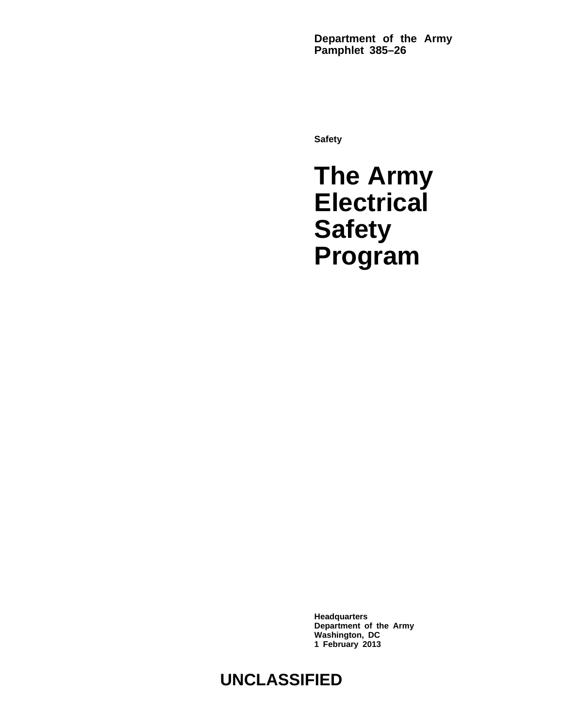**Department of the Army**
**Pamphlet 385–26**

**Safety**

# The Army Electrical Safety Program

**Headquarters**
**Department of the Army**
**Washington, DC**
**1 February 2013**

**UNCLASSIFIED**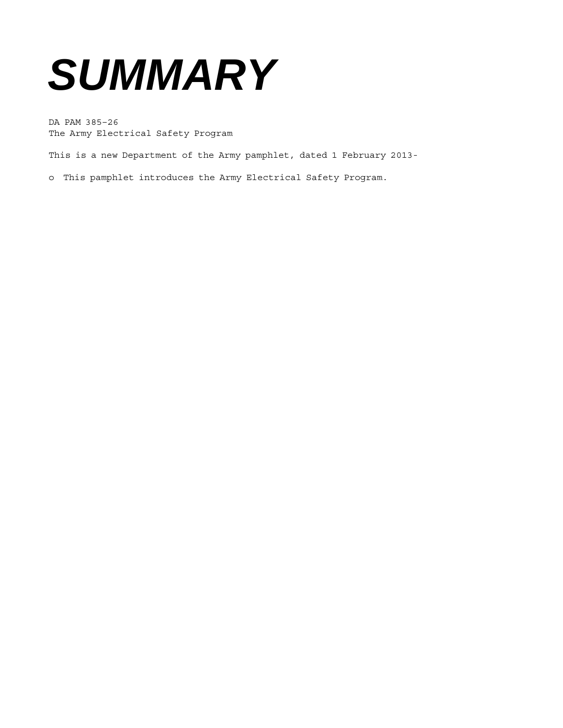# *SUMMARY*

DA PAM 385–26
The Army Electrical Safety Program

This is a new Department of the Army pamphlet, dated 1 February 2013-

- This pamphlet introduces the Army Electrical Safety Program.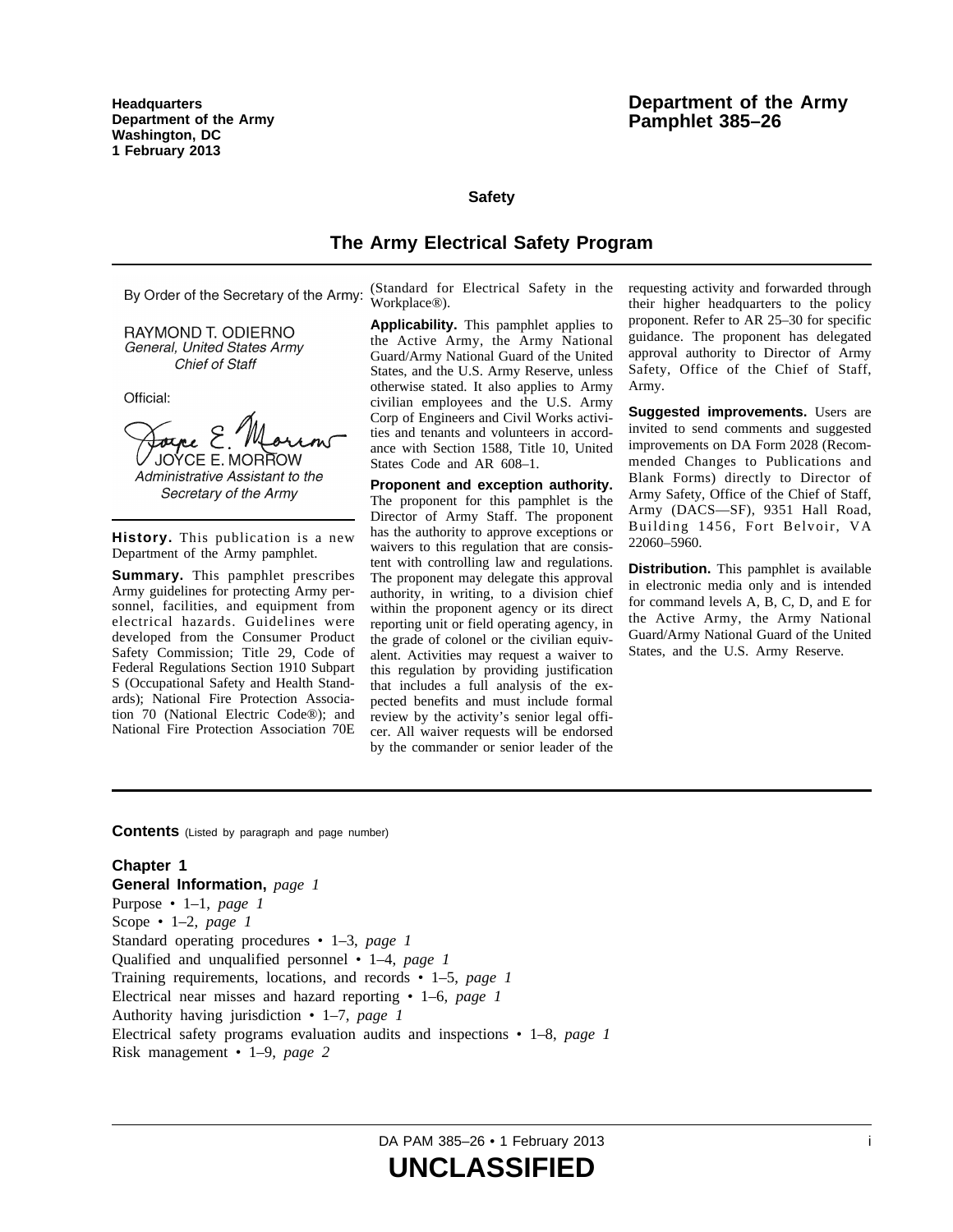Headquarters
Department of the Army
Washington, DC
1 February 2013

# Department of the Army Pamphlet 385–26

## Safety

# The Army Electrical Safety Program

By Order of the Secretary of the Army:

RAYMOND T. ODIERNO
*General, United States Army*
*Chief of Staff*

Official:

JOYCE E. MORROW
*Administrative Assistant to the Secretary of the Army*

**History.** This publication is a new Department of the Army pamphlet.

**Summary.** This pamphlet prescribes Army guidelines for protecting Army personnel, facilities, and equipment from electrical hazards. Guidelines were developed from the Consumer Product Safety Commission; Title 29, Code of Federal Regulations Section 1910 Subpart S (Occupational Safety and Health Standards); National Fire Protection Association 70 (National Electric Code®); and National Fire Protection Association 70E (Standard for Electrical Safety in the Workplace®).

**Applicability.** This pamphlet applies to the Active Army, the Army National Guard/Army National Guard of the United States, and the U.S. Army Reserve, unless otherwise stated. It also applies to Army civilian employees and the U.S. Army Corp of Engineers and Civil Works activities and tenants and volunteers in accordance with Section 1588, Title 10, United States Code and AR 608–1.

**Proponent and exception authority.** The proponent for this pamphlet is the Director of Army Staff. The proponent has the authority to approve exceptions or waivers to this regulation that are consistent with controlling law and regulations. The proponent may delegate this approval authority, in writing, to a division chief within the proponent agency or its direct reporting unit or field operating agency, in the grade of colonel or the civilian equivalent. Activities may request a waiver to this regulation by providing justification that includes a full analysis of the expected benefits and must include formal review by the activity's senior legal officer. All waiver requests will be endorsed by the commander or senior leader of the requesting activity and forwarded through their higher headquarters to the policy proponent. Refer to AR 25–30 for specific guidance. The proponent has delegated approval authority to Director of Army Safety, Office of the Chief of Staff, Army.

**Suggested improvements.** Users are invited to send comments and suggested improvements on DA Form 2028 (Recommended Changes to Publications and Blank Forms) directly to Director of Army Safety, Office of the Chief of Staff, Army (DACS—SF), 9351 Hall Road, Building 1456, Fort Belvoir, VA 22060–5960.

**Distribution.** This pamphlet is available in electronic media only and is intended for command levels A, B, C, D, and E for the Active Army, the Army National Guard/Army National Guard of the United States, and the U.S. Army Reserve.

**Contents** (Listed by paragraph and page number)

**Chapter 1**
**General Information,** *page 1*
Purpose • 1–1, *page 1*
Scope • 1–2, *page 1*
Standard operating procedures • 1–3, *page 1*
Qualified and unqualified personnel • 1–4, *page 1*
Training requirements, locations, and records • 1–5, *page 1*
Electrical near misses and hazard reporting • 1–6, *page 1*
Authority having jurisdiction • 1–7, *page 1*
Electrical safety programs evaluation audits and inspections • 1–8, *page 1*
Risk management • 1–9, *page 2*

**UNCLASSIFIED**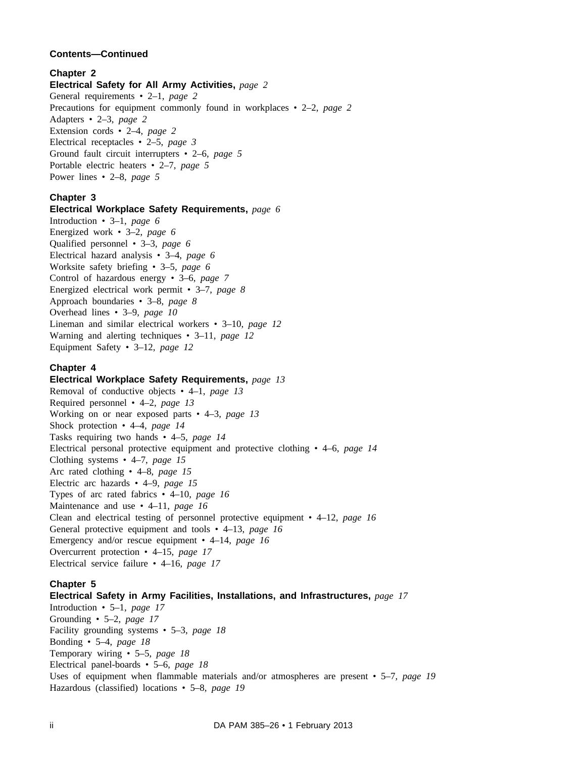**Contents—Continued**

**Chapter 2**
**Electrical Safety for All Army Activities,** *page 2*
General requirements • 2–1, *page 2*
Precautions for equipment commonly found in workplaces • 2–2, *page 2*
Adapters • 2–3, *page 2*
Extension cords • 2–4, *page 2*
Electrical receptacles • 2–5, *page 3*
Ground fault circuit interrupters • 2–6, *page 5*
Portable electric heaters • 2–7, *page 5*
Power lines • 2–8, *page 5*

**Chapter 3**
**Electrical Workplace Safety Requirements,** *page 6*
Introduction • 3–1, *page 6*
Energized work • 3–2, *page 6*
Qualified personnel • 3–3, *page 6*
Electrical hazard analysis • 3–4, *page 6*
Worksite safety briefing • 3–5, *page 6*
Control of hazardous energy • 3–6, *page 7*
Energized electrical work permit • 3–7, *page 8*
Approach boundaries • 3–8, *page 8*
Overhead lines • 3–9, *page 10*
Lineman and similar electrical workers • 3–10, *page 12*
Warning and alerting techniques • 3–11, *page 12*
Equipment Safety • 3–12, *page 12*

**Chapter 4**
**Electrical Workplace Safety Requirements,** *page 13*
Removal of conductive objects • 4–1, *page 13*
Required personnel • 4–2, *page 13*
Working on or near exposed parts • 4–3, *page 13*
Shock protection • 4–4, *page 14*
Tasks requiring two hands • 4–5, *page 14*
Electrical personal protective equipment and protective clothing • 4–6, *page 14*
Clothing systems • 4–7, *page 15*
Arc rated clothing • 4–8, *page 15*
Electric arc hazards • 4–9, *page 15*
Types of arc rated fabrics • 4–10, *page 16*
Maintenance and use • 4–11, *page 16*
Clean and electrical testing of personnel protective equipment • 4–12, *page 16*
General protective equipment and tools • 4–13, *page 16*
Emergency and/or rescue equipment • 4–14, *page 16*
Overcurrent protection • 4–15, *page 17*
Electrical service failure • 4–16, *page 17*

**Chapter 5**
**Electrical Safety in Army Facilities, Installations, and Infrastructures,** *page 17*
Introduction • 5–1, *page 17*
Grounding • 5–2, *page 17*
Facility grounding systems • 5–3, *page 18*
Bonding • 5–4, *page 18*
Temporary wiring • 5–5, *page 18*
Electrical panel-boards • 5–6, *page 18*
Uses of equipment when flammable materials and/or atmospheres are present • 5–7, *page 19*
Hazardous (classified) locations • 5–8, *page 19*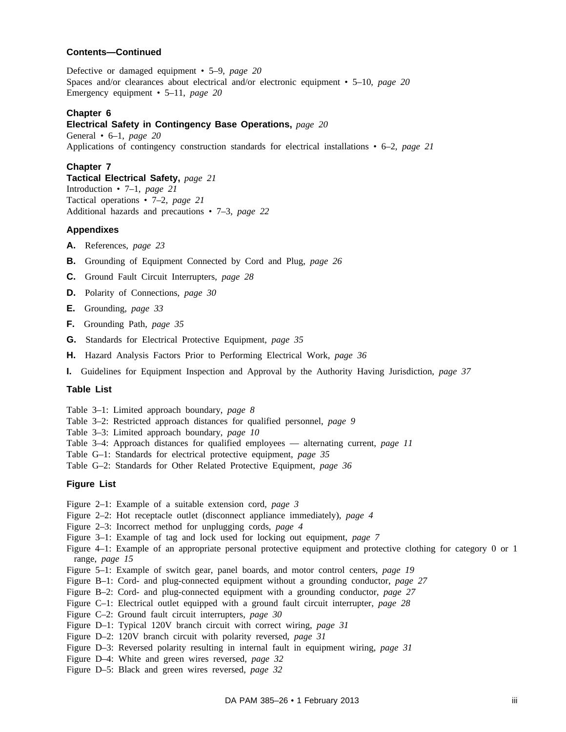**Contents—Continued**

Defective or damaged equipment • 5–9, *page 20*
Spaces and/or clearances about electrical and/or electronic equipment • 5–10, *page 20*
Emergency equipment • 5–11, *page 20*

**Chapter 6**
**Electrical Safety in Contingency Base Operations,** *page 20*
General • 6–1, *page 20*
Applications of contingency construction standards for electrical installations • 6–2, *page 21*

**Chapter 7**
**Tactical Electrical Safety,** *page 21*
Introduction • 7–1, *page 21*
Tactical operations • 7–2, *page 21*
Additional hazards and precautions • 7–3, *page 22*

**Appendixes**

**A.** References, *page 23*

**B.** Grounding of Equipment Connected by Cord and Plug, *page 26*

**C.** Ground Fault Circuit Interrupters, *page 28*

**D.** Polarity of Connections, *page 30*

**E.** Grounding, *page 33*

**F.** Grounding Path, *page 35*

**G.** Standards for Electrical Protective Equipment, *page 35*

**H.** Hazard Analysis Factors Prior to Performing Electrical Work, *page 36*

**I.** Guidelines for Equipment Inspection and Approval by the Authority Having Jurisdiction, *page 37*

**Table List**

Table 3–1: Limited approach boundary, *page 8*
Table 3–2: Restricted approach distances for qualified personnel, *page 9*
Table 3–3: Limited approach boundary, *page 10*
Table 3–4: Approach distances for qualified employees — alternating current, *page 11*
Table G–1: Standards for electrical protective equipment, *page 35*
Table G–2: Standards for Other Related Protective Equipment, *page 36*

**Figure List**

Figure 2–1: Example of a suitable extension cord, *page 3*
Figure 2–2: Hot receptacle outlet (disconnect appliance immediately), *page 4*
Figure 2–3: Incorrect method for unplugging cords, *page 4*
Figure 3–1: Example of tag and lock used for locking out equipment, *page 7*
Figure 4–1: Example of an appropriate personal protective equipment and protective clothing for category 0 or 1 range, *page 15*
Figure 5–1: Example of switch gear, panel boards, and motor control centers, *page 19*
Figure B–1: Cord- and plug-connected equipment without a grounding conductor, *page 27*
Figure B–2: Cord- and plug-connected equipment with a grounding conductor, *page 27*
Figure C–1: Electrical outlet equipped with a ground fault circuit interrupter, *page 28*
Figure C–2: Ground fault circuit interrupters, *page 30*
Figure D–1: Typical 120V branch circuit with correct wiring, *page 31*
Figure D–2: 120V branch circuit with polarity reversed, *page 31*
Figure D–3: Reversed polarity resulting in internal fault in equipment wiring, *page 31*
Figure D–4: White and green wires reversed, *page 32*
Figure D–5: Black and green wires reversed, *page 32*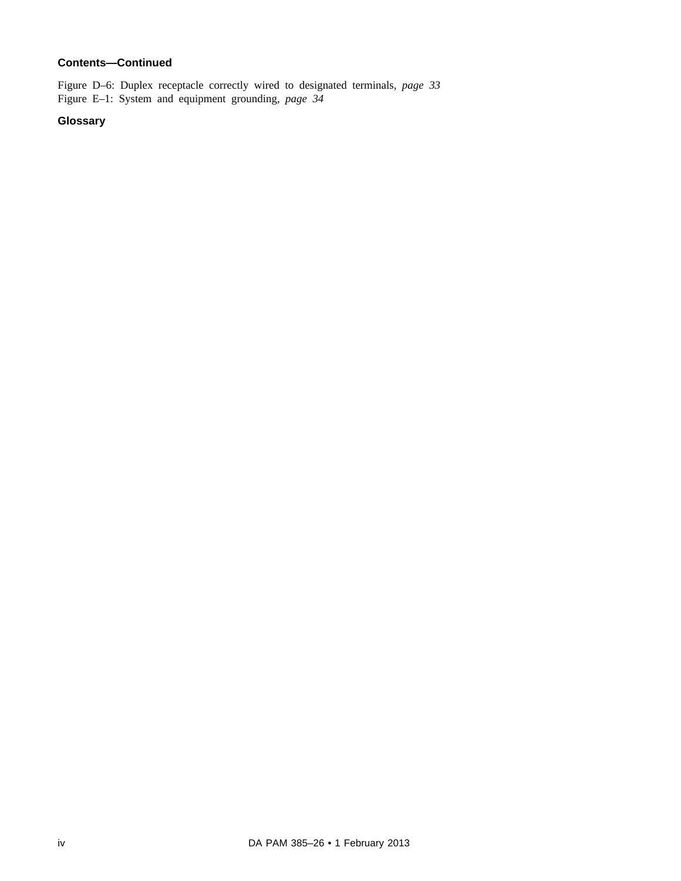**Contents—Continued**

Figure D–6: Duplex receptacle correctly wired to designated terminals, *page 33*
Figure E–1: System and equipment grounding, *page 34*

**Glossary**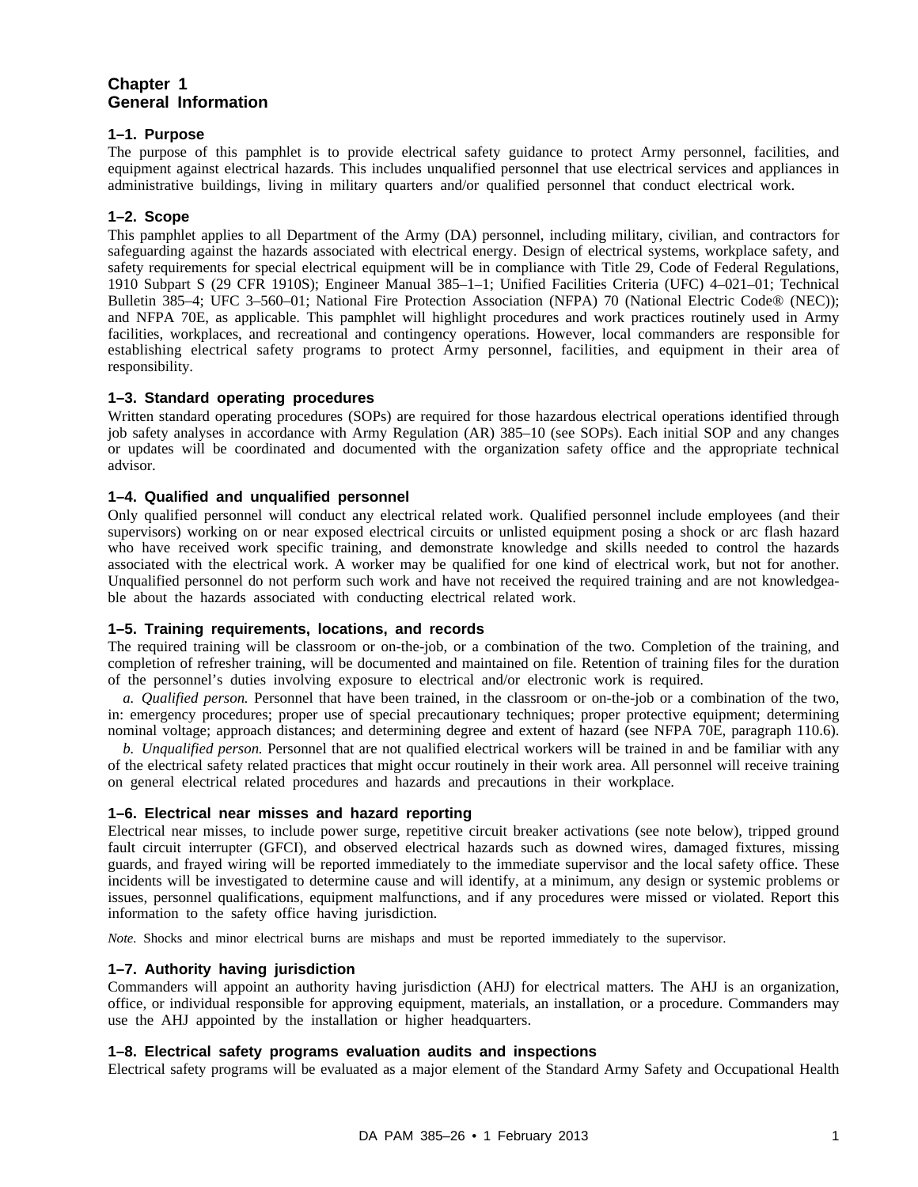# Chapter 1
# General Information

## 1–1. Purpose

The purpose of this pamphlet is to provide electrical safety guidance to protect Army personnel, facilities, and equipment against electrical hazards. This includes unqualified personnel that use electrical services and appliances in administrative buildings, living in military quarters and/or qualified personnel that conduct electrical work.

## 1–2. Scope

This pamphlet applies to all Department of the Army (DA) personnel, including military, civilian, and contractors for safeguarding against the hazards associated with electrical energy. Design of electrical systems, workplace safety, and safety requirements for special electrical equipment will be in compliance with Title 29, Code of Federal Regulations, 1910 Subpart S (29 CFR 1910S); Engineer Manual 385–1–1; Unified Facilities Criteria (UFC) 4–021–01; Technical Bulletin 385–4; UFC 3–560–01; National Fire Protection Association (NFPA) 70 (National Electric Code® (NEC)); and NFPA 70E, as applicable. This pamphlet will highlight procedures and work practices routinely used in Army facilities, workplaces, and recreational and contingency operations. However, local commanders are responsible for establishing electrical safety programs to protect Army personnel, facilities, and equipment in their area of responsibility.

## 1–3. Standard operating procedures

Written standard operating procedures (SOPs) are required for those hazardous electrical operations identified through job safety analyses in accordance with Army Regulation (AR) 385–10 (see SOPs). Each initial SOP and any changes or updates will be coordinated and documented with the organization safety office and the appropriate technical advisor.

## 1–4. Qualified and unqualified personnel

Only qualified personnel will conduct any electrical related work. Qualified personnel include employees (and their supervisors) working on or near exposed electrical circuits or unlisted equipment posing a shock or arc flash hazard who have received work specific training, and demonstrate knowledge and skills needed to control the hazards associated with the electrical work. A worker may be qualified for one kind of electrical work, but not for another. Unqualified personnel do not perform such work and have not received the required training and are not knowledgeable about the hazards associated with conducting electrical related work.

## 1–5. Training requirements, locations, and records

The required training will be classroom or on-the-job, or a combination of the two. Completion of the training, and completion of refresher training, will be documented and maintained on file. Retention of training files for the duration of the personnel's duties involving exposure to electrical and/or electronic work is required.

*a. Qualified person.* Personnel that have been trained, in the classroom or on-the-job or a combination of the two, in: emergency procedures; proper use of special precautionary techniques; proper protective equipment; determining nominal voltage; approach distances; and determining degree and extent of hazard (see NFPA 70E, paragraph 110.6).

*b. Unqualified person.* Personnel that are not qualified electrical workers will be trained in and be familiar with any of the electrical safety related practices that might occur routinely in their work area. All personnel will receive training on general electrical related procedures and hazards and precautions in their workplace.

## 1–6. Electrical near misses and hazard reporting

Electrical near misses, to include power surge, repetitive circuit breaker activations (see note below), tripped ground fault circuit interrupter (GFCI), and observed electrical hazards such as downed wires, damaged fixtures, missing guards, and frayed wiring will be reported immediately to the immediate supervisor and the local safety office. These incidents will be investigated to determine cause and will identify, at a minimum, any design or systemic problems or issues, personnel qualifications, equipment malfunctions, and if any procedures were missed or violated. Report this information to the safety office having jurisdiction.

*Note.* Shocks and minor electrical burns are mishaps and must be reported immediately to the supervisor.

## 1–7. Authority having jurisdiction

Commanders will appoint an authority having jurisdiction (AHJ) for electrical matters. The AHJ is an organization, office, or individual responsible for approving equipment, materials, an installation, or a procedure. Commanders may use the AHJ appointed by the installation or higher headquarters.

## 1–8. Electrical safety programs evaluation audits and inspections

Electrical safety programs will be evaluated as a major element of the Standard Army Safety and Occupational Health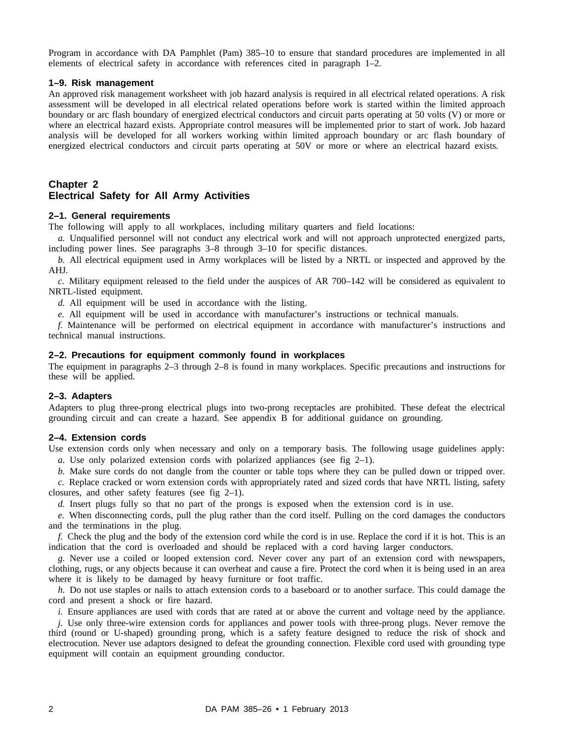Program in accordance with DA Pamphlet (Pam) 385–10 to ensure that standard procedures are implemented in all elements of electrical safety in accordance with references cited in paragraph 1–2.

### 1–9. Risk management

An approved risk management worksheet with job hazard analysis is required in all electrical related operations. A risk assessment will be developed in all electrical related operations before work is started within the limited approach boundary or arc flash boundary of energized electrical conductors and circuit parts operating at 50 volts (V) or more or where an electrical hazard exists. Appropriate control measures will be implemented prior to start of work. Job hazard analysis will be developed for all workers working within limited approach boundary or arc flash boundary of energized electrical conductors and circuit parts operating at 50V or more or where an electrical hazard exists.

## Chapter 2
## Electrical Safety for All Army Activities

### 2–1. General requirements

The following will apply to all workplaces, including military quarters and field locations:

*a.* Unqualified personnel will not conduct any electrical work and will not approach unprotected energized parts, including power lines. See paragraphs 3–8 through 3–10 for specific distances.

*b.* All electrical equipment used in Army workplaces will be listed by a NRTL or inspected and approved by the AHJ.

*c.* Military equipment released to the field under the auspices of AR 700–142 will be considered as equivalent to NRTL-listed equipment.

*d.* All equipment will be used in accordance with the listing.

*e.* All equipment will be used in accordance with manufacturer's instructions or technical manuals.

*f.* Maintenance will be performed on electrical equipment in accordance with manufacturer's instructions and technical manual instructions.

### 2–2. Precautions for equipment commonly found in workplaces

The equipment in paragraphs 2–3 through 2–8 is found in many workplaces. Specific precautions and instructions for these will be applied.

### 2–3. Adapters

Adapters to plug three-prong electrical plugs into two-prong receptacles are prohibited. These defeat the electrical grounding circuit and can create a hazard. See appendix B for additional guidance on grounding.

### 2–4. Extension cords

Use extension cords only when necessary and only on a temporary basis. The following usage guidelines apply:

*a.* Use only polarized extension cords with polarized appliances (see fig 2–1).

*b.* Make sure cords do not dangle from the counter or table tops where they can be pulled down or tripped over.

*c.* Replace cracked or worn extension cords with appropriately rated and sized cords that have NRTL listing, safety closures, and other safety features (see fig 2–1).

*d.* Insert plugs fully so that no part of the prongs is exposed when the extension cord is in use.

*e.* When disconnecting cords, pull the plug rather than the cord itself. Pulling on the cord damages the conductors and the terminations in the plug.

*f.* Check the plug and the body of the extension cord while the cord is in use. Replace the cord if it is hot. This is an indication that the cord is overloaded and should be replaced with a cord having larger conductors.

*g.* Never use a coiled or looped extension cord. Never cover any part of an extension cord with newspapers, clothing, rugs, or any objects because it can overheat and cause a fire. Protect the cord when it is being used in an area where it is likely to be damaged by heavy furniture or foot traffic.

*h.* Do not use staples or nails to attach extension cords to a baseboard or to another surface. This could damage the cord and present a shock or fire hazard.

*i.* Ensure appliances are used with cords that are rated at or above the current and voltage need by the appliance.

*j.* Use only three-wire extension cords for appliances and power tools with three-prong plugs. Never remove the third (round or U-shaped) grounding prong, which is a safety feature designed to reduce the risk of shock and electrocution. Never use adaptors designed to defeat the grounding connection. Flexible cord used with grounding type equipment will contain an equipment grounding conductor.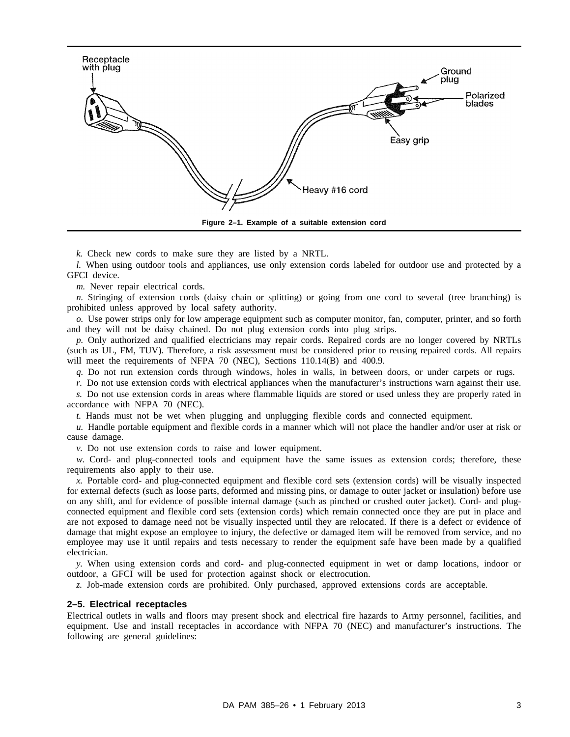Figure 2–1. Example of a suitable extension cord

*k.* Check new cords to make sure they are listed by a NRTL.

*l.* When using outdoor tools and appliances, use only extension cords labeled for outdoor use and protected by a GFCI device.

*m.* Never repair electrical cords.

*n.* Stringing of extension cords (daisy chain or splitting) or going from one cord to several (tree branching) is prohibited unless approved by local safety authority.

*o.* Use power strips only for low amperage equipment such as computer monitor, fan, computer, printer, and so forth and they will not be daisy chained. Do not plug extension cords into plug strips.

*p.* Only authorized and qualified electricians may repair cords. Repaired cords are no longer covered by NRTLs (such as UL, FM, TUV). Therefore, a risk assessment must be considered prior to reusing repaired cords. All repairs will meet the requirements of NFPA 70 (NEC), Sections 110.14(B) and 400.9.

*q.* Do not run extension cords through windows, holes in walls, in between doors, or under carpets or rugs.

*r.* Do not use extension cords with electrical appliances when the manufacturer's instructions warn against their use.

*s.* Do not use extension cords in areas where flammable liquids are stored or used unless they are properly rated in accordance with NFPA 70 (NEC).

*t.* Hands must not be wet when plugging and unplugging flexible cords and connected equipment.

*u.* Handle portable equipment and flexible cords in a manner which will not place the handler and/or user at risk or cause damage.

*v.* Do not use extension cords to raise and lower equipment.

*w.* Cord- and plug-connected tools and equipment have the same issues as extension cords; therefore, these requirements also apply to their use.

*x.* Portable cord- and plug-connected equipment and flexible cord sets (extension cords) will be visually inspected for external defects (such as loose parts, deformed and missing pins, or damage to outer jacket or insulation) before use on any shift, and for evidence of possible internal damage (such as pinched or crushed outer jacket). Cord- and plug-connected equipment and flexible cord sets (extension cords) which remain connected once they are put in place and are not exposed to damage need not be visually inspected until they are relocated. If there is a defect or evidence of damage that might expose an employee to injury, the defective or damaged item will be removed from service, and no employee may use it until repairs and tests necessary to render the equipment safe have been made by a qualified electrician.

*y.* When using extension cords and cord- and plug-connected equipment in wet or damp locations, indoor or outdoor, a GFCI will be used for protection against shock or electrocution.

*z.* Job-made extension cords are prohibited. Only purchased, approved extensions cords are acceptable.

### 2–5. Electrical receptacles

Electrical outlets in walls and floors may present shock and electrical fire hazards to Army personnel, facilities, and equipment. Use and install receptacles in accordance with NFPA 70 (NEC) and manufacturer's instructions. The following are general guidelines: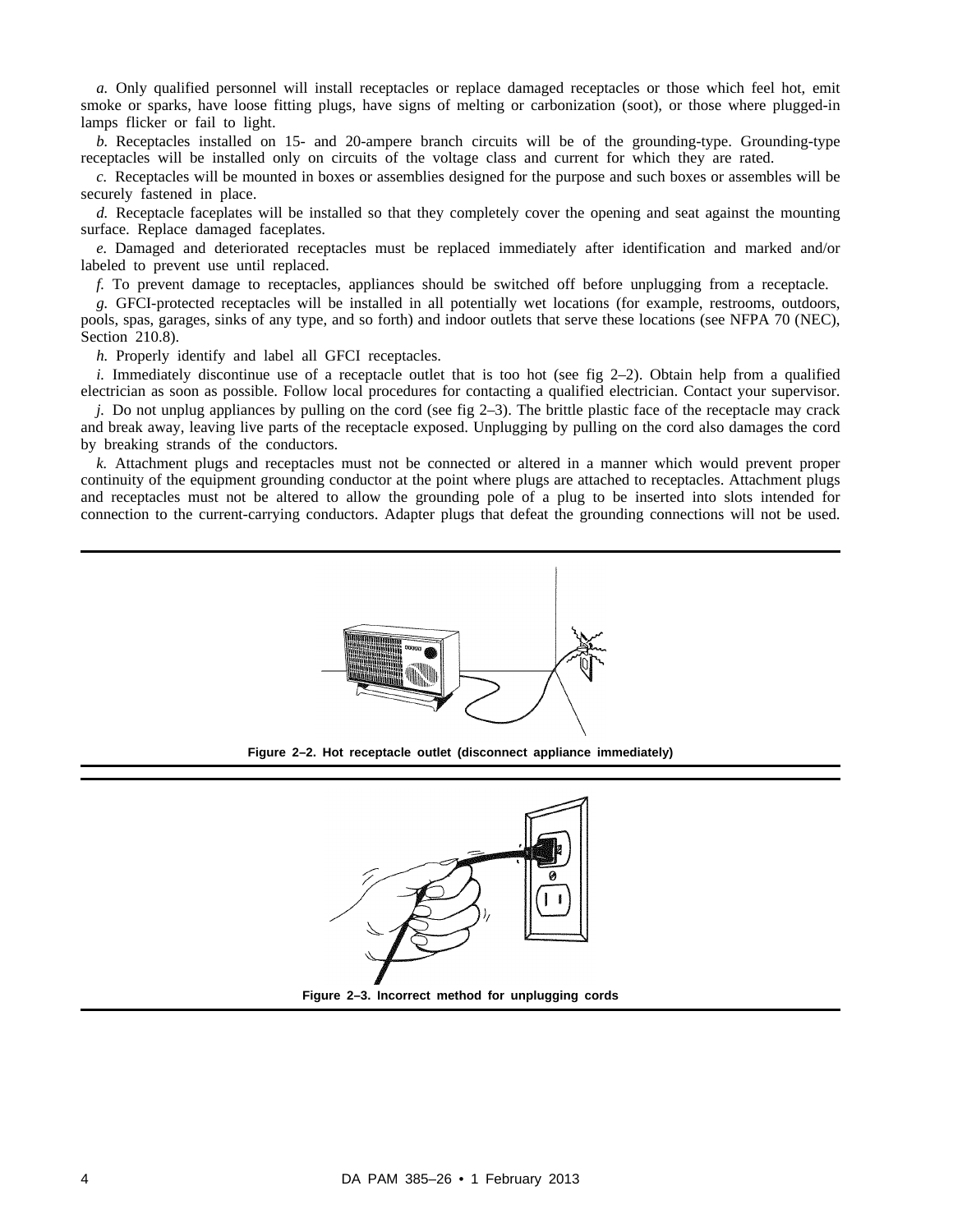*a.* Only qualified personnel will install receptacles or replace damaged receptacles or those which feel hot, emit smoke or sparks, have loose fitting plugs, have signs of melting or carbonization (soot), or those where plugged-in lamps flicker or fail to light.

*b.* Receptacles installed on 15- and 20-ampere branch circuits will be of the grounding-type. Grounding-type receptacles will be installed only on circuits of the voltage class and current for which they are rated.

*c.* Receptacles will be mounted in boxes or assemblies designed for the purpose and such boxes or assembles will be securely fastened in place.

*d.* Receptacle faceplates will be installed so that they completely cover the opening and seat against the mounting surface. Replace damaged faceplates.

*e.* Damaged and deteriorated receptacles must be replaced immediately after identification and marked and/or labeled to prevent use until replaced.

*f.* To prevent damage to receptacles, appliances should be switched off before unplugging from a receptacle.

*g.* GFCI-protected receptacles will be installed in all potentially wet locations (for example, restrooms, outdoors, pools, spas, garages, sinks of any type, and so forth) and indoor outlets that serve these locations (see NFPA 70 (NEC), Section 210.8).

*h.* Properly identify and label all GFCI receptacles.

*i.* Immediately discontinue use of a receptacle outlet that is too hot (see fig 2–2). Obtain help from a qualified electrician as soon as possible. Follow local procedures for contacting a qualified electrician. Contact your supervisor.

*j.* Do not unplug appliances by pulling on the cord (see fig 2–3). The brittle plastic face of the receptacle may crack and break away, leaving live parts of the receptacle exposed. Unplugging by pulling on the cord also damages the cord by breaking strands of the conductors.

*k.* Attachment plugs and receptacles must not be connected or altered in a manner which would prevent proper continuity of the equipment grounding conductor at the point where plugs are attached to receptacles. Attachment plugs and receptacles must not be altered to allow the grounding pole of a plug to be inserted into slots intended for connection to the current-carrying conductors. Adapter plugs that defeat the grounding connections will not be used.

**Figure 2–2. Hot receptacle outlet (disconnect appliance immediately)**

**Figure 2–3. Incorrect method for unplugging cords**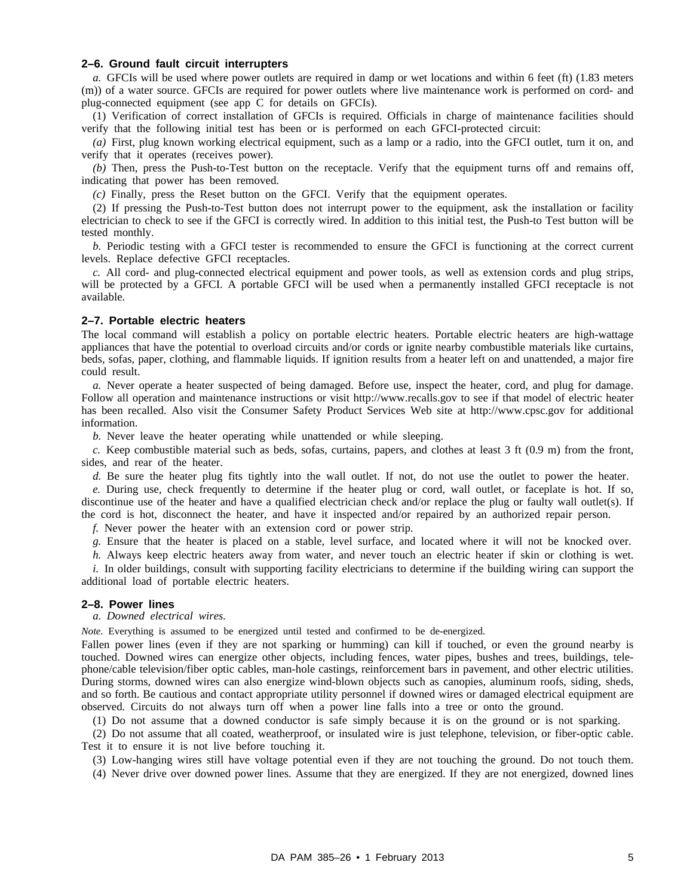## 2–6. Ground fault circuit interrupters

*a.* GFCIs will be used where power outlets are required in damp or wet locations and within 6 feet (ft) (1.83 meters (m)) of a water source. GFCIs are required for power outlets where live maintenance work is performed on cord- and plug-connected equipment (see app C for details on GFCIs).

(1) Verification of correct installation of GFCIs is required. Officials in charge of maintenance facilities should verify that the following initial test has been or is performed on each GFCI-protected circuit:

*(a)* First, plug known working electrical equipment, such as a lamp or a radio, into the GFCI outlet, turn it on, and verify that it operates (receives power).

*(b)* Then, press the Push-to-Test button on the receptacle. Verify that the equipment turns off and remains off, indicating that power has been removed.

*(c)* Finally, press the Reset button on the GFCI. Verify that the equipment operates.

(2) If pressing the Push-to-Test button does not interrupt power to the equipment, ask the installation or facility electrician to check to see if the GFCI is correctly wired. In addition to this initial test, the Push-to Test button will be tested monthly.

*b.* Periodic testing with a GFCI tester is recommended to ensure the GFCI is functioning at the correct current levels. Replace defective GFCI receptacles.

*c.* All cord- and plug-connected electrical equipment and power tools, as well as extension cords and plug strips, will be protected by a GFCI. A portable GFCI will be used when a permanently installed GFCI receptacle is not available.

## 2–7. Portable electric heaters

The local command will establish a policy on portable electric heaters. Portable electric heaters are high-wattage appliances that have the potential to overload circuits and/or cords or ignite nearby combustible materials like curtains, beds, sofas, paper, clothing, and flammable liquids. If ignition results from a heater left on and unattended, a major fire could result.

*a.* Never operate a heater suspected of being damaged. Before use, inspect the heater, cord, and plug for damage. Follow all operation and maintenance instructions or visit http://www.recalls.gov to see if that model of electric heater has been recalled. Also visit the Consumer Safety Product Services Web site at http://www.cpsc.gov for additional information.

*b.* Never leave the heater operating while unattended or while sleeping.

*c.* Keep combustible material such as beds, sofas, curtains, papers, and clothes at least 3 ft (0.9 m) from the front, sides, and rear of the heater.

*d.* Be sure the heater plug fits tightly into the wall outlet. If not, do not use the outlet to power the heater.

*e.* During use, check frequently to determine if the heater plug or cord, wall outlet, or faceplate is hot. If so, discontinue use of the heater and have a qualified electrician check and/or replace the plug or faulty wall outlet(s). If the cord is hot, disconnect the heater, and have it inspected and/or repaired by an authorized repair person.

*f.* Never power the heater with an extension cord or power strip.

*g.* Ensure that the heater is placed on a stable, level surface, and located where it will not be knocked over.

*h.* Always keep electric heaters away from water, and never touch an electric heater if skin or clothing is wet.

*i.* In older buildings, consult with supporting facility electricians to determine if the building wiring can support the additional load of portable electric heaters.

## 2–8. Power lines

*a. Downed electrical wires.*

*Note.* Everything is assumed to be energized until tested and confirmed to be de-energized.

Fallen power lines (even if they are not sparking or humming) can kill if touched, or even the ground nearby is touched. Downed wires can energize other objects, including fences, water pipes, bushes and trees, buildings, telephone/cable television/fiber optic cables, man-hole castings, reinforcement bars in pavement, and other electric utilities. During storms, downed wires can also energize wind-blown objects such as canopies, aluminum roofs, siding, sheds, and so forth. Be cautious and contact appropriate utility personnel if downed wires or damaged electrical equipment are observed. Circuits do not always turn off when a power line falls into a tree or onto the ground.

(1) Do not assume that a downed conductor is safe simply because it is on the ground or is not sparking.

(2) Do not assume that all coated, weatherproof, or insulated wire is just telephone, television, or fiber-optic cable. Test it to ensure it is not live before touching it.

(3) Low-hanging wires still have voltage potential even if they are not touching the ground. Do not touch them.

(4) Never drive over downed power lines. Assume that they are energized. If they are not energized, downed lines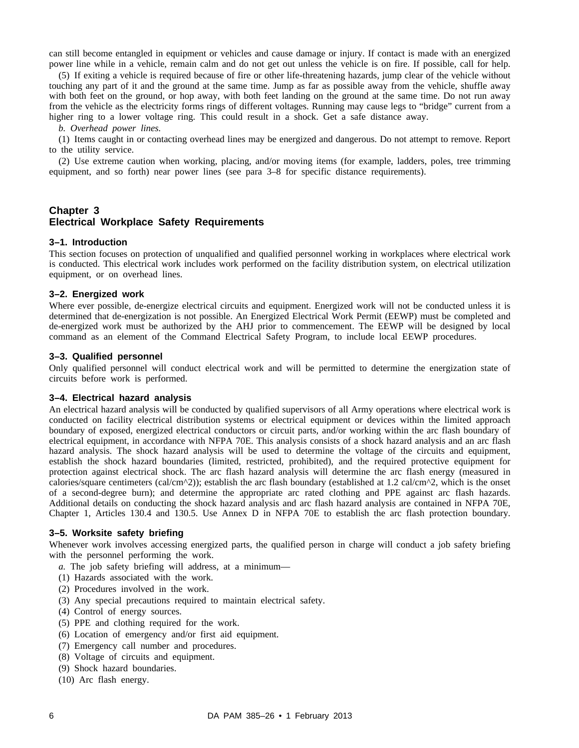can still become entangled in equipment or vehicles and cause damage or injury. If contact is made with an energized power line while in a vehicle, remain calm and do not get out unless the vehicle is on fire. If possible, call for help.

(5) If exiting a vehicle is required because of fire or other life-threatening hazards, jump clear of the vehicle without touching any part of it and the ground at the same time. Jump as far as possible away from the vehicle, shuffle away with both feet on the ground, or hop away, with both feet landing on the ground at the same time. Do not run away from the vehicle as the electricity forms rings of different voltages. Running may cause legs to "bridge" current from a higher ring to a lower voltage ring. This could result in a shock. Get a safe distance away.

*b. Overhead power lines.*

(1) Items caught in or contacting overhead lines may be energized and dangerous. Do not attempt to remove. Report to the utility service.

(2) Use extreme caution when working, placing, and/or moving items (for example, ladders, poles, tree trimming equipment, and so forth) near power lines (see para 3–8 for specific distance requirements).

## Chapter 3
## Electrical Workplace Safety Requirements

### 3–1. Introduction

This section focuses on protection of unqualified and qualified personnel working in workplaces where electrical work is conducted. This electrical work includes work performed on the facility distribution system, on electrical utilization equipment, or on overhead lines.

### 3–2. Energized work

Where ever possible, de-energize electrical circuits and equipment. Energized work will not be conducted unless it is determined that de-energization is not possible. An Energized Electrical Work Permit (EEWP) must be completed and de-energized work must be authorized by the AHJ prior to commencement. The EEWP will be designed by local command as an element of the Command Electrical Safety Program, to include local EEWP procedures.

### 3–3. Qualified personnel

Only qualified personnel will conduct electrical work and will be permitted to determine the energization state of circuits before work is performed.

### 3–4. Electrical hazard analysis

An electrical hazard analysis will be conducted by qualified supervisors of all Army operations where electrical work is conducted on facility electrical distribution systems or electrical equipment or devices within the limited approach boundary of exposed, energized electrical conductors or circuit parts, and/or working within the arc flash boundary of electrical equipment, in accordance with NFPA 70E. This analysis consists of a shock hazard analysis and an arc flash hazard analysis. The shock hazard analysis will be used to determine the voltage of the circuits and equipment, establish the shock hazard boundaries (limited, restricted, prohibited), and the required protective equipment for protection against electrical shock. The arc flash hazard analysis will determine the arc flash energy (measured in calories/square centimeters (cal/cm^2)); establish the arc flash boundary (established at 1.2 cal/cm^2, which is the onset of a second-degree burn); and determine the appropriate arc rated clothing and PPE against arc flash hazards. Additional details on conducting the shock hazard analysis and arc flash hazard analysis are contained in NFPA 70E, Chapter 1, Articles 130.4 and 130.5. Use Annex D in NFPA 70E to establish the arc flash protection boundary.

### 3–5. Worksite safety briefing

Whenever work involves accessing energized parts, the qualified person in charge will conduct a job safety briefing with the personnel performing the work.

*a.* The job safety briefing will address, at a minimum—

(1) Hazards associated with the work.

(2) Procedures involved in the work.

(3) Any special precautions required to maintain electrical safety.

(4) Control of energy sources.

(5) PPE and clothing required for the work.

(6) Location of emergency and/or first aid equipment.

(7) Emergency call number and procedures.

(8) Voltage of circuits and equipment.

(9) Shock hazard boundaries.

(10) Arc flash energy.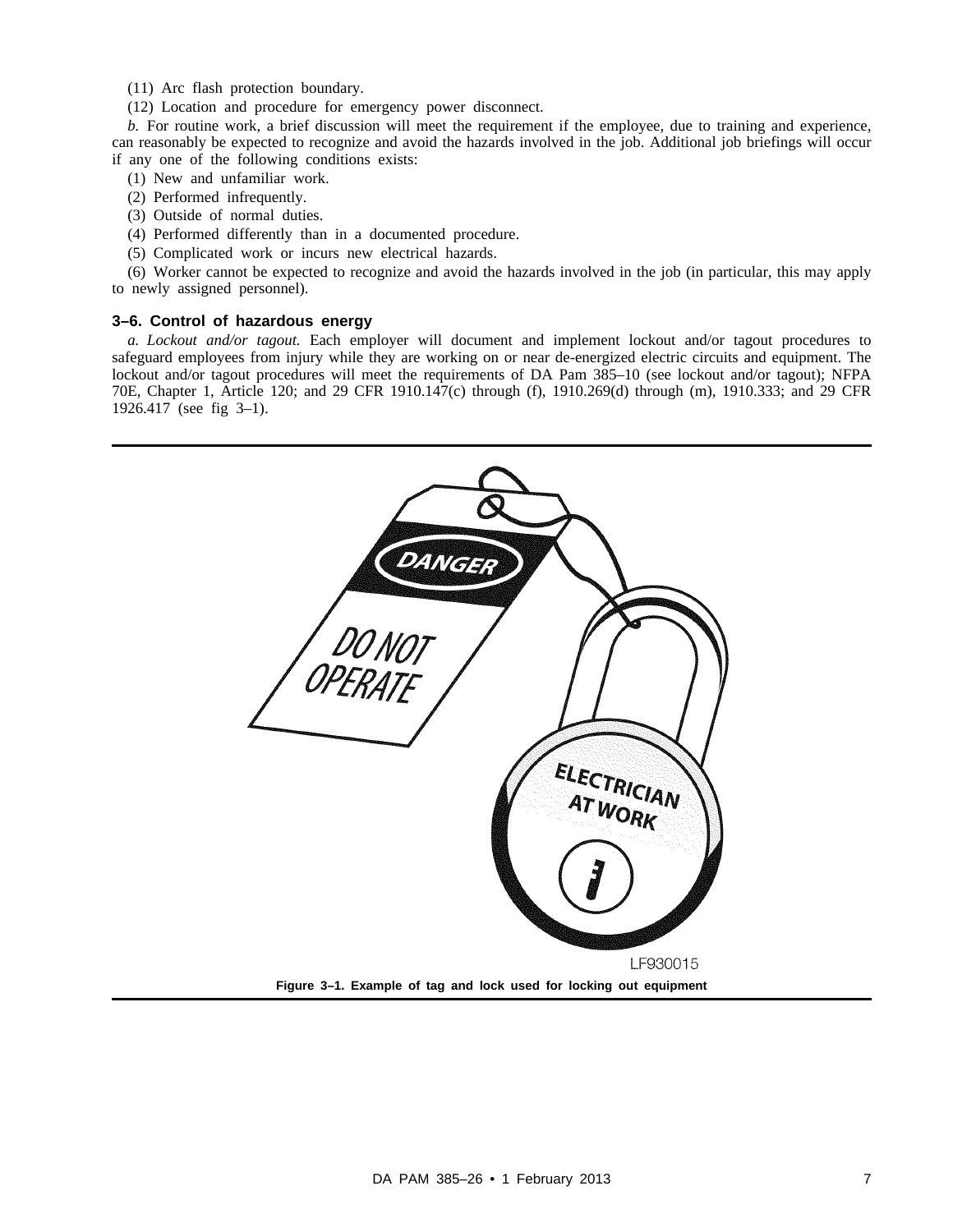(11) Arc flash protection boundary.

(12) Location and procedure for emergency power disconnect.

*b.* For routine work, a brief discussion will meet the requirement if the employee, due to training and experience, can reasonably be expected to recognize and avoid the hazards involved in the job. Additional job briefings will occur if any one of the following conditions exists:

(1) New and unfamiliar work.

(2) Performed infrequently.

(3) Outside of normal duties.

(4) Performed differently than in a documented procedure.

(5) Complicated work or incurs new electrical hazards.

(6) Worker cannot be expected to recognize and avoid the hazards involved in the job (in particular, this may apply to newly assigned personnel).

### 3–6. Control of hazardous energy

*a. Lockout and/or tagout.* Each employer will document and implement lockout and/or tagout procedures to safeguard employees from injury while they are working on or near de-energized electric circuits and equipment. The lockout and/or tagout procedures will meet the requirements of DA Pam 385–10 (see lockout and/or tagout); NFPA 70E, Chapter 1, Article 120; and 29 CFR 1910.147(c) through (f), 1910.269(d) through (m), 1910.333; and 29 CFR 1926.417 (see fig 3–1).

LF930015

**Figure 3–1. Example of tag and lock used for locking out equipment**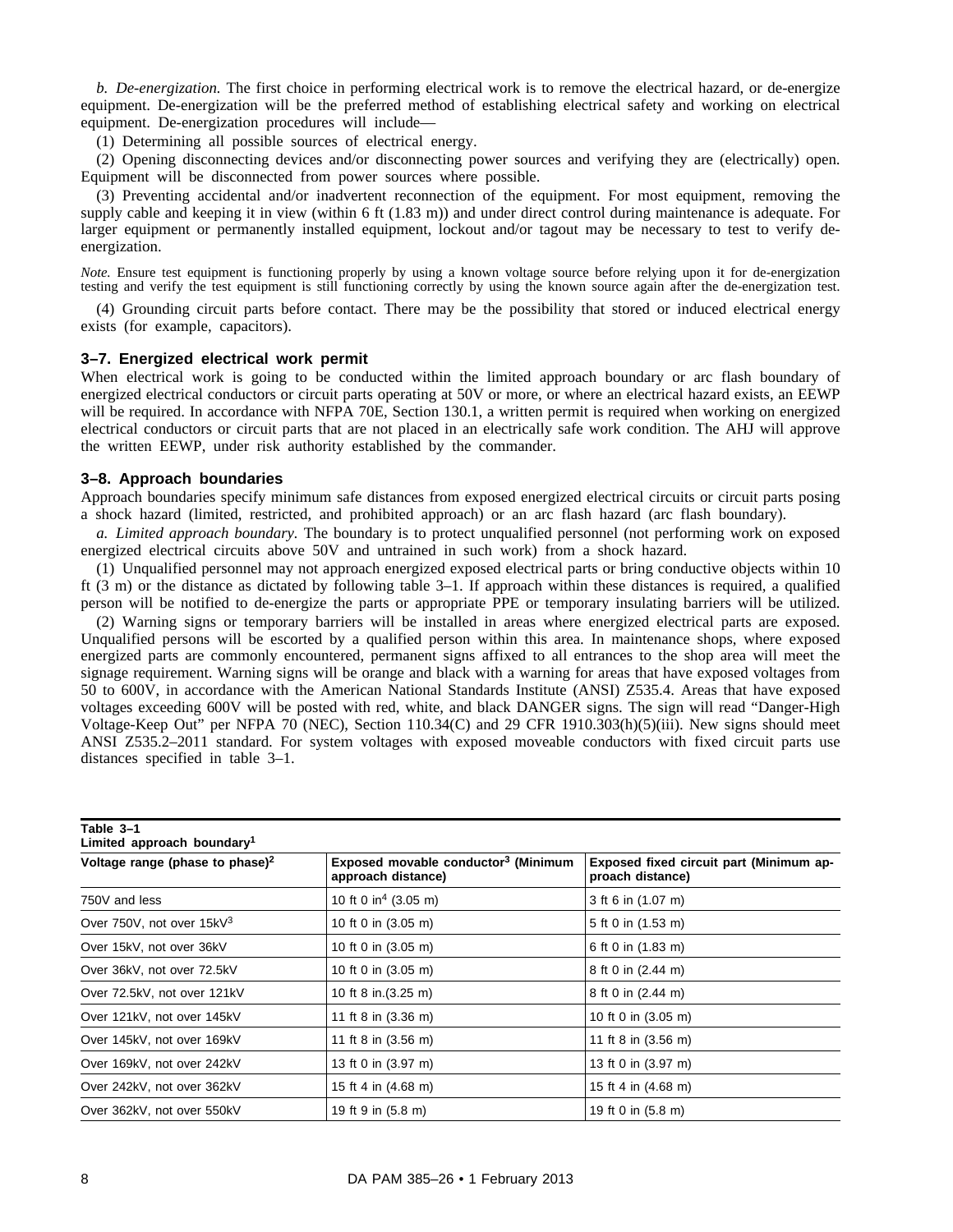*b. De-energization.* The first choice in performing electrical work is to remove the electrical hazard, or de-energize equipment. De-energization will be the preferred method of establishing electrical safety and working on electrical equipment. De-energization procedures will include—

(1) Determining all possible sources of electrical energy.

(2) Opening disconnecting devices and/or disconnecting power sources and verifying they are (electrically) open. Equipment will be disconnected from power sources where possible.

(3) Preventing accidental and/or inadvertent reconnection of the equipment. For most equipment, removing the supply cable and keeping it in view (within 6 ft (1.83 m)) and under direct control during maintenance is adequate. For larger equipment or permanently installed equipment, lockout and/or tagout may be necessary to test to verify de-energization.

*Note.* Ensure test equipment is functioning properly by using a known voltage source before relying upon it for de-energization testing and verify the test equipment is still functioning correctly by using the known source again after the de-energization test.

(4) Grounding circuit parts before contact. There may be the possibility that stored or induced electrical energy exists (for example, capacitors).

## 3–7. Energized electrical work permit

When electrical work is going to be conducted within the limited approach boundary or arc flash boundary of energized electrical conductors or circuit parts operating at 50V or more, or where an electrical hazard exists, an EEWP will be required. In accordance with NFPA 70E, Section 130.1, a written permit is required when working on energized electrical conductors or circuit parts that are not placed in an electrically safe work condition. The AHJ will approve the written EEWP, under risk authority established by the commander.

## 3–8. Approach boundaries

Approach boundaries specify minimum safe distances from exposed energized electrical circuits or circuit parts posing a shock hazard (limited, restricted, and prohibited approach) or an arc flash hazard (arc flash boundary).

*a. Limited approach boundary.* The boundary is to protect unqualified personnel (not performing work on exposed energized electrical circuits above 50V and untrained in such work) from a shock hazard.

(1) Unqualified personnel may not approach energized exposed electrical parts or bring conductive objects within 10 ft (3 m) or the distance as dictated by following table 3–1. If approach within these distances is required, a qualified person will be notified to de-energize the parts or appropriate PPE or temporary insulating barriers will be utilized.

(2) Warning signs or temporary barriers will be installed in areas where energized electrical parts are exposed. Unqualified persons will be escorted by a qualified person within this area. In maintenance shops, where exposed energized parts are commonly encountered, permanent signs affixed to all entrances to the shop area will meet the signage requirement. Warning signs will be orange and black with a warning for areas that have exposed voltages from 50 to 600V, in accordance with the American National Standards Institute (ANSI) Z535.4. Areas that have exposed voltages exceeding 600V will be posted with red, white, and black DANGER signs. The sign will read "Danger-High Voltage-Keep Out" per NFPA 70 (NEC), Section 110.34(C) and 29 CFR 1910.303(h)(5)(iii). New signs should meet ANSI Z535.2–2011 standard. For system voltages with exposed moveable conductors with fixed circuit parts use distances specified in table 3–1.

**Table 3–1**
**Limited approach boundary[1]**

| Voltage range (phase to phase)[2] | Exposed movable conductor[3] (Minimum approach distance) | Exposed fixed circuit part (Minimum approach distance) |
|---|---|---|
| 750V and less | 10 ft 0 in[4] (3.05 m) | 3 ft 6 in (1.07 m) |
| Over 750V, not over 15kV[3] | 10 ft 0 in (3.05 m) | 5 ft 0 in (1.53 m) |
| Over 15kV, not over 36kV | 10 ft 0 in (3.05 m) | 6 ft 0 in (1.83 m) |
| Over 36kV, not over 72.5kV | 10 ft 0 in (3.05 m) | 8 ft 0 in (2.44 m) |
| Over 72.5kV, not over 121kV | 10 ft 8 in.(3.25 m) | 8 ft 0 in (2.44 m) |
| Over 121kV, not over 145kV | 11 ft 8 in (3.36 m) | 10 ft 0 in (3.05 m) |
| Over 145kV, not over 169kV | 11 ft 8 in (3.56 m) | 11 ft 8 in (3.56 m) |
| Over 169kV, not over 242kV | 13 ft 0 in (3.97 m) | 13 ft 0 in (3.97 m) |
| Over 242kV, not over 362kV | 15 ft 4 in (4.68 m) | 15 ft 4 in (4.68 m) |
| Over 362kV, not over 550kV | 19 ft 9 in (5.8 m) | 19 ft 0 in (5.8 m) |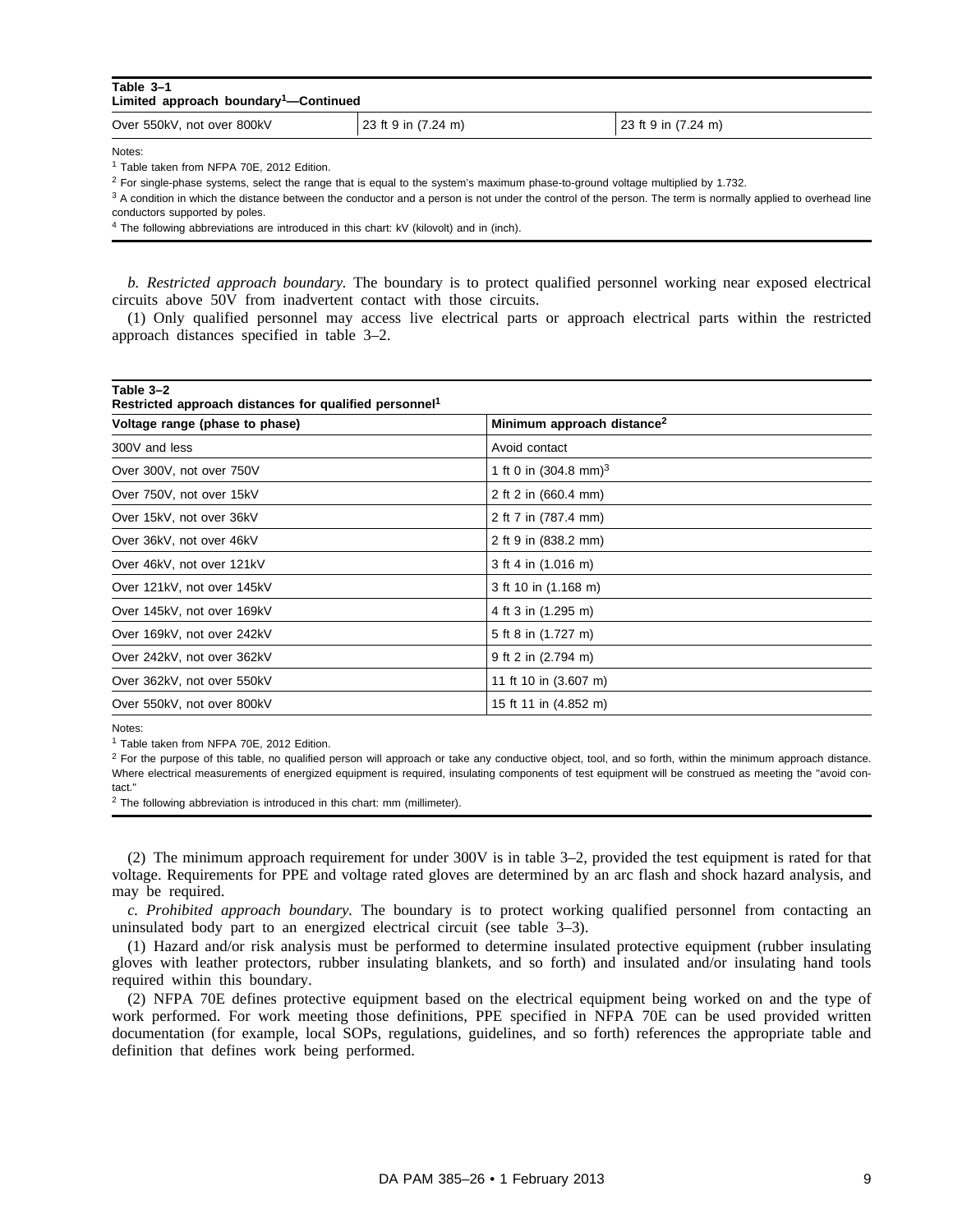**Table 3–1**
**Limited approach boundary[1]—Continued**

| | | |
|---|---|---|
| Over 550kV, not over 800kV | 23 ft 9 in (7.24 m) | 23 ft 9 in (7.24 m) |

Notes:

[1] Table taken from NFPA 70E, 2012 Edition.

[2] For single-phase systems, select the range that is equal to the system's maximum phase-to-ground voltage multiplied by 1.732.

[3] A condition in which the distance between the conductor and a person is not under the control of the person. The term is normally applied to overhead line conductors supported by poles.

[4] The following abbreviations are introduced in this chart: kV (kilovolt) and in (inch).

*b. Restricted approach boundary.* The boundary is to protect qualified personnel working near exposed electrical circuits above 50V from inadvertent contact with those circuits.

(1) Only qualified personnel may access live electrical parts or approach electrical parts within the restricted approach distances specified in table 3–2.

**Table 3–2**
**Restricted approach distances for qualified personnel[1]**

| Voltage range (phase to phase) | Minimum approach distance[2] |
|---|---|
| 300V and less | Avoid contact |
| Over 300V, not over 750V | 1 ft 0 in (304.8 mm)[3] |
| Over 750V, not over 15kV | 2 ft 2 in (660.4 mm) |
| Over 15kV, not over 36kV | 2 ft 7 in (787.4 mm) |
| Over 36kV, not over 46kV | 2 ft 9 in (838.2 mm) |
| Over 46kV, not over 121kV | 3 ft 4 in (1.016 m) |
| Over 121kV, not over 145kV | 3 ft 10 in (1.168 m) |
| Over 145kV, not over 169kV | 4 ft 3 in (1.295 m) |
| Over 169kV, not over 242kV | 5 ft 8 in (1.727 m) |
| Over 242kV, not over 362kV | 9 ft 2 in (2.794 m) |
| Over 362kV, not over 550kV | 11 ft 10 in (3.607 m) |
| Over 550kV, not over 800kV | 15 ft 11 in (4.852 m) |

Notes:

[1] Table taken from NFPA 70E, 2012 Edition.

[2] For the purpose of this table, no qualified person will approach or take any conductive object, tool, and so forth, within the minimum approach distance. Where electrical measurements of energized equipment is required, insulating components of test equipment will be construed as meeting the "avoid contact."

[2] The following abbreviation is introduced in this chart: mm (millimeter).

(2) The minimum approach requirement for under 300V is in table 3–2, provided the test equipment is rated for that voltage. Requirements for PPE and voltage rated gloves are determined by an arc flash and shock hazard analysis, and may be required.

*c. Prohibited approach boundary.* The boundary is to protect working qualified personnel from contacting an uninsulated body part to an energized electrical circuit (see table 3–3).

(1) Hazard and/or risk analysis must be performed to determine insulated protective equipment (rubber insulating gloves with leather protectors, rubber insulating blankets, and so forth) and insulated and/or insulating hand tools required within this boundary.

(2) NFPA 70E defines protective equipment based on the electrical equipment being worked on and the type of work performed. For work meeting those definitions, PPE specified in NFPA 70E can be used provided written documentation (for example, local SOPs, regulations, guidelines, and so forth) references the appropriate table and definition that defines work being performed.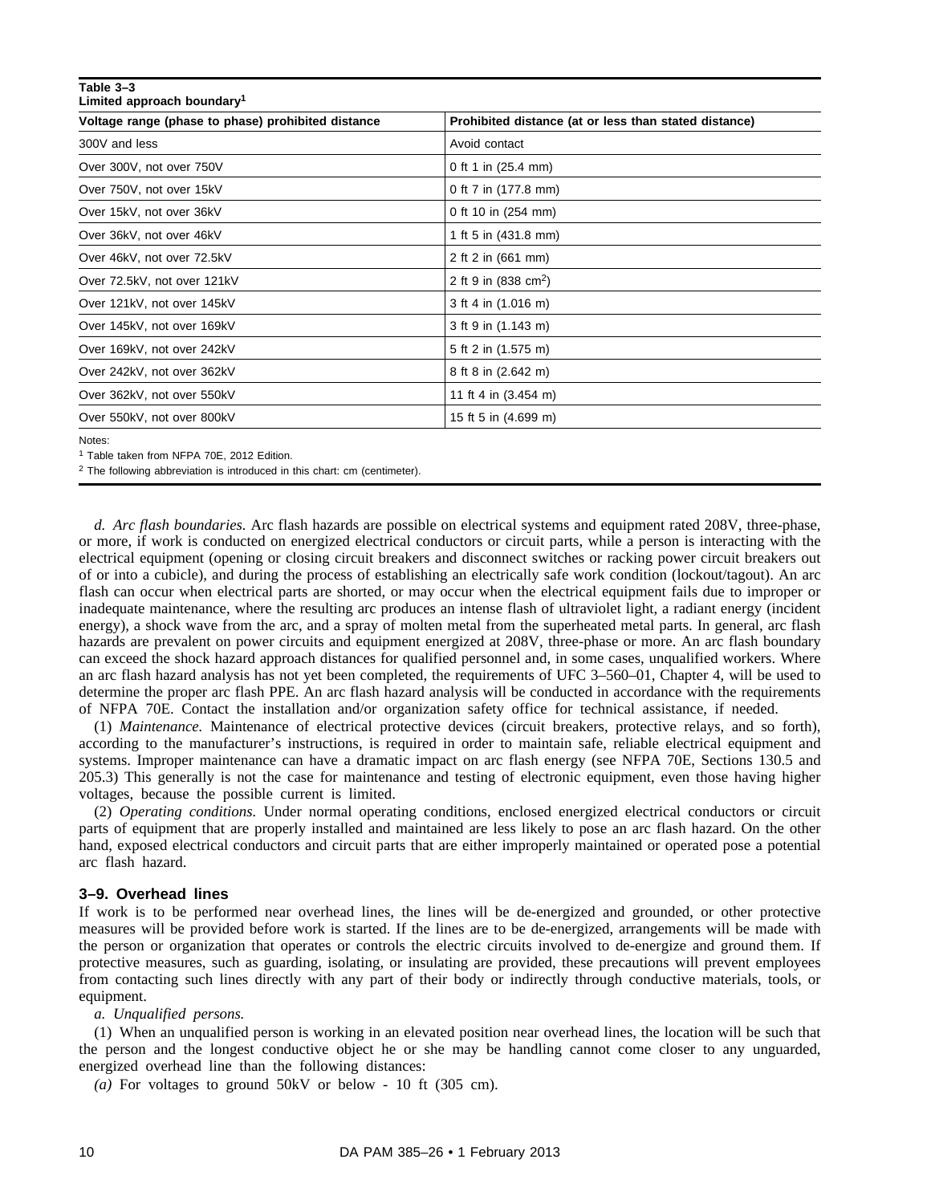**Table 3–3**
**Limited approach boundary[1]**

| Voltage range (phase to phase) prohibited distance | Prohibited distance (at or less than stated distance) |
|---|---|
| 300V and less | Avoid contact |
| Over 300V, not over 750V | 0 ft 1 in (25.4 mm) |
| Over 750V, not over 15kV | 0 ft 7 in (177.8 mm) |
| Over 15kV, not over 36kV | 0 ft 10 in (254 mm) |
| Over 36kV, not over 46kV | 1 ft 5 in (431.8 mm) |
| Over 46kV, not over 72.5kV | 2 ft 2 in (661 mm) |
| Over 72.5kV, not over 121kV | 2 ft 9 in (838 cm[2]) |
| Over 121kV, not over 145kV | 3 ft 4 in (1.016 m) |
| Over 145kV, not over 169kV | 3 ft 9 in (1.143 m) |
| Over 169kV, not over 242kV | 5 ft 2 in (1.575 m) |
| Over 242kV, not over 362kV | 8 ft 8 in (2.642 m) |
| Over 362kV, not over 550kV | 11 ft 4 in (3.454 m) |
| Over 550kV, not over 800kV | 15 ft 5 in (4.699 m) |

Notes:
[1] Table taken from NFPA 70E, 2012 Edition.
[2] The following abbreviation is introduced in this chart: cm (centimeter).

*d. Arc flash boundaries.* Arc flash hazards are possible on electrical systems and equipment rated 208V, three-phase, or more, if work is conducted on energized electrical conductors or circuit parts, while a person is interacting with the electrical equipment (opening or closing circuit breakers and disconnect switches or racking power circuit breakers out of or into a cubicle), and during the process of establishing an electrically safe work condition (lockout/tagout). An arc flash can occur when electrical parts are shorted, or may occur when the electrical equipment fails due to improper or inadequate maintenance, where the resulting arc produces an intense flash of ultraviolet light, a radiant energy (incident energy), a shock wave from the arc, and a spray of molten metal from the superheated metal parts. In general, arc flash hazards are prevalent on power circuits and equipment energized at 208V, three-phase or more. An arc flash boundary can exceed the shock hazard approach distances for qualified personnel and, in some cases, unqualified workers. Where an arc flash hazard analysis has not yet been completed, the requirements of UFC 3–560–01, Chapter 4, will be used to determine the proper arc flash PPE. An arc flash hazard analysis will be conducted in accordance with the requirements of NFPA 70E. Contact the installation and/or organization safety office for technical assistance, if needed.

(1) *Maintenance.* Maintenance of electrical protective devices (circuit breakers, protective relays, and so forth), according to the manufacturer's instructions, is required in order to maintain safe, reliable electrical equipment and systems. Improper maintenance can have a dramatic impact on arc flash energy (see NFPA 70E, Sections 130.5 and 205.3) This generally is not the case for maintenance and testing of electronic equipment, even those having higher voltages, because the possible current is limited.

(2) *Operating conditions.* Under normal operating conditions, enclosed energized electrical conductors or circuit parts of equipment that are properly installed and maintained are less likely to pose an arc flash hazard. On the other hand, exposed electrical conductors and circuit parts that are either improperly maintained or operated pose a potential arc flash hazard.

### 3–9. Overhead lines

If work is to be performed near overhead lines, the lines will be de-energized and grounded, or other protective measures will be provided before work is started. If the lines are to be de-energized, arrangements will be made with the person or organization that operates or controls the electric circuits involved to de-energize and ground them. If protective measures, such as guarding, isolating, or insulating are provided, these precautions will prevent employees from contacting such lines directly with any part of their body or indirectly through conductive materials, tools, or equipment.

*a. Unqualified persons.*

(1) When an unqualified person is working in an elevated position near overhead lines, the location will be such that the person and the longest conductive object he or she may be handling cannot come closer to any unguarded, energized overhead line than the following distances:

*(a)* For voltages to ground 50kV or below - 10 ft (305 cm).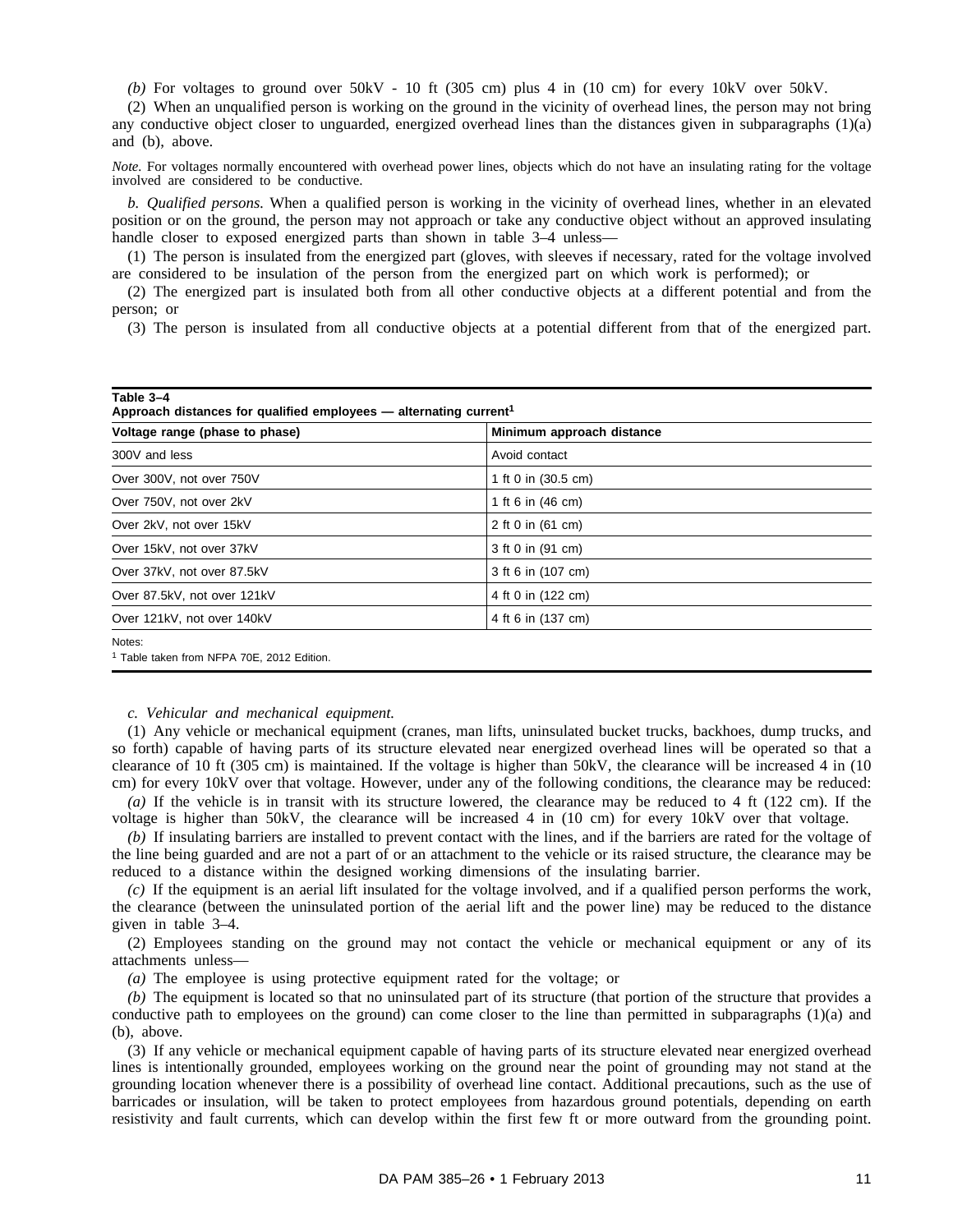*(b)* For voltages to ground over 50kV - 10 ft (305 cm) plus 4 in (10 cm) for every 10kV over 50kV.

(2) When an unqualified person is working on the ground in the vicinity of overhead lines, the person may not bring any conductive object closer to unguarded, energized overhead lines than the distances given in subparagraphs (1)(a) and (b), above.

*Note.* For voltages normally encountered with overhead power lines, objects which do not have an insulating rating for the voltage involved are considered to be conductive.

*b. Qualified persons.* When a qualified person is working in the vicinity of overhead lines, whether in an elevated position or on the ground, the person may not approach or take any conductive object without an approved insulating handle closer to exposed energized parts than shown in table 3–4 unless—

(1) The person is insulated from the energized part (gloves, with sleeves if necessary, rated for the voltage involved are considered to be insulation of the person from the energized part on which work is performed); or

(2) The energized part is insulated both from all other conductive objects at a different potential and from the person; or

(3) The person is insulated from all conductive objects at a potential different from that of the energized part.

**Table 3–4**
**Approach distances for qualified employees — alternating current[1]**

| Voltage range (phase to phase) | Minimum approach distance |
|---|---|
| 300V and less | Avoid contact |
| Over 300V, not over 750V | 1 ft 0 in (30.5 cm) |
| Over 750V, not over 2kV | 1 ft 6 in (46 cm) |
| Over 2kV, not over 15kV | 2 ft 0 in (61 cm) |
| Over 15kV, not over 37kV | 3 ft 0 in (91 cm) |
| Over 37kV, not over 87.5kV | 3 ft 6 in (107 cm) |
| Over 87.5kV, not over 121kV | 4 ft 0 in (122 cm) |
| Over 121kV, not over 140kV | 4 ft 6 in (137 cm) |

Notes:
[1] Table taken from NFPA 70E, 2012 Edition.

*c. Vehicular and mechanical equipment.*

(1) Any vehicle or mechanical equipment (cranes, man lifts, uninsulated bucket trucks, backhoes, dump trucks, and so forth) capable of having parts of its structure elevated near energized overhead lines will be operated so that a clearance of 10 ft (305 cm) is maintained. If the voltage is higher than 50kV, the clearance will be increased 4 in (10 cm) for every 10kV over that voltage. However, under any of the following conditions, the clearance may be reduced:

*(a)* If the vehicle is in transit with its structure lowered, the clearance may be reduced to 4 ft (122 cm). If the voltage is higher than 50kV, the clearance will be increased 4 in (10 cm) for every 10kV over that voltage.

*(b)* If insulating barriers are installed to prevent contact with the lines, and if the barriers are rated for the voltage of the line being guarded and are not a part of or an attachment to the vehicle or its raised structure, the clearance may be reduced to a distance within the designed working dimensions of the insulating barrier.

*(c)* If the equipment is an aerial lift insulated for the voltage involved, and if a qualified person performs the work, the clearance (between the uninsulated portion of the aerial lift and the power line) may be reduced to the distance given in table 3–4.

(2) Employees standing on the ground may not contact the vehicle or mechanical equipment or any of its attachments unless—

*(a)* The employee is using protective equipment rated for the voltage; or

*(b)* The equipment is located so that no uninsulated part of its structure (that portion of the structure that provides a conductive path to employees on the ground) can come closer to the line than permitted in subparagraphs (1)(a) and (b), above.

(3) If any vehicle or mechanical equipment capable of having parts of its structure elevated near energized overhead lines is intentionally grounded, employees working on the ground near the point of grounding may not stand at the grounding location whenever there is a possibility of overhead line contact. Additional precautions, such as the use of barricades or insulation, will be taken to protect employees from hazardous ground potentials, depending on earth resistivity and fault currents, which can develop within the first few ft or more outward from the grounding point.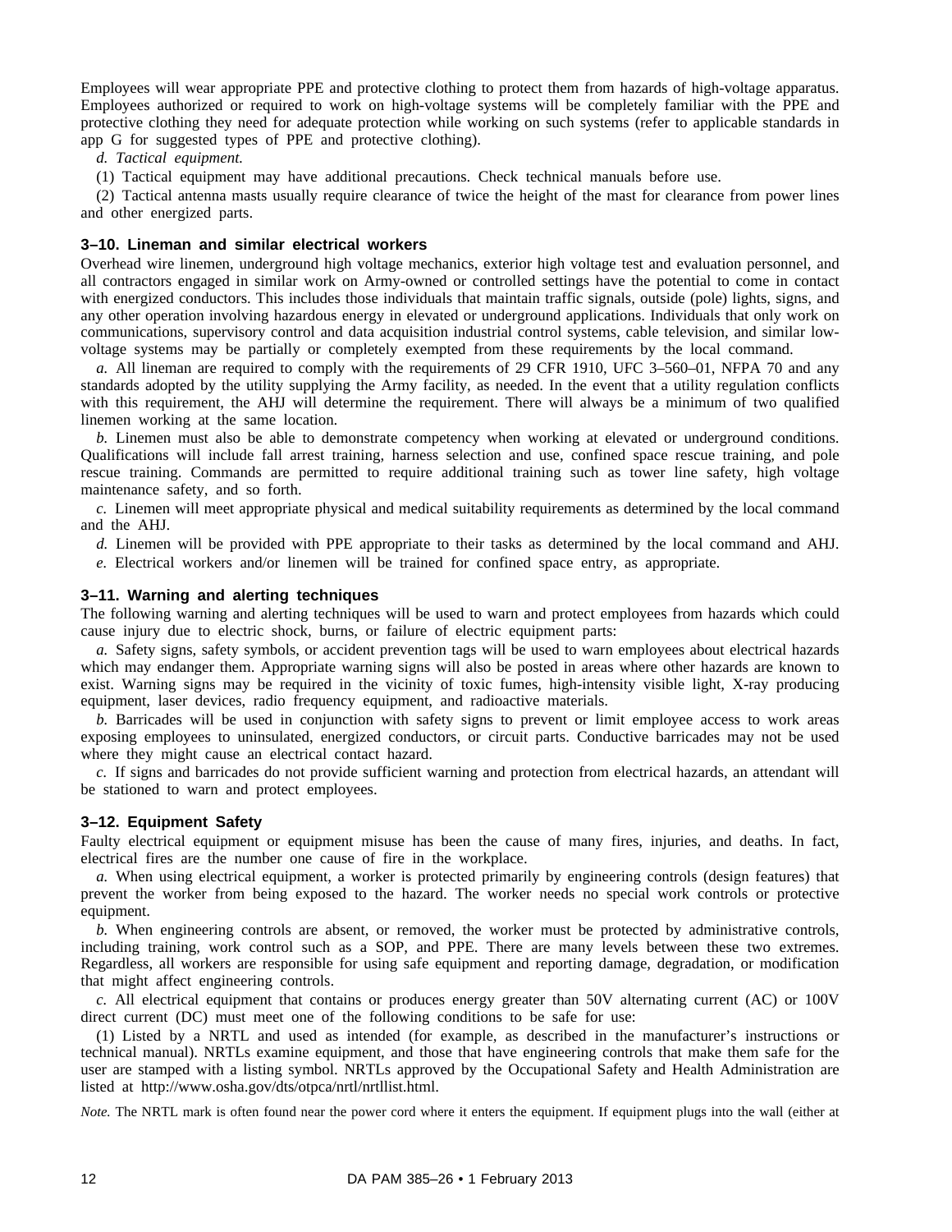Employees will wear appropriate PPE and protective clothing to protect them from hazards of high-voltage apparatus. Employees authorized or required to work on high-voltage systems will be completely familiar with the PPE and protective clothing they need for adequate protection while working on such systems (refer to applicable standards in app G for suggested types of PPE and protective clothing).

*d. Tactical equipment.*

(1) Tactical equipment may have additional precautions. Check technical manuals before use.

(2) Tactical antenna masts usually require clearance of twice the height of the mast for clearance from power lines and other energized parts.

### 3–10. Lineman and similar electrical workers

Overhead wire linemen, underground high voltage mechanics, exterior high voltage test and evaluation personnel, and all contractors engaged in similar work on Army-owned or controlled settings have the potential to come in contact with energized conductors. This includes those individuals that maintain traffic signals, outside (pole) lights, signs, and any other operation involving hazardous energy in elevated or underground applications. Individuals that only work on communications, supervisory control and data acquisition industrial control systems, cable television, and similar low-voltage systems may be partially or completely exempted from these requirements by the local command.

*a.* All lineman are required to comply with the requirements of 29 CFR 1910, UFC 3–560–01, NFPA 70 and any standards adopted by the utility supplying the Army facility, as needed. In the event that a utility regulation conflicts with this requirement, the AHJ will determine the requirement. There will always be a minimum of two qualified linemen working at the same location.

*b.* Linemen must also be able to demonstrate competency when working at elevated or underground conditions. Qualifications will include fall arrest training, harness selection and use, confined space rescue training, and pole rescue training. Commands are permitted to require additional training such as tower line safety, high voltage maintenance safety, and so forth.

*c.* Linemen will meet appropriate physical and medical suitability requirements as determined by the local command and the AHJ.

*d.* Linemen will be provided with PPE appropriate to their tasks as determined by the local command and AHJ.

*e.* Electrical workers and/or linemen will be trained for confined space entry, as appropriate.

### 3–11. Warning and alerting techniques

The following warning and alerting techniques will be used to warn and protect employees from hazards which could cause injury due to electric shock, burns, or failure of electric equipment parts:

*a.* Safety signs, safety symbols, or accident prevention tags will be used to warn employees about electrical hazards which may endanger them. Appropriate warning signs will also be posted in areas where other hazards are known to exist. Warning signs may be required in the vicinity of toxic fumes, high-intensity visible light, X-ray producing equipment, laser devices, radio frequency equipment, and radioactive materials.

*b.* Barricades will be used in conjunction with safety signs to prevent or limit employee access to work areas exposing employees to uninsulated, energized conductors, or circuit parts. Conductive barricades may not be used where they might cause an electrical contact hazard.

*c.* If signs and barricades do not provide sufficient warning and protection from electrical hazards, an attendant will be stationed to warn and protect employees.

### 3–12. Equipment Safety

Faulty electrical equipment or equipment misuse has been the cause of many fires, injuries, and deaths. In fact, electrical fires are the number one cause of fire in the workplace.

*a.* When using electrical equipment, a worker is protected primarily by engineering controls (design features) that prevent the worker from being exposed to the hazard. The worker needs no special work controls or protective equipment.

*b.* When engineering controls are absent, or removed, the worker must be protected by administrative controls, including training, work control such as a SOP, and PPE. There are many levels between these two extremes. Regardless, all workers are responsible for using safe equipment and reporting damage, degradation, or modification that might affect engineering controls.

*c.* All electrical equipment that contains or produces energy greater than 50V alternating current (AC) or 100V direct current (DC) must meet one of the following conditions to be safe for use:

(1) Listed by a NRTL and used as intended (for example, as described in the manufacturer's instructions or technical manual). NRTLs examine equipment, and those that have engineering controls that make them safe for the user are stamped with a listing symbol. NRTLs approved by the Occupational Safety and Health Administration are listed at http://www.osha.gov/dts/otpca/nrtl/nrtllist.html.

*Note.* The NRTL mark is often found near the power cord where it enters the equipment. If equipment plugs into the wall (either at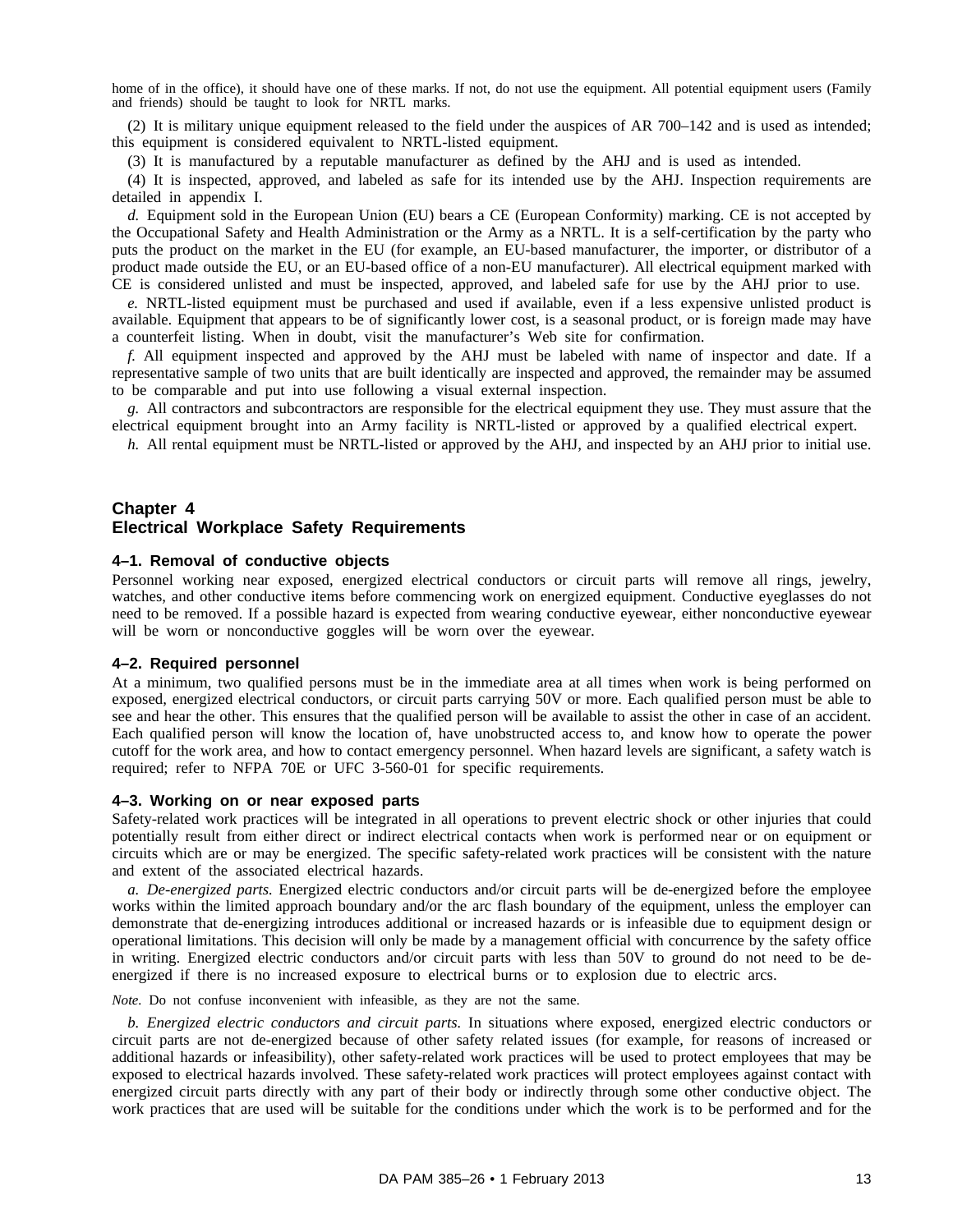home of in the office), it should have one of these marks. If not, do not use the equipment. All potential equipment users (Family and friends) should be taught to look for NRTL marks.

(2) It is military unique equipment released to the field under the auspices of AR 700–142 and is used as intended; this equipment is considered equivalent to NRTL-listed equipment.

(3) It is manufactured by a reputable manufacturer as defined by the AHJ and is used as intended.

(4) It is inspected, approved, and labeled as safe for its intended use by the AHJ. Inspection requirements are detailed in appendix I.

*d.* Equipment sold in the European Union (EU) bears a CE (European Conformity) marking. CE is not accepted by the Occupational Safety and Health Administration or the Army as a NRTL. It is a self-certification by the party who puts the product on the market in the EU (for example, an EU-based manufacturer, the importer, or distributor of a product made outside the EU, or an EU-based office of a non-EU manufacturer). All electrical equipment marked with CE is considered unlisted and must be inspected, approved, and labeled safe for use by the AHJ prior to use.

*e.* NRTL-listed equipment must be purchased and used if available, even if a less expensive unlisted product is available. Equipment that appears to be of significantly lower cost, is a seasonal product, or is foreign made may have a counterfeit listing. When in doubt, visit the manufacturer's Web site for confirmation.

*f.* All equipment inspected and approved by the AHJ must be labeled with name of inspector and date. If a representative sample of two units that are built identically are inspected and approved, the remainder may be assumed to be comparable and put into use following a visual external inspection.

*g.* All contractors and subcontractors are responsible for the electrical equipment they use. They must assure that the electrical equipment brought into an Army facility is NRTL-listed or approved by a qualified electrical expert.

*h.* All rental equipment must be NRTL-listed or approved by the AHJ, and inspected by an AHJ prior to initial use.

# Chapter 4
# Electrical Workplace Safety Requirements

### 4–1. Removal of conductive objects

Personnel working near exposed, energized electrical conductors or circuit parts will remove all rings, jewelry, watches, and other conductive items before commencing work on energized equipment. Conductive eyeglasses do not need to be removed. If a possible hazard is expected from wearing conductive eyewear, either nonconductive eyewear will be worn or nonconductive goggles will be worn over the eyewear.

### 4–2. Required personnel

At a minimum, two qualified persons must be in the immediate area at all times when work is being performed on exposed, energized electrical conductors, or circuit parts carrying 50V or more. Each qualified person must be able to see and hear the other. This ensures that the qualified person will be available to assist the other in case of an accident. Each qualified person will know the location of, have unobstructed access to, and know how to operate the power cutoff for the work area, and how to contact emergency personnel. When hazard levels are significant, a safety watch is required; refer to NFPA 70E or UFC 3-560-01 for specific requirements.

### 4–3. Working on or near exposed parts

Safety-related work practices will be integrated in all operations to prevent electric shock or other injuries that could potentially result from either direct or indirect electrical contacts when work is performed near or on equipment or circuits which are or may be energized. The specific safety-related work practices will be consistent with the nature and extent of the associated electrical hazards.

*a. De-energized parts.* Energized electric conductors and/or circuit parts will be de-energized before the employee works within the limited approach boundary and/or the arc flash boundary of the equipment, unless the employer can demonstrate that de-energizing introduces additional or increased hazards or is infeasible due to equipment design or operational limitations. This decision will only be made by a management official with concurrence by the safety office in writing. Energized electric conductors and/or circuit parts with less than 50V to ground do not need to be de-energized if there is no increased exposure to electrical burns or to explosion due to electric arcs.

*Note.* Do not confuse inconvenient with infeasible, as they are not the same.

*b. Energized electric conductors and circuit parts.* In situations where exposed, energized electric conductors or circuit parts are not de-energized because of other safety related issues (for example, for reasons of increased or additional hazards or infeasibility), other safety-related work practices will be used to protect employees that may be exposed to electrical hazards involved. These safety-related work practices will protect employees against contact with energized circuit parts directly with any part of their body or indirectly through some other conductive object. The work practices that are used will be suitable for the conditions under which the work is to be performed and for the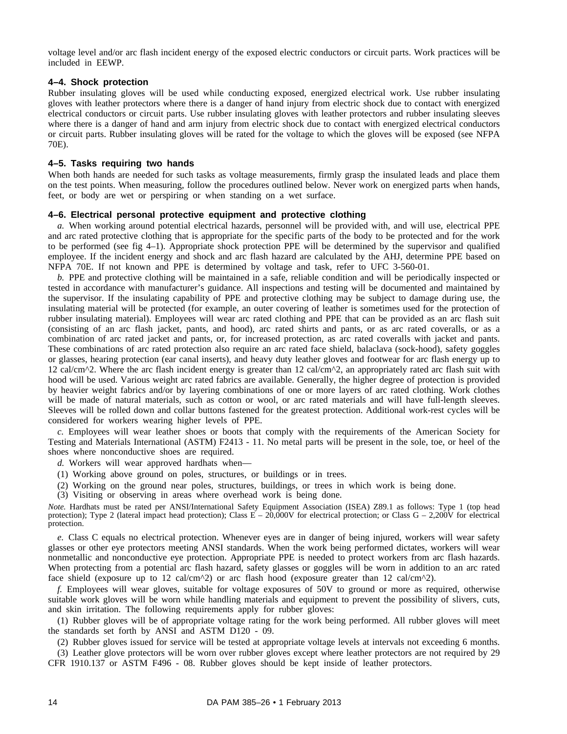voltage level and/or arc flash incident energy of the exposed electric conductors or circuit parts. Work practices will be included in EEWP.

### 4–4. Shock protection

Rubber insulating gloves will be used while conducting exposed, energized electrical work. Use rubber insulating gloves with leather protectors where there is a danger of hand injury from electric shock due to contact with energized electrical conductors or circuit parts. Use rubber insulating gloves with leather protectors and rubber insulating sleeves where there is a danger of hand and arm injury from electric shock due to contact with energized electrical conductors or circuit parts. Rubber insulating gloves will be rated for the voltage to which the gloves will be exposed (see NFPA 70E).

### 4–5. Tasks requiring two hands

When both hands are needed for such tasks as voltage measurements, firmly grasp the insulated leads and place them on the test points. When measuring, follow the procedures outlined below. Never work on energized parts when hands, feet, or body are wet or perspiring or when standing on a wet surface.

### 4–6. Electrical personal protective equipment and protective clothing

*a.* When working around potential electrical hazards, personnel will be provided with, and will use, electrical PPE and arc rated protective clothing that is appropriate for the specific parts of the body to be protected and for the work to be performed (see fig 4–1). Appropriate shock protection PPE will be determined by the supervisor and qualified employee. If the incident energy and shock and arc flash hazard are calculated by the AHJ, determine PPE based on NFPA 70E. If not known and PPE is determined by voltage and task, refer to UFC 3-560-01.

*b.* PPE and protective clothing will be maintained in a safe, reliable condition and will be periodically inspected or tested in accordance with manufacturer's guidance. All inspections and testing will be documented and maintained by the supervisor. If the insulating capability of PPE and protective clothing may be subject to damage during use, the insulating material will be protected (for example, an outer covering of leather is sometimes used for the protection of rubber insulating material). Employees will wear arc rated clothing and PPE that can be provided as an arc flash suit (consisting of an arc flash jacket, pants, and hood), arc rated shirts and pants, or as arc rated coveralls, or as a combination of arc rated jacket and pants, or, for increased protection, as arc rated coveralls with jacket and pants. These combinations of arc rated protection also require an arc rated face shield, balaclava (sock-hood), safety goggles or glasses, hearing protection (ear canal inserts), and heavy duty leather gloves and footwear for arc flash energy up to 12 cal/cm^2. Where the arc flash incident energy is greater than 12 cal/cm^2, an appropriately rated arc flash suit with hood will be used. Various weight arc rated fabrics are available. Generally, the higher degree of protection is provided by heavier weight fabrics and/or by layering combinations of one or more layers of arc rated clothing. Work clothes will be made of natural materials, such as cotton or wool, or arc rated materials and will have full-length sleeves. Sleeves will be rolled down and collar buttons fastened for the greatest protection. Additional work-rest cycles will be considered for workers wearing higher levels of PPE.

*c.* Employees will wear leather shoes or boots that comply with the requirements of the American Society for Testing and Materials International (ASTM) F2413 - 11. No metal parts will be present in the sole, toe, or heel of the shoes where nonconductive shoes are required.

*d.* Workers will wear approved hardhats when—

(1) Working above ground on poles, structures, or buildings or in trees.

(2) Working on the ground near poles, structures, buildings, or trees in which work is being done.

(3) Visiting or observing in areas where overhead work is being done.

*Note.* Hardhats must be rated per ANSI/International Safety Equipment Association (ISEA) Z89.1 as follows: Type 1 (top head protection); Type 2 (lateral impact head protection); Class E – 20,000V for electrical protection; or Class G – 2,200V for electrical protection.

*e.* Class C equals no electrical protection. Whenever eyes are in danger of being injured, workers will wear safety glasses or other eye protectors meeting ANSI standards. When the work being performed dictates, workers will wear nonmetallic and nonconductive eye protection. Appropriate PPE is needed to protect workers from arc flash hazards. When protecting from a potential arc flash hazard, safety glasses or goggles will be worn in addition to an arc rated face shield (exposure up to 12 cal/cm^2) or arc flash hood (exposure greater than 12 cal/cm^2).

*f.* Employees will wear gloves, suitable for voltage exposures of 50V to ground or more as required, otherwise suitable work gloves will be worn while handling materials and equipment to prevent the possibility of slivers, cuts, and skin irritation. The following requirements apply for rubber gloves:

(1) Rubber gloves will be of appropriate voltage rating for the work being performed. All rubber gloves will meet the standards set forth by ANSI and ASTM D120 - 09.

(2) Rubber gloves issued for service will be tested at appropriate voltage levels at intervals not exceeding 6 months.

(3) Leather glove protectors will be worn over rubber gloves except where leather protectors are not required by 29 CFR 1910.137 or ASTM F496 - 08. Rubber gloves should be kept inside of leather protectors.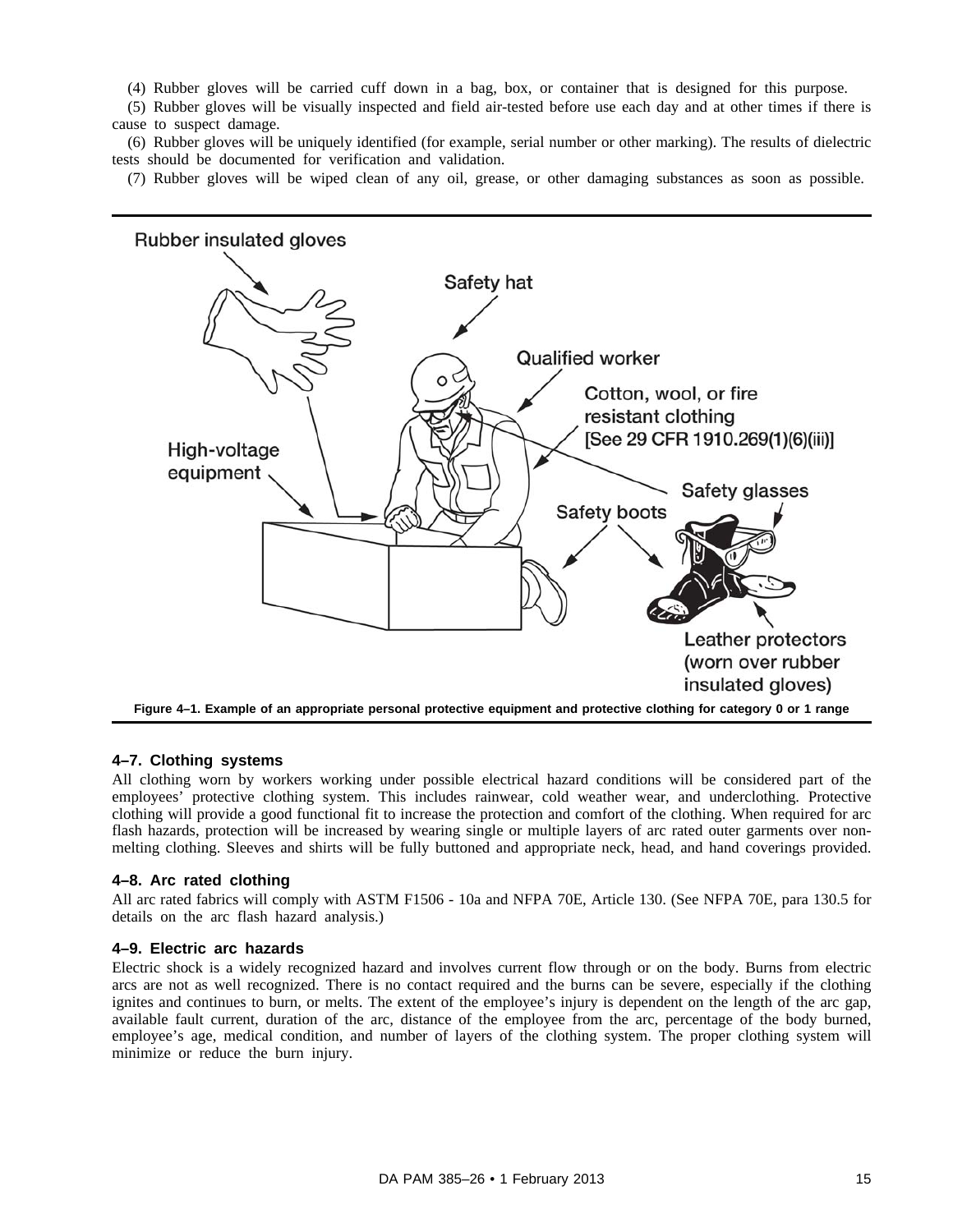(4) Rubber gloves will be carried cuff down in a bag, box, or container that is designed for this purpose.

(5) Rubber gloves will be visually inspected and field air-tested before use each day and at other times if there is cause to suspect damage.

(6) Rubber gloves will be uniquely identified (for example, serial number or other marking). The results of dielectric tests should be documented for verification and validation.

(7) Rubber gloves will be wiped clean of any oil, grease, or other damaging substances as soon as possible.

**Figure 4–1. Example of an appropriate personal protective equipment and protective clothing for category 0 or 1 range**

### 4–7. Clothing systems

All clothing worn by workers working under possible electrical hazard conditions will be considered part of the employees' protective clothing system. This includes rainwear, cold weather wear, and underclothing. Protective clothing will provide a good functional fit to increase the protection and comfort of the clothing. When required for arc flash hazards, protection will be increased by wearing single or multiple layers of arc rated outer garments over non-melting clothing. Sleeves and shirts will be fully buttoned and appropriate neck, head, and hand coverings provided.

### 4–8. Arc rated clothing

All arc rated fabrics will comply with ASTM F1506 - 10a and NFPA 70E, Article 130. (See NFPA 70E, para 130.5 for details on the arc flash hazard analysis.)

### 4–9. Electric arc hazards

Electric shock is a widely recognized hazard and involves current flow through or on the body. Burns from electric arcs are not as well recognized. There is no contact required and the burns can be severe, especially if the clothing ignites and continues to burn, or melts. The extent of the employee's injury is dependent on the length of the arc gap, available fault current, duration of the arc, distance of the employee from the arc, percentage of the body burned, employee's age, medical condition, and number of layers of the clothing system. The proper clothing system will minimize or reduce the burn injury.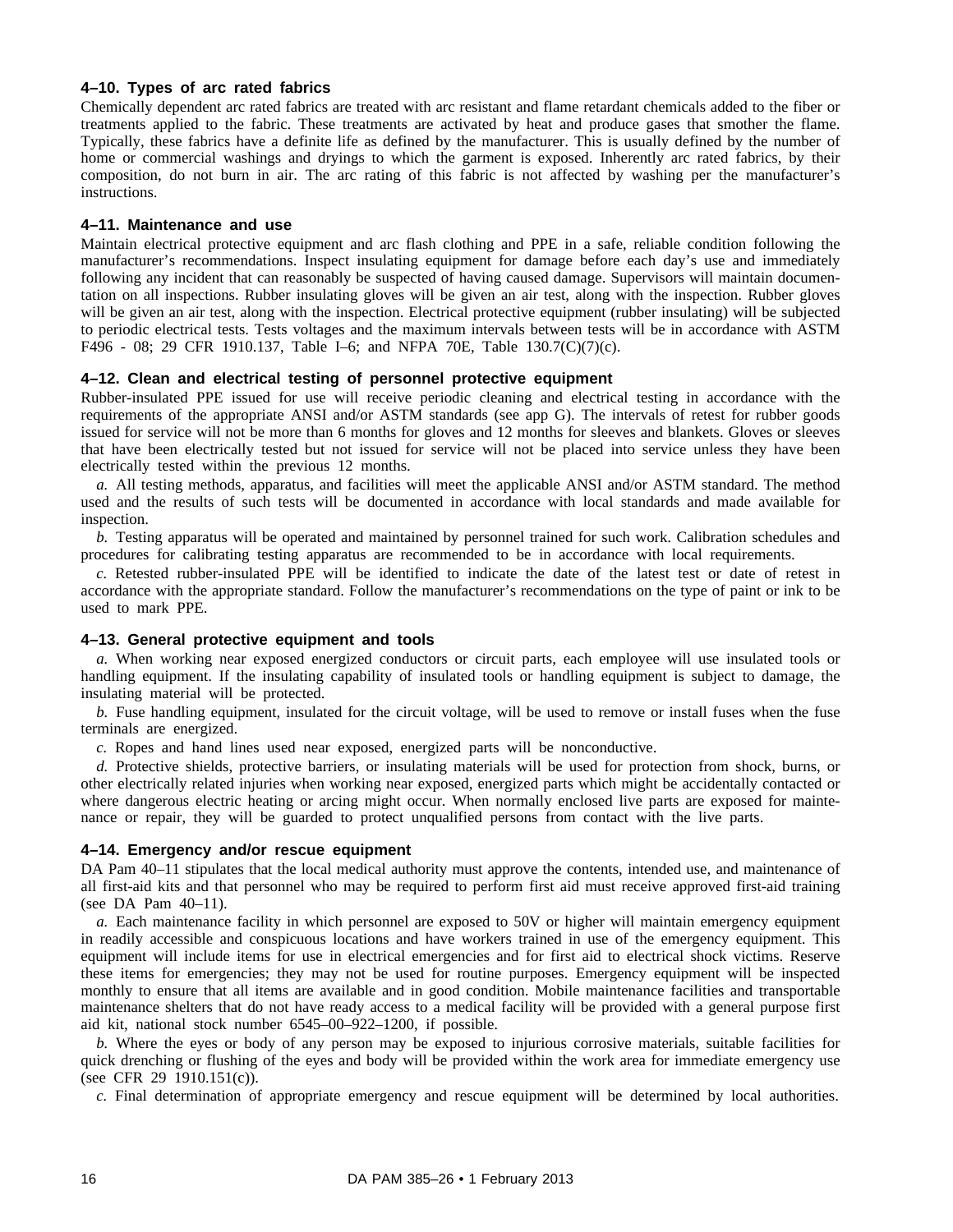### 4–10. Types of arc rated fabrics

Chemically dependent arc rated fabrics are treated with arc resistant and flame retardant chemicals added to the fiber or treatments applied to the fabric. These treatments are activated by heat and produce gases that smother the flame. Typically, these fabrics have a definite life as defined by the manufacturer. This is usually defined by the number of home or commercial washings and dryings to which the garment is exposed. Inherently arc rated fabrics, by their composition, do not burn in air. The arc rating of this fabric is not affected by washing per the manufacturer's instructions.

### 4–11. Maintenance and use

Maintain electrical protective equipment and arc flash clothing and PPE in a safe, reliable condition following the manufacturer's recommendations. Inspect insulating equipment for damage before each day's use and immediately following any incident that can reasonably be suspected of having caused damage. Supervisors will maintain documentation on all inspections. Rubber insulating gloves will be given an air test, along with the inspection. Rubber gloves will be given an air test, along with the inspection. Electrical protective equipment (rubber insulating) will be subjected to periodic electrical tests. Tests voltages and the maximum intervals between tests will be in accordance with ASTM F496 - 08; 29 CFR 1910.137, Table I–6; and NFPA 70E, Table 130.7(C)(7)(c).

### 4–12. Clean and electrical testing of personnel protective equipment

Rubber-insulated PPE issued for use will receive periodic cleaning and electrical testing in accordance with the requirements of the appropriate ANSI and/or ASTM standards (see app G). The intervals of retest for rubber goods issued for service will not be more than 6 months for gloves and 12 months for sleeves and blankets. Gloves or sleeves that have been electrically tested but not issued for service will not be placed into service unless they have been electrically tested within the previous 12 months.

*a.* All testing methods, apparatus, and facilities will meet the applicable ANSI and/or ASTM standard. The method used and the results of such tests will be documented in accordance with local standards and made available for inspection.

*b.* Testing apparatus will be operated and maintained by personnel trained for such work. Calibration schedules and procedures for calibrating testing apparatus are recommended to be in accordance with local requirements.

*c.* Retested rubber-insulated PPE will be identified to indicate the date of the latest test or date of retest in accordance with the appropriate standard. Follow the manufacturer's recommendations on the type of paint or ink to be used to mark PPE.

### 4–13. General protective equipment and tools

*a.* When working near exposed energized conductors or circuit parts, each employee will use insulated tools or handling equipment. If the insulating capability of insulated tools or handling equipment is subject to damage, the insulating material will be protected.

*b.* Fuse handling equipment, insulated for the circuit voltage, will be used to remove or install fuses when the fuse terminals are energized.

*c.* Ropes and hand lines used near exposed, energized parts will be nonconductive.

*d.* Protective shields, protective barriers, or insulating materials will be used for protection from shock, burns, or other electrically related injuries when working near exposed, energized parts which might be accidentally contacted or where dangerous electric heating or arcing might occur. When normally enclosed live parts are exposed for maintenance or repair, they will be guarded to protect unqualified persons from contact with the live parts.

### 4–14. Emergency and/or rescue equipment

DA Pam 40–11 stipulates that the local medical authority must approve the contents, intended use, and maintenance of all first-aid kits and that personnel who may be required to perform first aid must receive approved first-aid training (see DA Pam 40–11).

*a.* Each maintenance facility in which personnel are exposed to 50V or higher will maintain emergency equipment in readily accessible and conspicuous locations and have workers trained in use of the emergency equipment. This equipment will include items for use in electrical emergencies and for first aid to electrical shock victims. Reserve these items for emergencies; they may not be used for routine purposes. Emergency equipment will be inspected monthly to ensure that all items are available and in good condition. Mobile maintenance facilities and transportable maintenance shelters that do not have ready access to a medical facility will be provided with a general purpose first aid kit, national stock number 6545–00–922–1200, if possible.

*b.* Where the eyes or body of any person may be exposed to injurious corrosive materials, suitable facilities for quick drenching or flushing of the eyes and body will be provided within the work area for immediate emergency use (see CFR 29 1910.151(c)).

*c.* Final determination of appropriate emergency and rescue equipment will be determined by local authorities.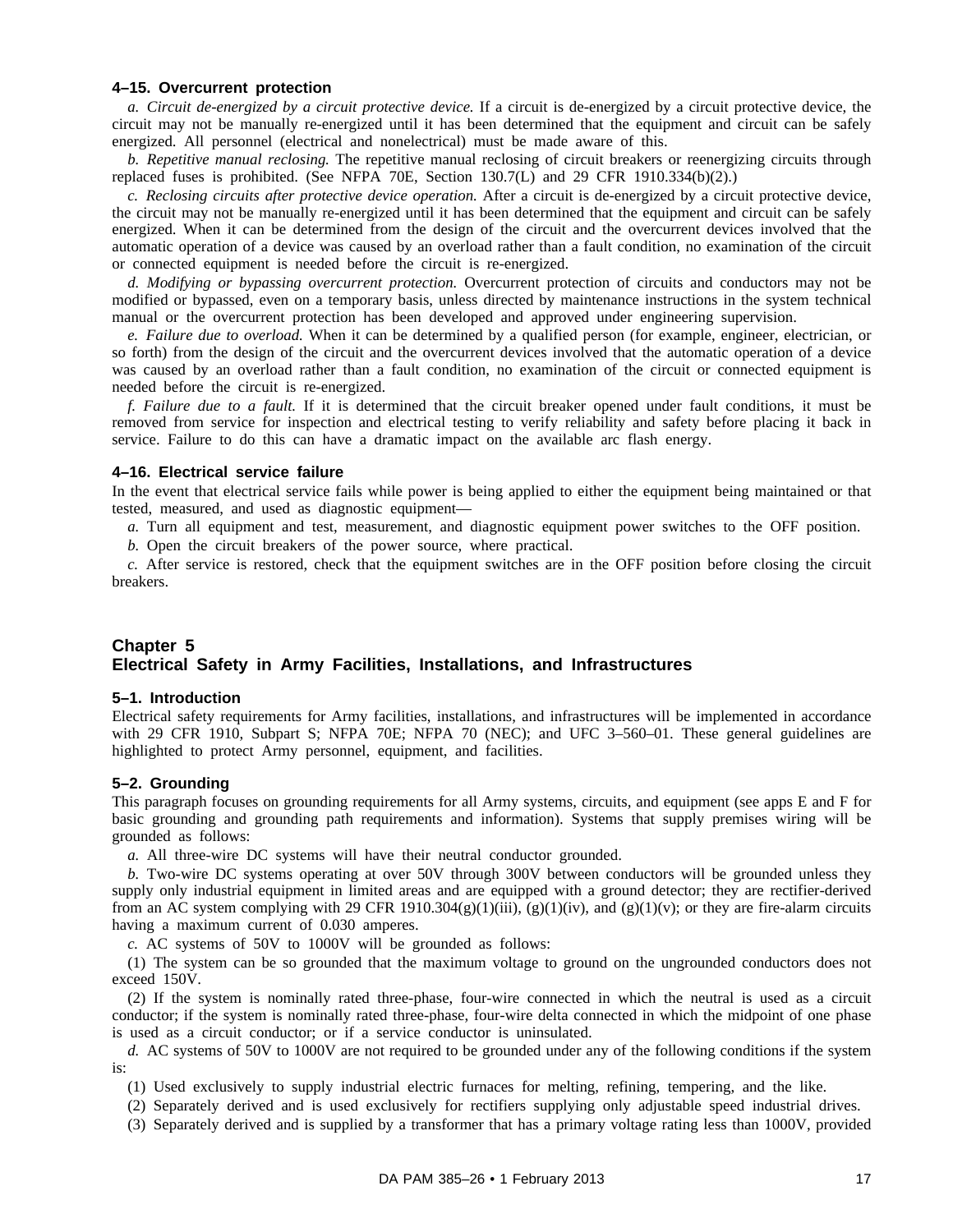### 4–15. Overcurrent protection

*a. Circuit de-energized by a circuit protective device.* If a circuit is de-energized by a circuit protective device, the circuit may not be manually re-energized until it has been determined that the equipment and circuit can be safely energized. All personnel (electrical and nonelectrical) must be made aware of this.

*b. Repetitive manual reclosing.* The repetitive manual reclosing of circuit breakers or reenergizing circuits through replaced fuses is prohibited. (See NFPA 70E, Section 130.7(L) and 29 CFR 1910.334(b)(2).)

*c. Reclosing circuits after protective device operation.* After a circuit is de-energized by a circuit protective device, the circuit may not be manually re-energized until it has been determined that the equipment and circuit can be safely energized. When it can be determined from the design of the circuit and the overcurrent devices involved that the automatic operation of a device was caused by an overload rather than a fault condition, no examination of the circuit or connected equipment is needed before the circuit is re-energized.

*d. Modifying or bypassing overcurrent protection.* Overcurrent protection of circuits and conductors may not be modified or bypassed, even on a temporary basis, unless directed by maintenance instructions in the system technical manual or the overcurrent protection has been developed and approved under engineering supervision.

*e. Failure due to overload.* When it can be determined by a qualified person (for example, engineer, electrician, or so forth) from the design of the circuit and the overcurrent devices involved that the automatic operation of a device was caused by an overload rather than a fault condition, no examination of the circuit or connected equipment is needed before the circuit is re-energized.

*f. Failure due to a fault.* If it is determined that the circuit breaker opened under fault conditions, it must be removed from service for inspection and electrical testing to verify reliability and safety before placing it back in service. Failure to do this can have a dramatic impact on the available arc flash energy.

### 4–16. Electrical service failure

In the event that electrical service fails while power is being applied to either the equipment being maintained or that tested, measured, and used as diagnostic equipment—

*a.* Turn all equipment and test, measurement, and diagnostic equipment power switches to the OFF position.

*b.* Open the circuit breakers of the power source, where practical.

*c.* After service is restored, check that the equipment switches are in the OFF position before closing the circuit breakers.

## Chapter 5
## Electrical Safety in Army Facilities, Installations, and Infrastructures

### 5–1. Introduction

Electrical safety requirements for Army facilities, installations, and infrastructures will be implemented in accordance with 29 CFR 1910, Subpart S; NFPA 70E; NFPA 70 (NEC); and UFC 3–560–01. These general guidelines are highlighted to protect Army personnel, equipment, and facilities.

### 5–2. Grounding

This paragraph focuses on grounding requirements for all Army systems, circuits, and equipment (see apps E and F for basic grounding and grounding path requirements and information). Systems that supply premises wiring will be grounded as follows:

*a.* All three-wire DC systems will have their neutral conductor grounded.

*b.* Two-wire DC systems operating at over 50V through 300V between conductors will be grounded unless they supply only industrial equipment in limited areas and are equipped with a ground detector; they are rectifier-derived from an AC system complying with 29 CFR 1910.304(g)(1)(iii), (g)(1)(iv), and (g)(1)(v); or they are fire-alarm circuits having a maximum current of 0.030 amperes.

*c.* AC systems of 50V to 1000V will be grounded as follows:

(1) The system can be so grounded that the maximum voltage to ground on the ungrounded conductors does not exceed 150V.

(2) If the system is nominally rated three-phase, four-wire connected in which the neutral is used as a circuit conductor; if the system is nominally rated three-phase, four-wire delta connected in which the midpoint of one phase is used as a circuit conductor; or if a service conductor is uninsulated.

*d.* AC systems of 50V to 1000V are not required to be grounded under any of the following conditions if the system is:

(1) Used exclusively to supply industrial electric furnaces for melting, refining, tempering, and the like.

(2) Separately derived and is used exclusively for rectifiers supplying only adjustable speed industrial drives.

(3) Separately derived and is supplied by a transformer that has a primary voltage rating less than 1000V, provided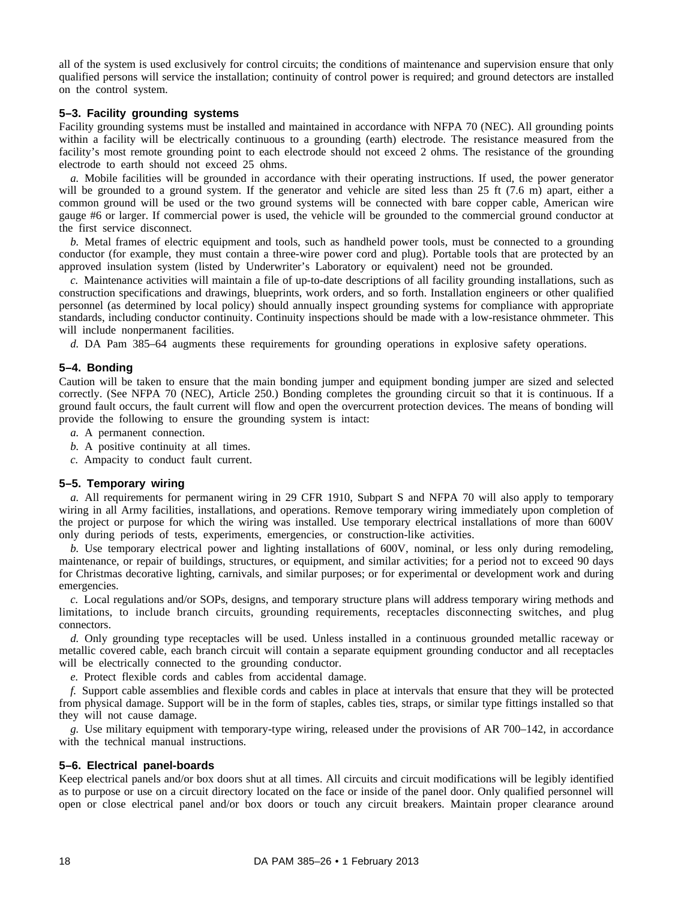all of the system is used exclusively for control circuits; the conditions of maintenance and supervision ensure that only qualified persons will service the installation; continuity of control power is required; and ground detectors are installed on the control system.

### 5–3. Facility grounding systems

Facility grounding systems must be installed and maintained in accordance with NFPA 70 (NEC). All grounding points within a facility will be electrically continuous to a grounding (earth) electrode. The resistance measured from the facility's most remote grounding point to each electrode should not exceed 2 ohms. The resistance of the grounding electrode to earth should not exceed 25 ohms.

*a.* Mobile facilities will be grounded in accordance with their operating instructions. If used, the power generator will be grounded to a ground system. If the generator and vehicle are sited less than 25 ft (7.6 m) apart, either a common ground will be used or the two ground systems will be connected with bare copper cable, American wire gauge #6 or larger. If commercial power is used, the vehicle will be grounded to the commercial ground conductor at the first service disconnect.

*b.* Metal frames of electric equipment and tools, such as handheld power tools, must be connected to a grounding conductor (for example, they must contain a three-wire power cord and plug). Portable tools that are protected by an approved insulation system (listed by Underwriter's Laboratory or equivalent) need not be grounded.

*c.* Maintenance activities will maintain a file of up-to-date descriptions of all facility grounding installations, such as construction specifications and drawings, blueprints, work orders, and so forth. Installation engineers or other qualified personnel (as determined by local policy) should annually inspect grounding systems for compliance with appropriate standards, including conductor continuity. Continuity inspections should be made with a low-resistance ohmmeter. This will include nonpermanent facilities.

*d.* DA Pam 385–64 augments these requirements for grounding operations in explosive safety operations.

### 5–4. Bonding

Caution will be taken to ensure that the main bonding jumper and equipment bonding jumper are sized and selected correctly. (See NFPA 70 (NEC), Article 250.) Bonding completes the grounding circuit so that it is continuous. If a ground fault occurs, the fault current will flow and open the overcurrent protection devices. The means of bonding will provide the following to ensure the grounding system is intact:

*a.* A permanent connection.

*b.* A positive continuity at all times.

*c.* Ampacity to conduct fault current.

### 5–5. Temporary wiring

*a.* All requirements for permanent wiring in 29 CFR 1910, Subpart S and NFPA 70 will also apply to temporary wiring in all Army facilities, installations, and operations. Remove temporary wiring immediately upon completion of the project or purpose for which the wiring was installed. Use temporary electrical installations of more than 600V only during periods of tests, experiments, emergencies, or construction-like activities.

*b.* Use temporary electrical power and lighting installations of 600V, nominal, or less only during remodeling, maintenance, or repair of buildings, structures, or equipment, and similar activities; for a period not to exceed 90 days for Christmas decorative lighting, carnivals, and similar purposes; or for experimental or development work and during emergencies.

*c.* Local regulations and/or SOPs, designs, and temporary structure plans will address temporary wiring methods and limitations, to include branch circuits, grounding requirements, receptacles disconnecting switches, and plug connectors.

*d.* Only grounding type receptacles will be used. Unless installed in a continuous grounded metallic raceway or metallic covered cable, each branch circuit will contain a separate equipment grounding conductor and all receptacles will be electrically connected to the grounding conductor.

*e.* Protect flexible cords and cables from accidental damage.

*f.* Support cable assemblies and flexible cords and cables in place at intervals that ensure that they will be protected from physical damage. Support will be in the form of staples, cables ties, straps, or similar type fittings installed so that they will not cause damage.

*g.* Use military equipment with temporary-type wiring, released under the provisions of AR 700–142, in accordance with the technical manual instructions.

### 5–6. Electrical panel-boards

Keep electrical panels and/or box doors shut at all times. All circuits and circuit modifications will be legibly identified as to purpose or use on a circuit directory located on the face or inside of the panel door. Only qualified personnel will open or close electrical panel and/or box doors or touch any circuit breakers. Maintain proper clearance around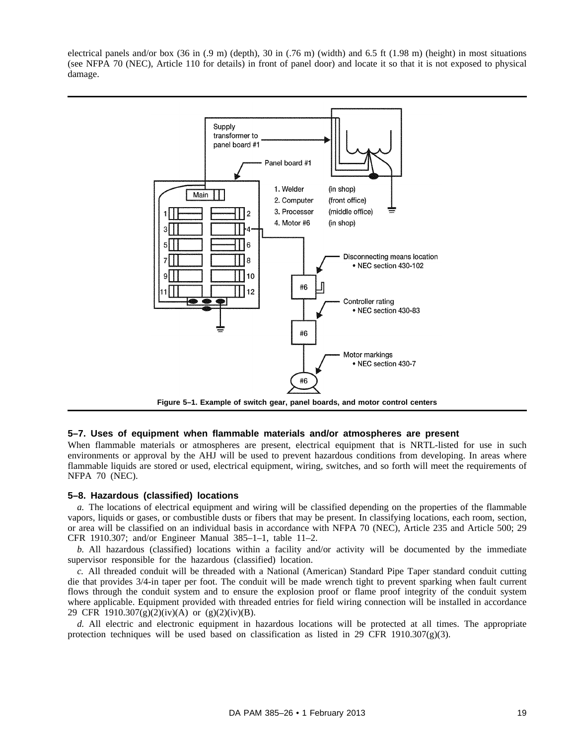electrical panels and/or box (36 in (.9 m) (depth), 30 in (.76 m) (width) and 6.5 ft (1.98 m) (height) in most situations (see NFPA 70 (NEC), Article 110 for details) in front of panel door) and locate it so that it is not exposed to physical damage.

**Figure 5–1. Example of switch gear, panel boards, and motor control centers**

### 5–7. Uses of equipment when flammable materials and/or atmospheres are present

When flammable materials or atmospheres are present, electrical equipment that is NRTL-listed for use in such environments or approval by the AHJ will be used to prevent hazardous conditions from developing. In areas where flammable liquids are stored or used, electrical equipment, wiring, switches, and so forth will meet the requirements of NFPA 70 (NEC).

### 5–8. Hazardous (classified) locations

*a.* The locations of electrical equipment and wiring will be classified depending on the properties of the flammable vapors, liquids or gases, or combustible dusts or fibers that may be present. In classifying locations, each room, section, or area will be classified on an individual basis in accordance with NFPA 70 (NEC), Article 235 and Article 500; 29 CFR 1910.307; and/or Engineer Manual 385–1–1, table 11–2.

*b.* All hazardous (classified) locations within a facility and/or activity will be documented by the immediate supervisor responsible for the hazardous (classified) location.

*c.* All threaded conduit will be threaded with a National (American) Standard Pipe Taper standard conduit cutting die that provides 3/4-in taper per foot. The conduit will be made wrench tight to prevent sparking when fault current flows through the conduit system and to ensure the explosion proof or flame proof integrity of the conduit system where applicable. Equipment provided with threaded entries for field wiring connection will be installed in accordance 29 CFR 1910.307(g)(2)(iv)(A) or (g)(2)(iv)(B).

*d.* All electric and electronic equipment in hazardous locations will be protected at all times. The appropriate protection techniques will be used based on classification as listed in 29 CFR 1910.307(g)(3).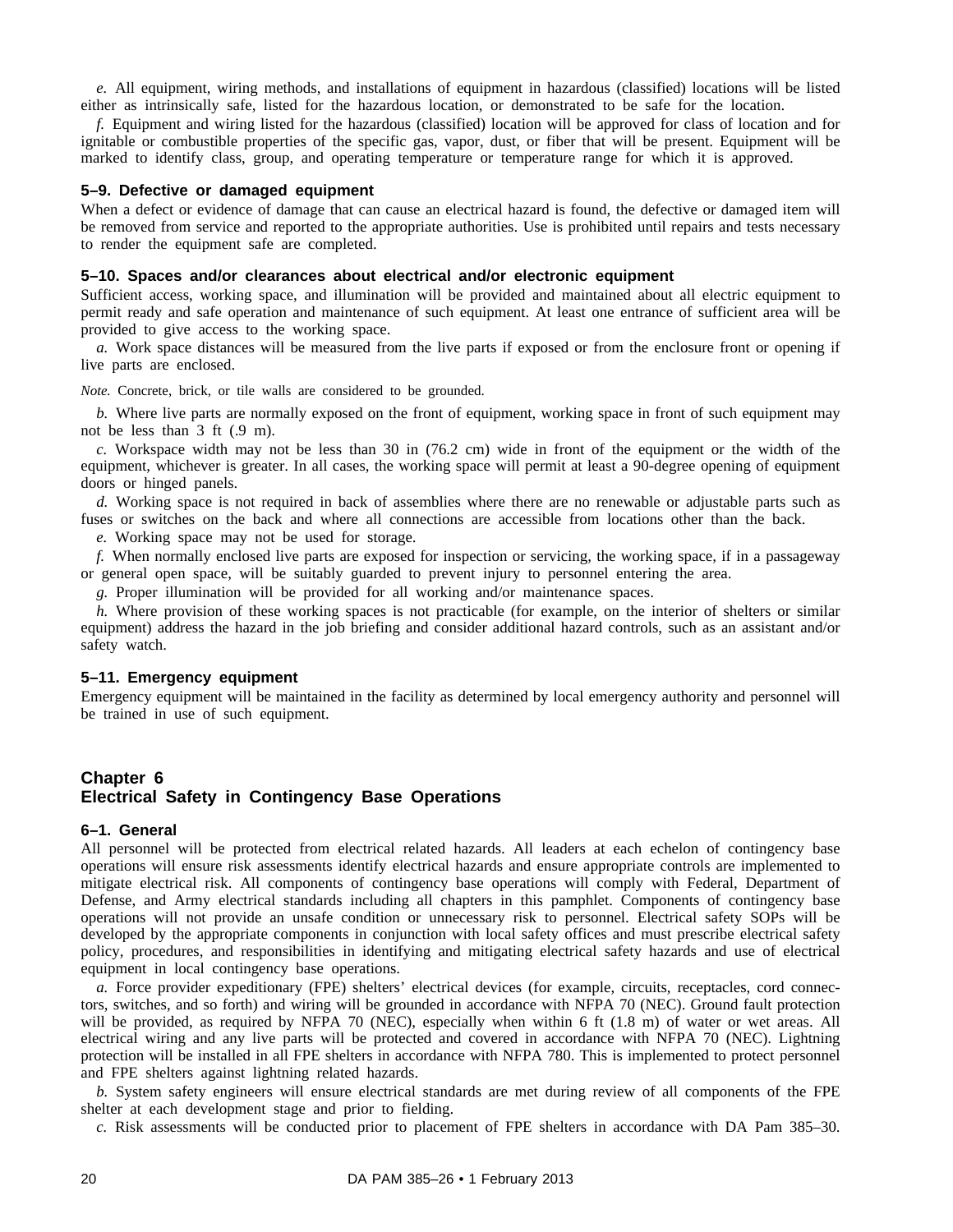*e.* All equipment, wiring methods, and installations of equipment in hazardous (classified) locations will be listed either as intrinsically safe, listed for the hazardous location, or demonstrated to be safe for the location.

*f.* Equipment and wiring listed for the hazardous (classified) location will be approved for class of location and for ignitable or combustible properties of the specific gas, vapor, dust, or fiber that will be present. Equipment will be marked to identify class, group, and operating temperature or temperature range for which it is approved.

### 5–9. Defective or damaged equipment

When a defect or evidence of damage that can cause an electrical hazard is found, the defective or damaged item will be removed from service and reported to the appropriate authorities. Use is prohibited until repairs and tests necessary to render the equipment safe are completed.

### 5–10. Spaces and/or clearances about electrical and/or electronic equipment

Sufficient access, working space, and illumination will be provided and maintained about all electric equipment to permit ready and safe operation and maintenance of such equipment. At least one entrance of sufficient area will be provided to give access to the working space.

*a.* Work space distances will be measured from the live parts if exposed or from the enclosure front or opening if live parts are enclosed.

*Note.* Concrete, brick, or tile walls are considered to be grounded.

*b.* Where live parts are normally exposed on the front of equipment, working space in front of such equipment may not be less than 3 ft (.9 m).

*c.* Workspace width may not be less than 30 in (76.2 cm) wide in front of the equipment or the width of the equipment, whichever is greater. In all cases, the working space will permit at least a 90-degree opening of equipment doors or hinged panels.

*d.* Working space is not required in back of assemblies where there are no renewable or adjustable parts such as fuses or switches on the back and where all connections are accessible from locations other than the back.

*e.* Working space may not be used for storage.

*f.* When normally enclosed live parts are exposed for inspection or servicing, the working space, if in a passageway or general open space, will be suitably guarded to prevent injury to personnel entering the area.

*g.* Proper illumination will be provided for all working and/or maintenance spaces.

*h.* Where provision of these working spaces is not practicable (for example, on the interior of shelters or similar equipment) address the hazard in the job briefing and consider additional hazard controls, such as an assistant and/or safety watch.

### 5–11. Emergency equipment

Emergency equipment will be maintained in the facility as determined by local emergency authority and personnel will be trained in use of such equipment.

## Chapter 6
## Electrical Safety in Contingency Base Operations

### 6–1. General

All personnel will be protected from electrical related hazards. All leaders at each echelon of contingency base operations will ensure risk assessments identify electrical hazards and ensure appropriate controls are implemented to mitigate electrical risk. All components of contingency base operations will comply with Federal, Department of Defense, and Army electrical standards including all chapters in this pamphlet. Components of contingency base operations will not provide an unsafe condition or unnecessary risk to personnel. Electrical safety SOPs will be developed by the appropriate components in conjunction with local safety offices and must prescribe electrical safety policy, procedures, and responsibilities in identifying and mitigating electrical safety hazards and use of electrical equipment in local contingency base operations.

*a.* Force provider expeditionary (FPE) shelters' electrical devices (for example, circuits, receptacles, cord connectors, switches, and so forth) and wiring will be grounded in accordance with NFPA 70 (NEC). Ground fault protection will be provided, as required by NFPA 70 (NEC), especially when within 6 ft (1.8 m) of water or wet areas. All electrical wiring and any live parts will be protected and covered in accordance with NFPA 70 (NEC). Lightning protection will be installed in all FPE shelters in accordance with NFPA 780. This is implemented to protect personnel and FPE shelters against lightning related hazards.

*b.* System safety engineers will ensure electrical standards are met during review of all components of the FPE shelter at each development stage and prior to fielding.

*c.* Risk assessments will be conducted prior to placement of FPE shelters in accordance with DA Pam 385–30.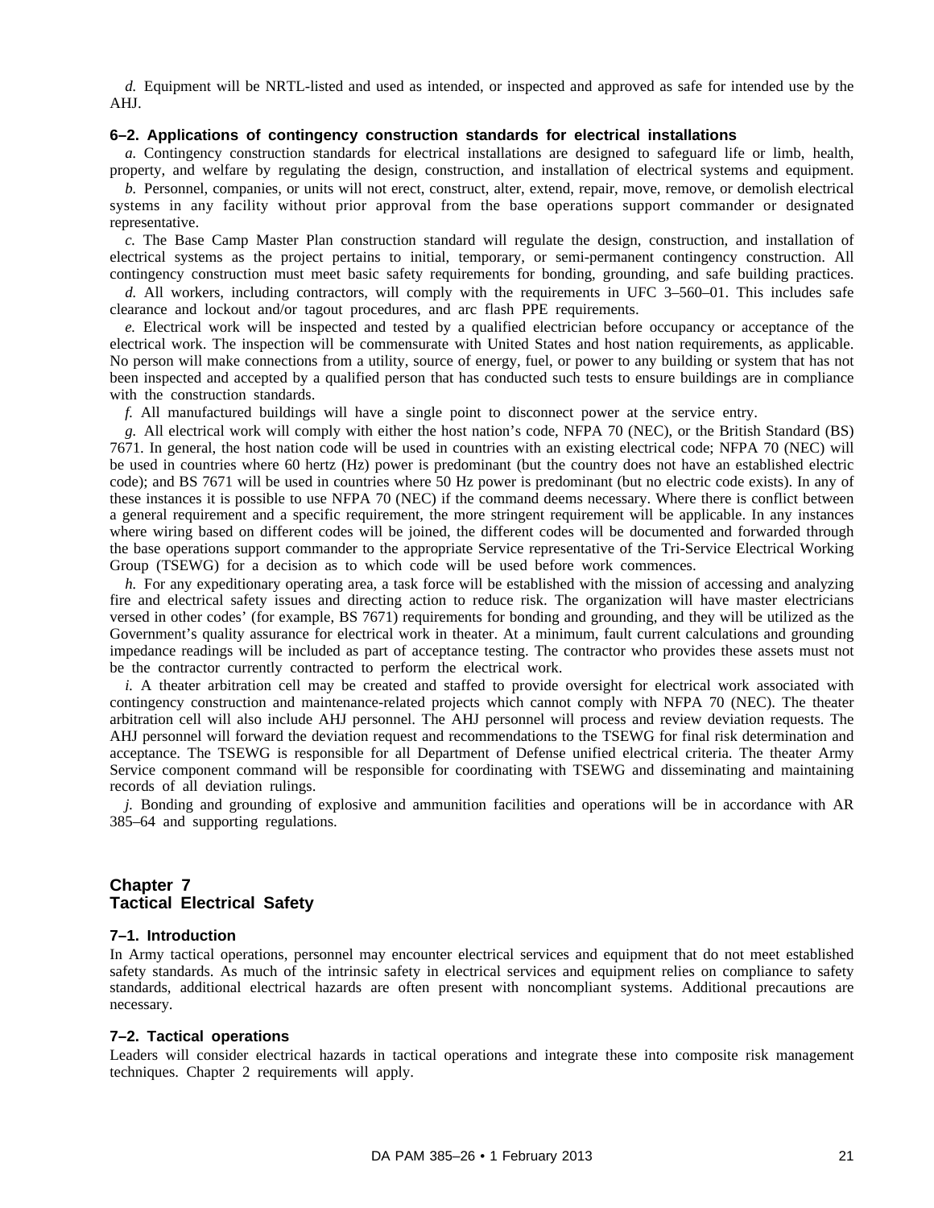*d.* Equipment will be NRTL-listed and used as intended, or inspected and approved as safe for intended use by the AHJ.

### 6–2. Applications of contingency construction standards for electrical installations

*a.* Contingency construction standards for electrical installations are designed to safeguard life or limb, health, property, and welfare by regulating the design, construction, and installation of electrical systems and equipment.

*b.* Personnel, companies, or units will not erect, construct, alter, extend, repair, move, remove, or demolish electrical systems in any facility without prior approval from the base operations support commander or designated representative.

*c.* The Base Camp Master Plan construction standard will regulate the design, construction, and installation of electrical systems as the project pertains to initial, temporary, or semi-permanent contingency construction. All contingency construction must meet basic safety requirements for bonding, grounding, and safe building practices.

*d.* All workers, including contractors, will comply with the requirements in UFC 3–560–01. This includes safe clearance and lockout and/or tagout procedures, and arc flash PPE requirements.

*e.* Electrical work will be inspected and tested by a qualified electrician before occupancy or acceptance of the electrical work. The inspection will be commensurate with United States and host nation requirements, as applicable. No person will make connections from a utility, source of energy, fuel, or power to any building or system that has not been inspected and accepted by a qualified person that has conducted such tests to ensure buildings are in compliance with the construction standards.

*f.* All manufactured buildings will have a single point to disconnect power at the service entry.

*g.* All electrical work will comply with either the host nation's code, NFPA 70 (NEC), or the British Standard (BS) 7671. In general, the host nation code will be used in countries with an existing electrical code; NFPA 70 (NEC) will be used in countries where 60 hertz (Hz) power is predominant (but the country does not have an established electric code); and BS 7671 will be used in countries where 50 Hz power is predominant (but no electric code exists). In any of these instances it is possible to use NFPA 70 (NEC) if the command deems necessary. Where there is conflict between a general requirement and a specific requirement, the more stringent requirement will be applicable. In any instances where wiring based on different codes will be joined, the different codes will be documented and forwarded through the base operations support commander to the appropriate Service representative of the Tri-Service Electrical Working Group (TSEWG) for a decision as to which code will be used before work commences.

*h.* For any expeditionary operating area, a task force will be established with the mission of accessing and analyzing fire and electrical safety issues and directing action to reduce risk. The organization will have master electricians versed in other codes' (for example, BS 7671) requirements for bonding and grounding, and they will be utilized as the Government's quality assurance for electrical work in theater. At a minimum, fault current calculations and grounding impedance readings will be included as part of acceptance testing. The contractor who provides these assets must not be the contractor currently contracted to perform the electrical work.

*i.* A theater arbitration cell may be created and staffed to provide oversight for electrical work associated with contingency construction and maintenance-related projects which cannot comply with NFPA 70 (NEC). The theater arbitration cell will also include AHJ personnel. The AHJ personnel will process and review deviation requests. The AHJ personnel will forward the deviation request and recommendations to the TSEWG for final risk determination and acceptance. The TSEWG is responsible for all Department of Defense unified electrical criteria. The theater Army Service component command will be responsible for coordinating with TSEWG and disseminating and maintaining records of all deviation rulings.

*j.* Bonding and grounding of explosive and ammunition facilities and operations will be in accordance with AR 385–64 and supporting regulations.

## Chapter 7
## Tactical Electrical Safety

### 7–1. Introduction

In Army tactical operations, personnel may encounter electrical services and equipment that do not meet established safety standards. As much of the intrinsic safety in electrical services and equipment relies on compliance to safety standards, additional electrical hazards are often present with noncompliant systems. Additional precautions are necessary.

### 7–2. Tactical operations

Leaders will consider electrical hazards in tactical operations and integrate these into composite risk management techniques. Chapter 2 requirements will apply.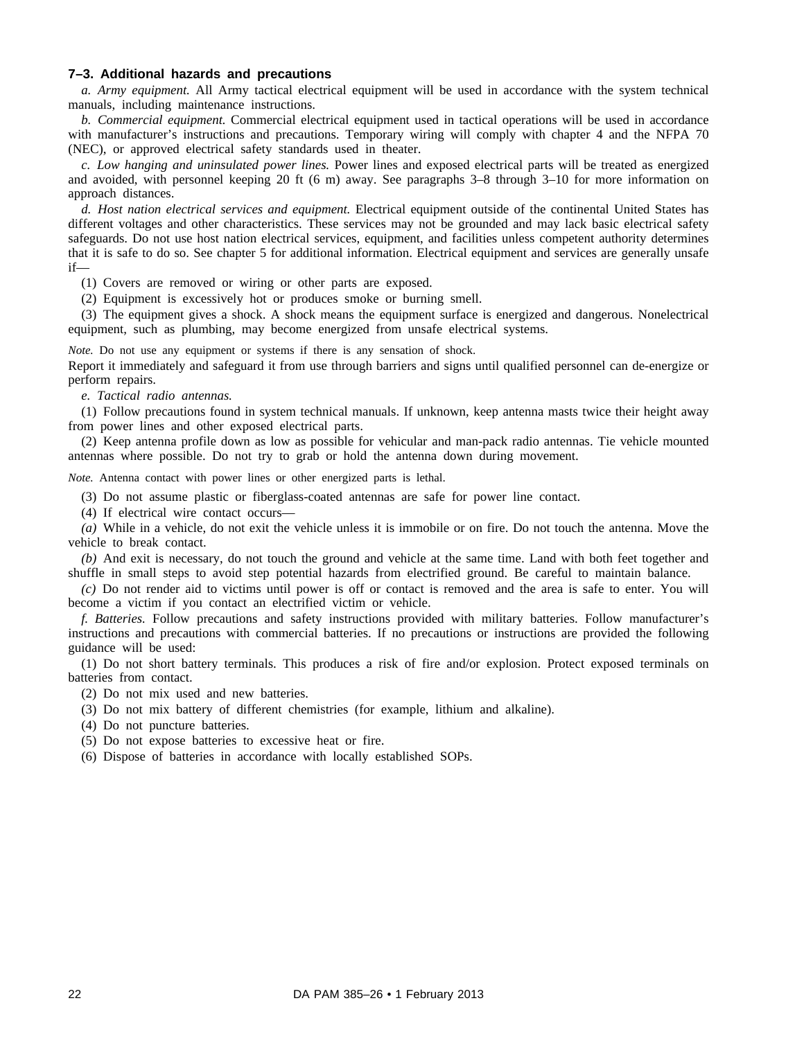### 7–3. Additional hazards and precautions

*a. Army equipment.* All Army tactical electrical equipment will be used in accordance with the system technical manuals, including maintenance instructions.

*b. Commercial equipment.* Commercial electrical equipment used in tactical operations will be used in accordance with manufacturer's instructions and precautions. Temporary wiring will comply with chapter 4 and the NFPA 70 (NEC), or approved electrical safety standards used in theater.

*c. Low hanging and uninsulated power lines.* Power lines and exposed electrical parts will be treated as energized and avoided, with personnel keeping 20 ft (6 m) away. See paragraphs 3–8 through 3–10 for more information on approach distances.

*d. Host nation electrical services and equipment.* Electrical equipment outside of the continental United States has different voltages and other characteristics. These services may not be grounded and may lack basic electrical safety safeguards. Do not use host nation electrical services, equipment, and facilities unless competent authority determines that it is safe to do so. See chapter 5 for additional information. Electrical equipment and services are generally unsafe if—

(1) Covers are removed or wiring or other parts are exposed.

(2) Equipment is excessively hot or produces smoke or burning smell.

(3) The equipment gives a shock. A shock means the equipment surface is energized and dangerous. Nonelectrical equipment, such as plumbing, may become energized from unsafe electrical systems.

*Note.* Do not use any equipment or systems if there is any sensation of shock.

Report it immediately and safeguard it from use through barriers and signs until qualified personnel can de-energize or perform repairs.

*e. Tactical radio antennas.*

(1) Follow precautions found in system technical manuals. If unknown, keep antenna masts twice their height away from power lines and other exposed electrical parts.

(2) Keep antenna profile down as low as possible for vehicular and man-pack radio antennas. Tie vehicle mounted antennas where possible. Do not try to grab or hold the antenna down during movement.

*Note.* Antenna contact with power lines or other energized parts is lethal.

(3) Do not assume plastic or fiberglass-coated antennas are safe for power line contact.

(4) If electrical wire contact occurs—

*(a)* While in a vehicle, do not exit the vehicle unless it is immobile or on fire. Do not touch the antenna. Move the vehicle to break contact.

*(b)* And exit is necessary, do not touch the ground and vehicle at the same time. Land with both feet together and shuffle in small steps to avoid step potential hazards from electrified ground. Be careful to maintain balance.

*(c)* Do not render aid to victims until power is off or contact is removed and the area is safe to enter. You will become a victim if you contact an electrified victim or vehicle.

*f. Batteries.* Follow precautions and safety instructions provided with military batteries. Follow manufacturer's instructions and precautions with commercial batteries. If no precautions or instructions are provided the following guidance will be used:

(1) Do not short battery terminals. This produces a risk of fire and/or explosion. Protect exposed terminals on batteries from contact.

(2) Do not mix used and new batteries.

(3) Do not mix battery of different chemistries (for example, lithium and alkaline).

(4) Do not puncture batteries.

(5) Do not expose batteries to excessive heat or fire.

(6) Dispose of batteries in accordance with locally established SOPs.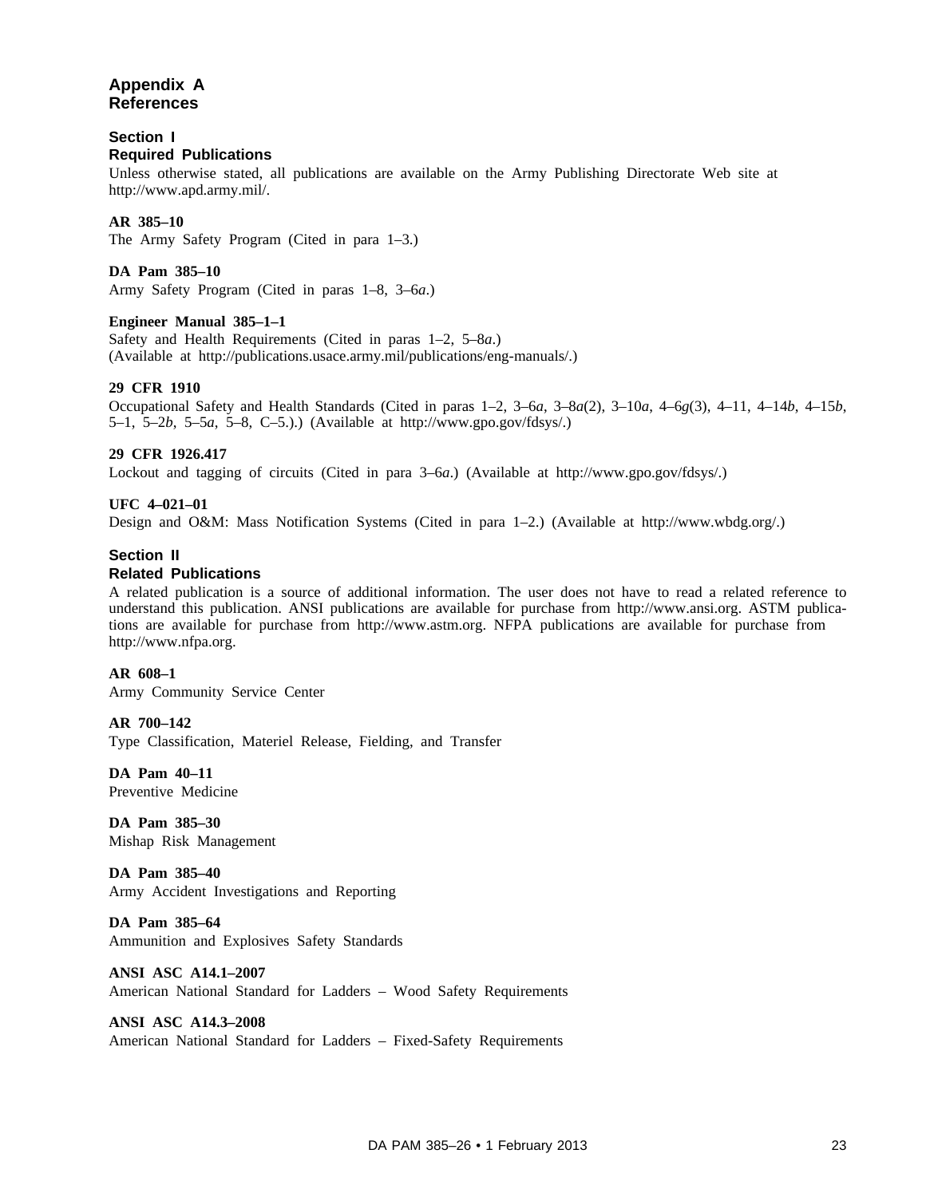# Appendix A
# References

## Section I
## Required Publications

Unless otherwise stated, all publications are available on the Army Publishing Directorate Web site at http://www.apd.army.mil/.

**AR 385–10**
The Army Safety Program (Cited in para 1–3.)

**DA Pam 385–10**
Army Safety Program (Cited in paras 1–8, 3–6*a*.)

**Engineer Manual 385–1–1**
Safety and Health Requirements (Cited in paras 1–2, 5–8*a*.)
(Available at http://publications.usace.army.mil/publications/eng-manuals/.)

**29 CFR 1910**
Occupational Safety and Health Standards (Cited in paras 1–2, 3–6*a*, 3–8*a*(2), 3–10*a*, 4–6*g*(3), 4–11, 4–14*b*, 4–15*b*, 5–1, 5–2*b*, 5–5*a*, 5–8, C–5.).) (Available at http://www.gpo.gov/fdsys/.)

**29 CFR 1926.417**
Lockout and tagging of circuits (Cited in para 3–6*a*.) (Available at http://www.gpo.gov/fdsys/.)

**UFC 4–021–01**
Design and O&M: Mass Notification Systems (Cited in para 1–2.) (Available at http://www.wbdg.org/.)

## Section II
## Related Publications

A related publication is a source of additional information. The user does not have to read a related reference to understand this publication. ANSI publications are available for purchase from http://www.ansi.org. ASTM publications are available for purchase from http://www.astm.org. NFPA publications are available for purchase from http://www.nfpa.org.

**AR 608–1**
Army Community Service Center

**AR 700–142**
Type Classification, Materiel Release, Fielding, and Transfer

**DA Pam 40–11**
Preventive Medicine

**DA Pam 385–30**
Mishap Risk Management

**DA Pam 385–40**
Army Accident Investigations and Reporting

**DA Pam 385–64**
Ammunition and Explosives Safety Standards

**ANSI ASC A14.1–2007**
American National Standard for Ladders – Wood Safety Requirements

**ANSI ASC A14.3–2008**
American National Standard for Ladders – Fixed-Safety Requirements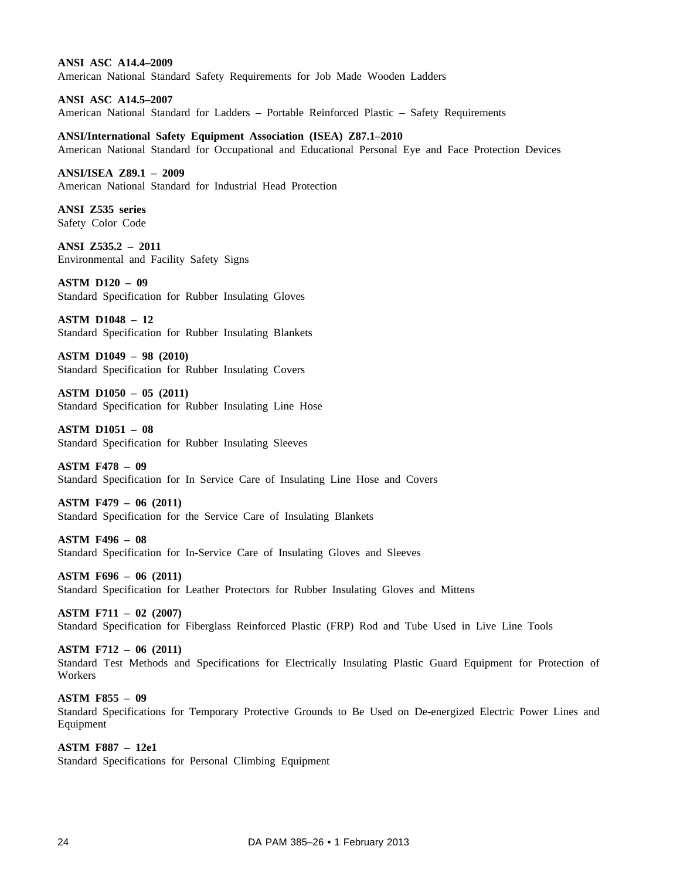**ANSI ASC A14.4–2009**
American National Standard Safety Requirements for Job Made Wooden Ladders

**ANSI ASC A14.5–2007**
American National Standard for Ladders – Portable Reinforced Plastic – Safety Requirements

**ANSI/International Safety Equipment Association (ISEA) Z87.1–2010**
American National Standard for Occupational and Educational Personal Eye and Face Protection Devices

**ANSI/ISEA Z89.1 – 2009**
American National Standard for Industrial Head Protection

**ANSI Z535 series**
Safety Color Code

**ANSI Z535.2 – 2011**
Environmental and Facility Safety Signs

**ASTM D120 – 09**
Standard Specification for Rubber Insulating Gloves

**ASTM D1048 – 12**
Standard Specification for Rubber Insulating Blankets

**ASTM D1049 – 98 (2010)**
Standard Specification for Rubber Insulating Covers

**ASTM D1050 – 05 (2011)**
Standard Specification for Rubber Insulating Line Hose

**ASTM D1051 – 08**
Standard Specification for Rubber Insulating Sleeves

**ASTM F478 – 09**
Standard Specification for In Service Care of Insulating Line Hose and Covers

**ASTM F479 – 06 (2011)**
Standard Specification for the Service Care of Insulating Blankets

**ASTM F496 – 08**
Standard Specification for In-Service Care of Insulating Gloves and Sleeves

**ASTM F696 – 06 (2011)**
Standard Specification for Leather Protectors for Rubber Insulating Gloves and Mittens

**ASTM F711 – 02 (2007)**
Standard Specification for Fiberglass Reinforced Plastic (FRP) Rod and Tube Used in Live Line Tools

**ASTM F712 – 06 (2011)**
Standard Test Methods and Specifications for Electrically Insulating Plastic Guard Equipment for Protection of Workers

**ASTM F855 – 09**
Standard Specifications for Temporary Protective Grounds to Be Used on De-energized Electric Power Lines and Equipment

**ASTM F887 – 12e1**
Standard Specifications for Personal Climbing Equipment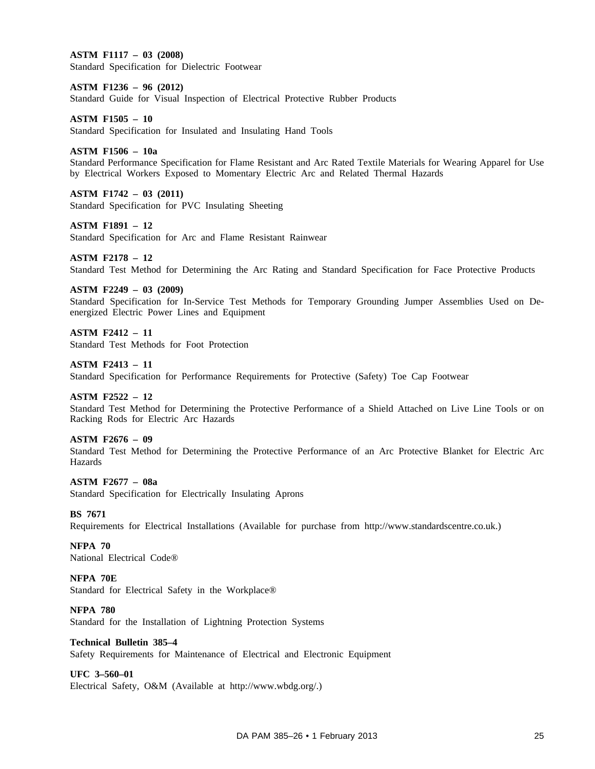**ASTM F1117 – 03 (2008)**
Standard Specification for Dielectric Footwear

**ASTM F1236 – 96 (2012)**
Standard Guide for Visual Inspection of Electrical Protective Rubber Products

**ASTM F1505 – 10**
Standard Specification for Insulated and Insulating Hand Tools

**ASTM F1506 – 10a**
Standard Performance Specification for Flame Resistant and Arc Rated Textile Materials for Wearing Apparel for Use by Electrical Workers Exposed to Momentary Electric Arc and Related Thermal Hazards

**ASTM F1742 – 03 (2011)**
Standard Specification for PVC Insulating Sheeting

**ASTM F1891 – 12**
Standard Specification for Arc and Flame Resistant Rainwear

**ASTM F2178 – 12**
Standard Test Method for Determining the Arc Rating and Standard Specification for Face Protective Products

**ASTM F2249 – 03 (2009)**
Standard Specification for In-Service Test Methods for Temporary Grounding Jumper Assemblies Used on De-energized Electric Power Lines and Equipment

**ASTM F2412 – 11**
Standard Test Methods for Foot Protection

**ASTM F2413 – 11**
Standard Specification for Performance Requirements for Protective (Safety) Toe Cap Footwear

**ASTM F2522 – 12**
Standard Test Method for Determining the Protective Performance of a Shield Attached on Live Line Tools or on Racking Rods for Electric Arc Hazards

**ASTM F2676 – 09**
Standard Test Method for Determining the Protective Performance of an Arc Protective Blanket for Electric Arc Hazards

**ASTM F2677 – 08a**
Standard Specification for Electrically Insulating Aprons

**BS 7671**
Requirements for Electrical Installations (Available for purchase from http://www.standardscentre.co.uk.)

**NFPA 70**
National Electrical Code®

**NFPA 70E**
Standard for Electrical Safety in the Workplace®

**NFPA 780**
Standard for the Installation of Lightning Protection Systems

**Technical Bulletin 385–4**
Safety Requirements for Maintenance of Electrical and Electronic Equipment

**UFC 3–560–01**
Electrical Safety, O&M (Available at http://www.wbdg.org/.)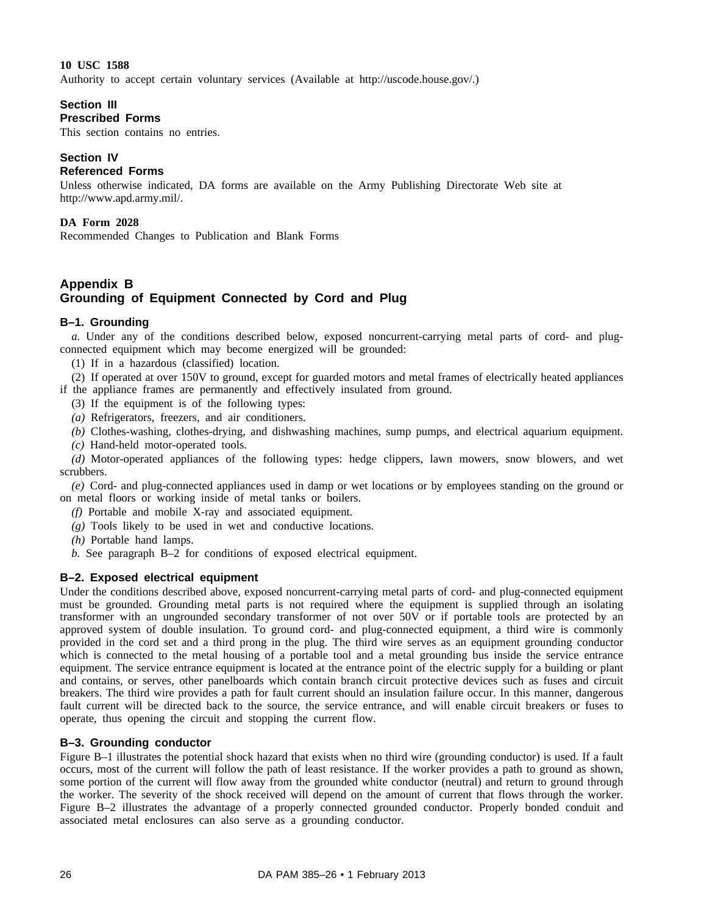**10 USC 1588**
Authority to accept certain voluntary services (Available at http://uscode.house.gov/.)

## Section III
## Prescribed Forms

This section contains no entries.

## Section IV
## Referenced Forms

Unless otherwise indicated, DA forms are available on the Army Publishing Directorate Web site at http://www.apd.army.mil/.

**DA Form 2028**
Recommended Changes to Publication and Blank Forms

# Appendix B
# Grounding of Equipment Connected by Cord and Plug

### B–1. Grounding

*a.* Under any of the conditions described below, exposed noncurrent-carrying metal parts of cord- and plug-connected equipment which may become energized will be grounded:

(1) If in a hazardous (classified) location.

(2) If operated at over 150V to ground, except for guarded motors and metal frames of electrically heated appliances if the appliance frames are permanently and effectively insulated from ground.

(3) If the equipment is of the following types:

*(a)* Refrigerators, freezers, and air conditioners.

*(b)* Clothes-washing, clothes-drying, and dishwashing machines, sump pumps, and electrical aquarium equipment.

*(c)* Hand-held motor-operated tools.

*(d)* Motor-operated appliances of the following types: hedge clippers, lawn mowers, snow blowers, and wet scrubbers.

*(e)* Cord- and plug-connected appliances used in damp or wet locations or by employees standing on the ground or on metal floors or working inside of metal tanks or boilers.

*(f)* Portable and mobile X-ray and associated equipment.

*(g)* Tools likely to be used in wet and conductive locations.

*(h)* Portable hand lamps.

*b.* See paragraph B–2 for conditions of exposed electrical equipment.

### B–2. Exposed electrical equipment

Under the conditions described above, exposed noncurrent-carrying metal parts of cord- and plug-connected equipment must be grounded. Grounding metal parts is not required where the equipment is supplied through an isolating transformer with an ungrounded secondary transformer of not over 50V or if portable tools are protected by an approved system of double insulation. To ground cord- and plug-connected equipment, a third wire is commonly provided in the cord set and a third prong in the plug. The third wire serves as an equipment grounding conductor which is connected to the metal housing of a portable tool and a metal grounding bus inside the service entrance equipment. The service entrance equipment is located at the entrance point of the electric supply for a building or plant and contains, or serves, other panelboards which contain branch circuit protective devices such as fuses and circuit breakers. The third wire provides a path for fault current should an insulation failure occur. In this manner, dangerous fault current will be directed back to the source, the service entrance, and will enable circuit breakers or fuses to operate, thus opening the circuit and stopping the current flow.

### B–3. Grounding conductor

Figure B–1 illustrates the potential shock hazard that exists when no third wire (grounding conductor) is used. If a fault occurs, most of the current will follow the path of least resistance. If the worker provides a path to ground as shown, some portion of the current will flow away from the grounded white conductor (neutral) and return to ground through the worker. The severity of the shock received will depend on the amount of current that flows through the worker. Figure B–2 illustrates the advantage of a properly connected grounded conductor. Properly bonded conduit and associated metal enclosures can also serve as a grounding conductor.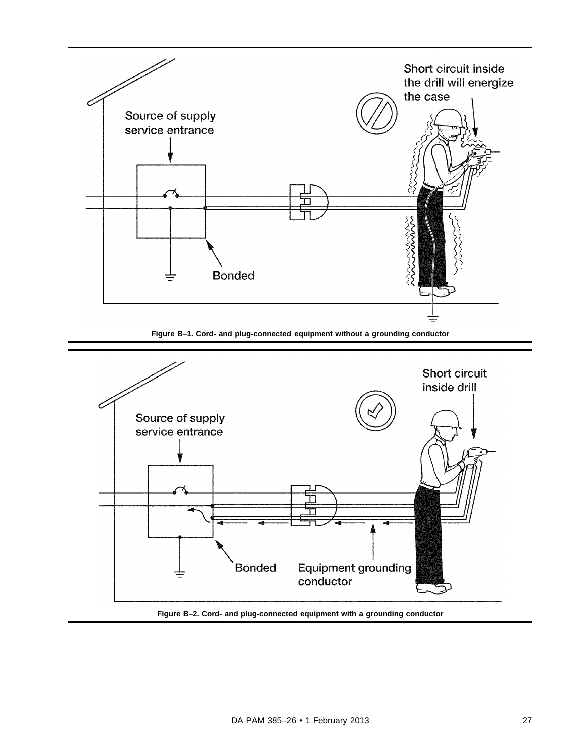Figure B–1. Cord- and plug-connected equipment without a grounding conductor

Figure B–2. Cord- and plug-connected equipment with a grounding conductor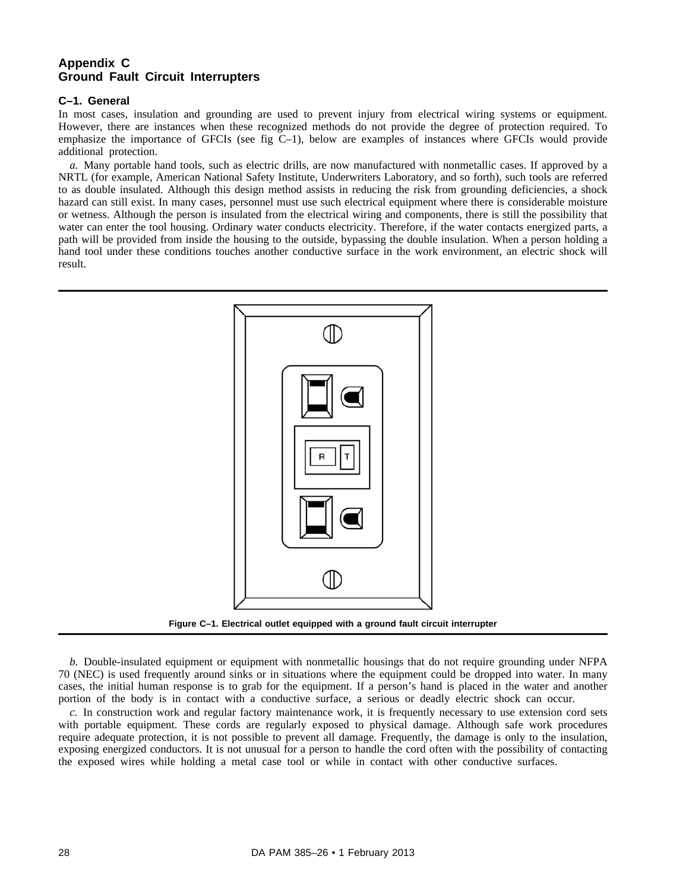# Appendix C
# Ground Fault Circuit Interrupters

## C–1. General

In most cases, insulation and grounding are used to prevent injury from electrical wiring systems or equipment. However, there are instances when these recognized methods do not provide the degree of protection required. To emphasize the importance of GFCIs (see fig C–1), below are examples of instances where GFCIs would provide additional protection.

*a.* Many portable hand tools, such as electric drills, are now manufactured with nonmetallic cases. If approved by a NRTL (for example, American National Safety Institute, Underwriters Laboratory, and so forth), such tools are referred to as double insulated. Although this design method assists in reducing the risk from grounding deficiencies, a shock hazard can still exist. In many cases, personnel must use such electrical equipment where there is considerable moisture or wetness. Although the person is insulated from the electrical wiring and components, there is still the possibility that water can enter the tool housing. Ordinary water conducts electricity. Therefore, if the water contacts energized parts, a path will be provided from inside the housing to the outside, bypassing the double insulation. When a person holding a hand tool under these conditions touches another conductive surface in the work environment, an electric shock will result.

**Figure C–1. Electrical outlet equipped with a ground fault circuit interrupter**

*b.* Double-insulated equipment or equipment with nonmetallic housings that do not require grounding under NFPA 70 (NEC) is used frequently around sinks or in situations where the equipment could be dropped into water. In many cases, the initial human response is to grab for the equipment. If a person's hand is placed in the water and another portion of the body is in contact with a conductive surface, a serious or deadly electric shock can occur.

*c.* In construction work and regular factory maintenance work, it is frequently necessary to use extension cord sets with portable equipment. These cords are regularly exposed to physical damage. Although safe work procedures require adequate protection, it is not possible to prevent all damage. Frequently, the damage is only to the insulation, exposing energized conductors. It is not unusual for a person to handle the cord often with the possibility of contacting the exposed wires while holding a metal case tool or while in contact with other conductive surfaces.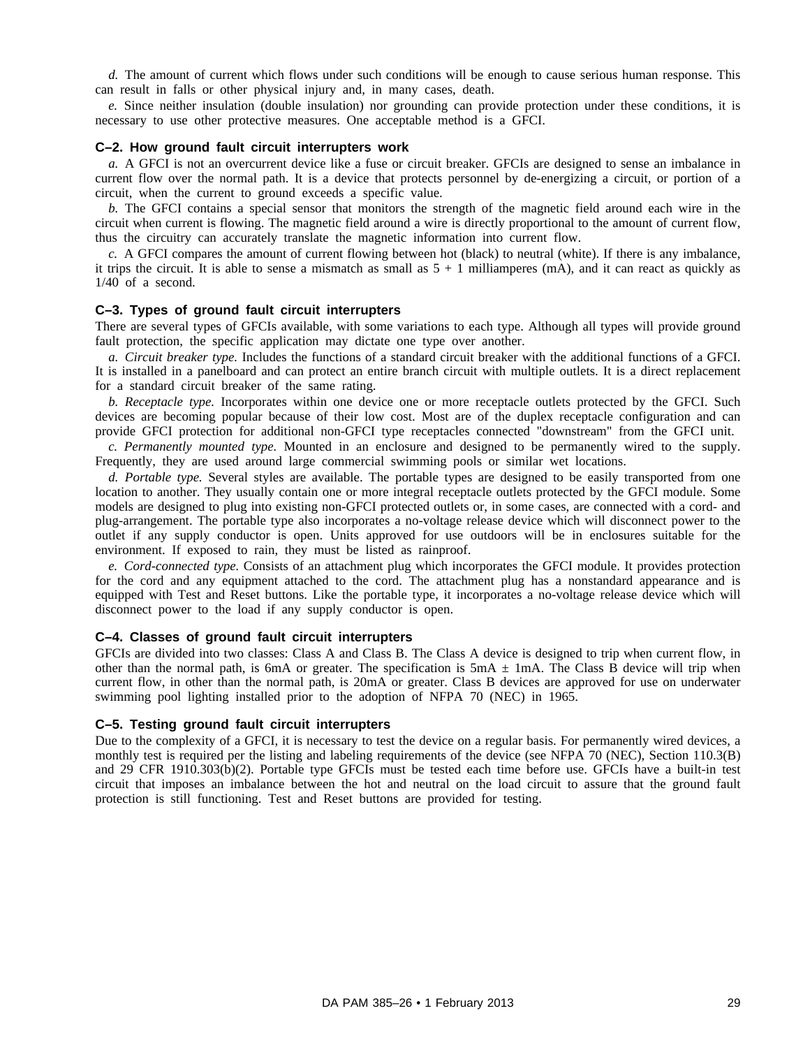*d.* The amount of current which flows under such conditions will be enough to cause serious human response. This can result in falls or other physical injury and, in many cases, death.

*e.* Since neither insulation (double insulation) nor grounding can provide protection under these conditions, it is necessary to use other protective measures. One acceptable method is a GFCI.

### C–2. How ground fault circuit interrupters work

*a.* A GFCI is not an overcurrent device like a fuse or circuit breaker. GFCIs are designed to sense an imbalance in current flow over the normal path. It is a device that protects personnel by de-energizing a circuit, or portion of a circuit, when the current to ground exceeds a specific value.

*b.* The GFCI contains a special sensor that monitors the strength of the magnetic field around each wire in the circuit when current is flowing. The magnetic field around a wire is directly proportional to the amount of current flow, thus the circuitry can accurately translate the magnetic information into current flow.

*c.* A GFCI compares the amount of current flowing between hot (black) to neutral (white). If there is any imbalance, it trips the circuit. It is able to sense a mismatch as small as 5 + 1 milliamperes (mA), and it can react as quickly as 1/40 of a second.

### C–3. Types of ground fault circuit interrupters

There are several types of GFCIs available, with some variations to each type. Although all types will provide ground fault protection, the specific application may dictate one type over another.

*a. Circuit breaker type.* Includes the functions of a standard circuit breaker with the additional functions of a GFCI. It is installed in a panelboard and can protect an entire branch circuit with multiple outlets. It is a direct replacement for a standard circuit breaker of the same rating.

*b. Receptacle type.* Incorporates within one device one or more receptacle outlets protected by the GFCI. Such devices are becoming popular because of their low cost. Most are of the duplex receptacle configuration and can provide GFCI protection for additional non-GFCI type receptacles connected "downstream" from the GFCI unit.

*c. Permanently mounted type.* Mounted in an enclosure and designed to be permanently wired to the supply. Frequently, they are used around large commercial swimming pools or similar wet locations.

*d. Portable type.* Several styles are available. The portable types are designed to be easily transported from one location to another. They usually contain one or more integral receptacle outlets protected by the GFCI module. Some models are designed to plug into existing non-GFCI protected outlets or, in some cases, are connected with a cord- and plug-arrangement. The portable type also incorporates a no-voltage release device which will disconnect power to the outlet if any supply conductor is open. Units approved for use outdoors will be in enclosures suitable for the environment. If exposed to rain, they must be listed as rainproof.

*e. Cord-connected type.* Consists of an attachment plug which incorporates the GFCI module. It provides protection for the cord and any equipment attached to the cord. The attachment plug has a nonstandard appearance and is equipped with Test and Reset buttons. Like the portable type, it incorporates a no-voltage release device which will disconnect power to the load if any supply conductor is open.

### C–4. Classes of ground fault circuit interrupters

GFCIs are divided into two classes: Class A and Class B. The Class A device is designed to trip when current flow, in other than the normal path, is 6mA or greater. The specification is 5mA ± 1mA. The Class B device will trip when current flow, in other than the normal path, is 20mA or greater. Class B devices are approved for use on underwater swimming pool lighting installed prior to the adoption of NFPA 70 (NEC) in 1965.

### C–5. Testing ground fault circuit interrupters

Due to the complexity of a GFCI, it is necessary to test the device on a regular basis. For permanently wired devices, a monthly test is required per the listing and labeling requirements of the device (see NFPA 70 (NEC), Section 110.3(B) and 29 CFR 1910.303(b)(2). Portable type GFCIs must be tested each time before use. GFCIs have a built-in test circuit that imposes an imbalance between the hot and neutral on the load circuit to assure that the ground fault protection is still functioning. Test and Reset buttons are provided for testing.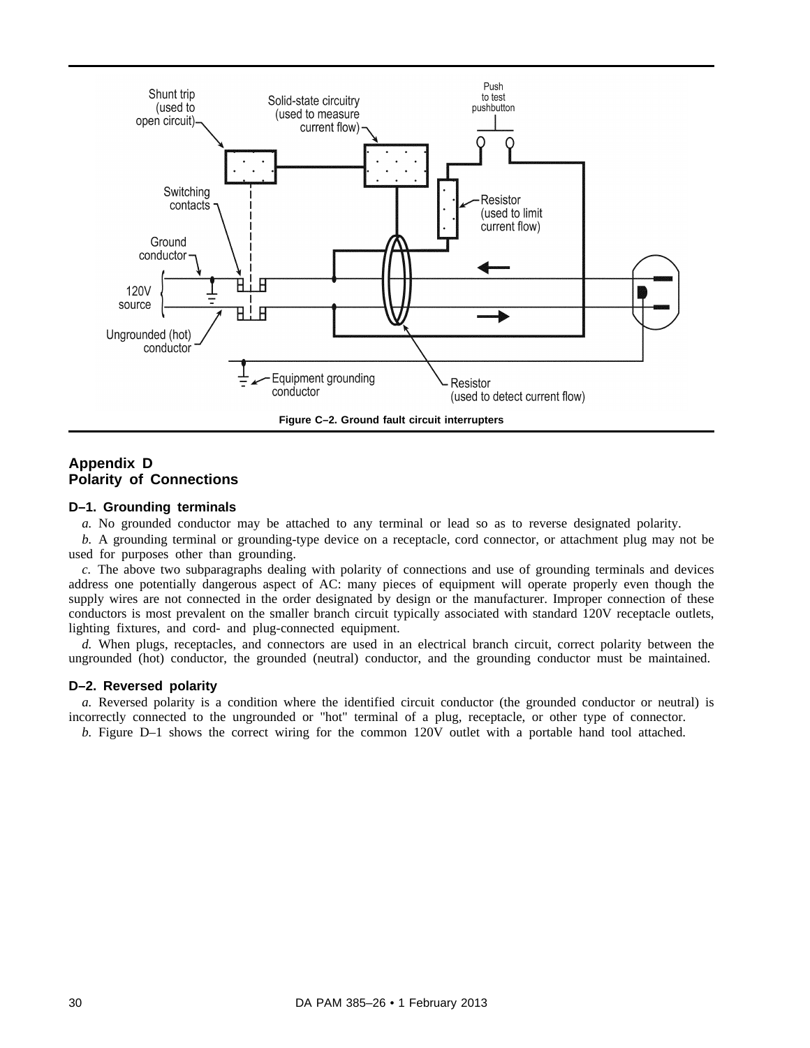Figure C–2. Ground fault circuit interrupters

## Appendix D
## Polarity of Connections

### D–1. Grounding terminals

*a.* No grounded conductor may be attached to any terminal or lead so as to reverse designated polarity.

*b.* A grounding terminal or grounding-type device on a receptacle, cord connector, or attachment plug may not be used for purposes other than grounding.

*c.* The above two subparagraphs dealing with polarity of connections and use of grounding terminals and devices address one potentially dangerous aspect of AC: many pieces of equipment will operate properly even though the supply wires are not connected in the order designated by design or the manufacturer. Improper connection of these conductors is most prevalent on the smaller branch circuit typically associated with standard 120V receptacle outlets, lighting fixtures, and cord- and plug-connected equipment.

*d.* When plugs, receptacles, and connectors are used in an electrical branch circuit, correct polarity between the ungrounded (hot) conductor, the grounded (neutral) conductor, and the grounding conductor must be maintained.

### D–2. Reversed polarity

*a.* Reversed polarity is a condition where the identified circuit conductor (the grounded conductor or neutral) is incorrectly connected to the ungrounded or "hot" terminal of a plug, receptacle, or other type of connector.

*b.* Figure D–1 shows the correct wiring for the common 120V outlet with a portable hand tool attached.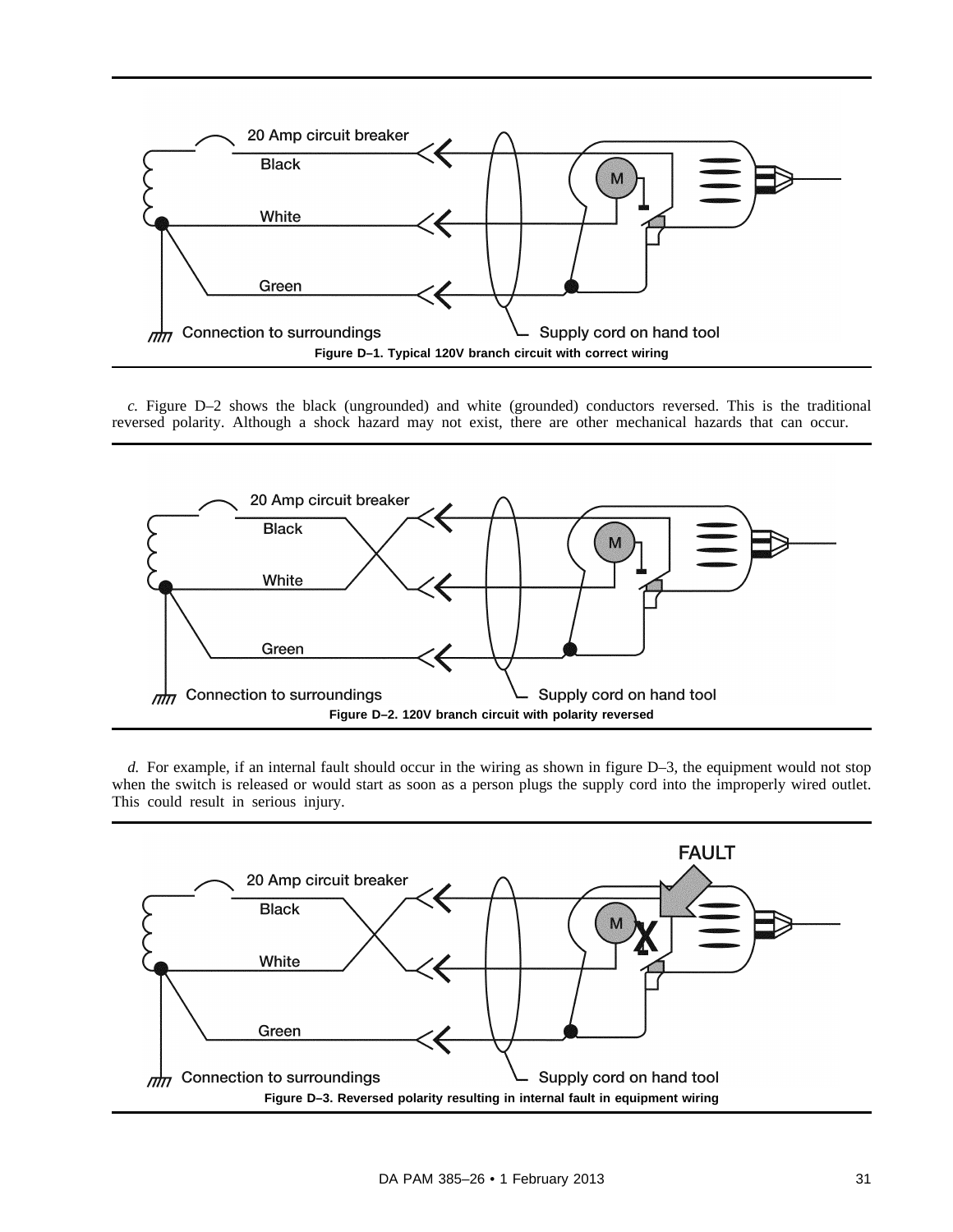Figure D–1. Typical 120V branch circuit with correct wiring

*c.* Figure D–2 shows the black (ungrounded) and white (grounded) conductors reversed. This is the traditional reversed polarity. Although a shock hazard may not exist, there are other mechanical hazards that can occur.

Figure D–2. 120V branch circuit with polarity reversed

*d.* For example, if an internal fault should occur in the wiring as shown in figure D–3, the equipment would not stop when the switch is released or would start as soon as a person plugs the supply cord into the improperly wired outlet. This could result in serious injury.

Figure D–3. Reversed polarity resulting in internal fault in equipment wiring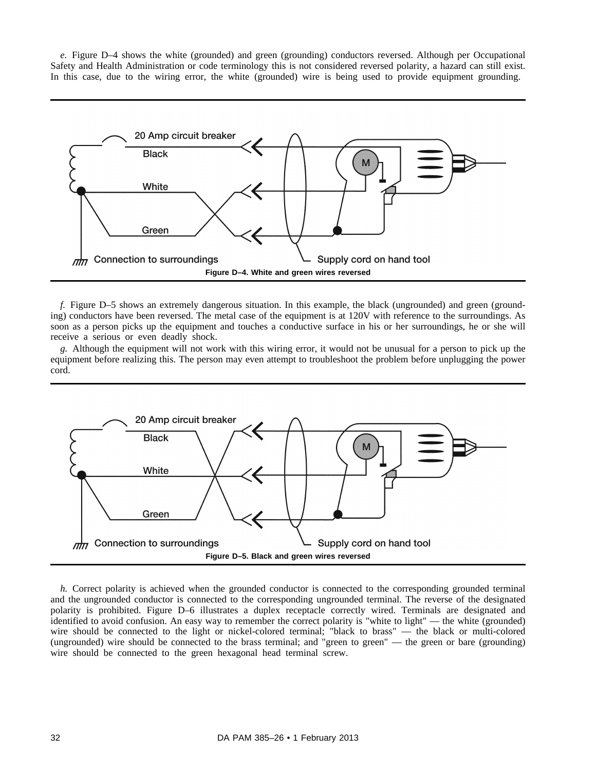*e.* Figure D–4 shows the white (grounded) and green (grounding) conductors reversed. Although per Occupational Safety and Health Administration or code terminology this is not considered reversed polarity, a hazard can still exist. In this case, due to the wiring error, the white (grounded) wire is being used to provide equipment grounding.

**Figure D–4. White and green wires reversed**

*f.* Figure D–5 shows an extremely dangerous situation. In this example, the black (ungrounded) and green (grounding) conductors have been reversed. The metal case of the equipment is at 120V with reference to the surroundings. As soon as a person picks up the equipment and touches a conductive surface in his or her surroundings, he or she will receive a serious or even deadly shock.

*g.* Although the equipment will not work with this wiring error, it would not be unusual for a person to pick up the equipment before realizing this. The person may even attempt to troubleshoot the problem before unplugging the power cord.

**Figure D–5. Black and green wires reversed**

*h.* Correct polarity is achieved when the grounded conductor is connected to the corresponding grounded terminal and the ungrounded conductor is connected to the corresponding ungrounded terminal. The reverse of the designated polarity is prohibited. Figure D–6 illustrates a duplex receptacle correctly wired. Terminals are designated and identified to avoid confusion. An easy way to remember the correct polarity is "white to light" — the white (grounded) wire should be connected to the light or nickel-colored terminal; "black to brass" — the black or multi-colored (ungrounded) wire should be connected to the brass terminal; and "green to green" — the green or bare (grounding) wire should be connected to the green hexagonal head terminal screw.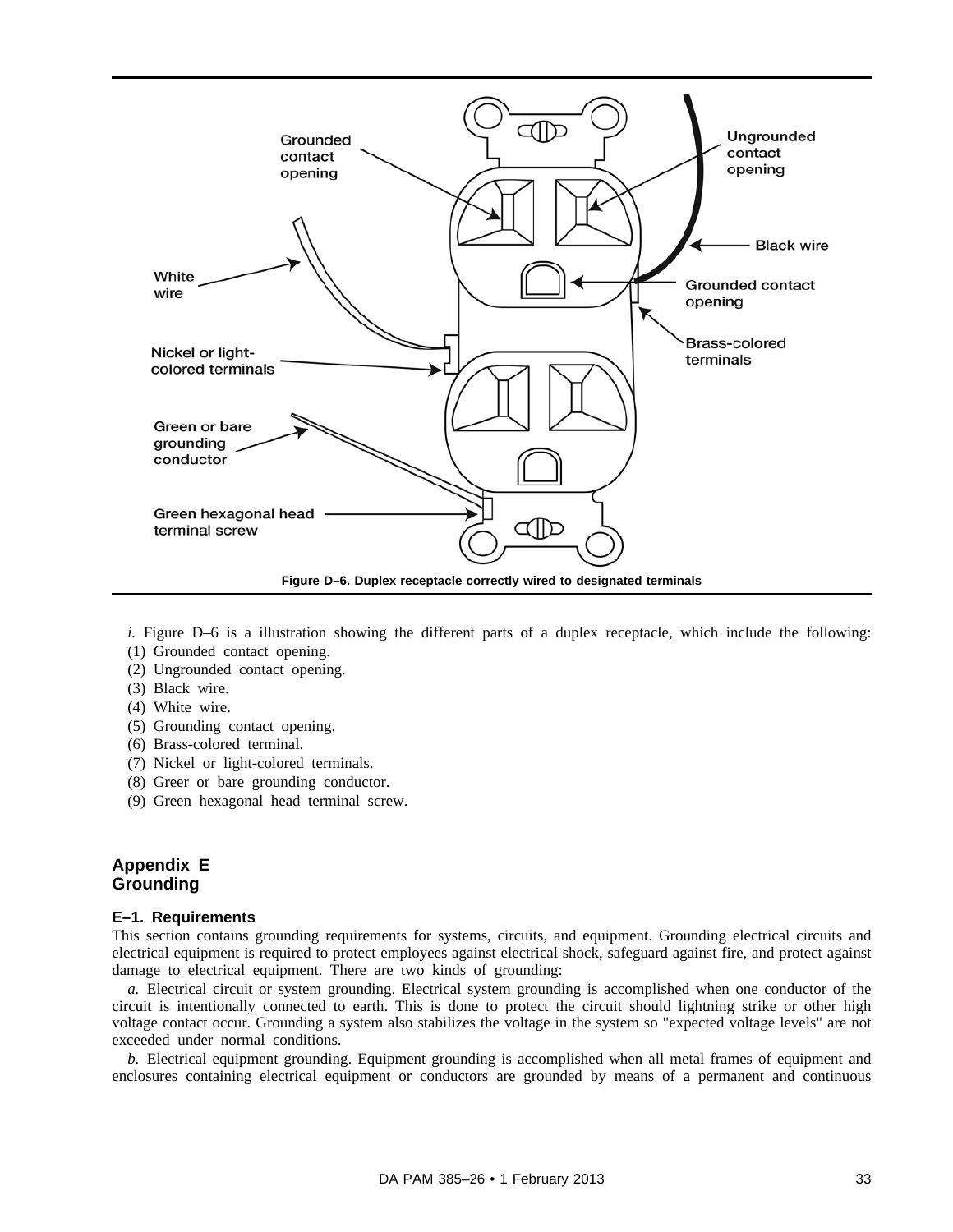Figure D–6. Duplex receptacle correctly wired to designated terminals

*i.* Figure D–6 is a illustration showing the different parts of a duplex receptacle, which include the following:
(1) Grounded contact opening.
(2) Ungrounded contact opening.
(3) Black wire.
(4) White wire.
(5) Grounding contact opening.
(6) Brass-colored terminal.
(7) Nickel or light-colored terminals.
(8) Greer or bare grounding conductor.
(9) Green hexagonal head terminal screw.

## Appendix E
## Grounding

### E–1. Requirements

This section contains grounding requirements for systems, circuits, and equipment. Grounding electrical circuits and electrical equipment is required to protect employees against electrical shock, safeguard against fire, and protect against damage to electrical equipment. There are two kinds of grounding:

*a.* Electrical circuit or system grounding. Electrical system grounding is accomplished when one conductor of the circuit is intentionally connected to earth. This is done to protect the circuit should lightning strike or other high voltage contact occur. Grounding a system also stabilizes the voltage in the system so "expected voltage levels" are not exceeded under normal conditions.

*b.* Electrical equipment grounding. Equipment grounding is accomplished when all metal frames of equipment and enclosures containing electrical equipment or conductors are grounded by means of a permanent and continuous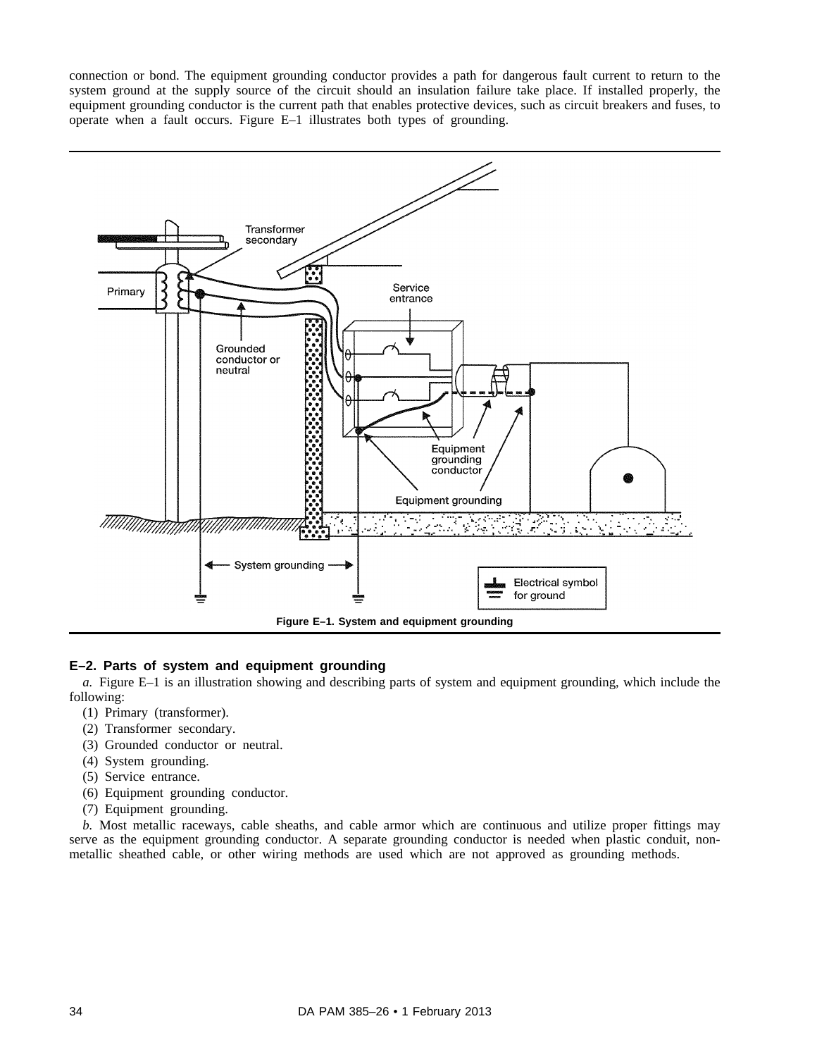connection or bond. The equipment grounding conductor provides a path for dangerous fault current to return to the system ground at the supply source of the circuit should an insulation failure take place. If installed properly, the equipment grounding conductor is the current path that enables protective devices, such as circuit breakers and fuses, to operate when a fault occurs. Figure E–1 illustrates both types of grounding.

**Figure E–1. System and equipment grounding**

## E–2. Parts of system and equipment grounding

*a.* Figure E–1 is an illustration showing and describing parts of system and equipment grounding, which include the following:

(1) Primary (transformer).
(2) Transformer secondary.
(3) Grounded conductor or neutral.
(4) System grounding.
(5) Service entrance.
(6) Equipment grounding conductor.
(7) Equipment grounding.

*b.* Most metallic raceways, cable sheaths, and cable armor which are continuous and utilize proper fittings may serve as the equipment grounding conductor. A separate grounding conductor is needed when plastic conduit, non-metallic sheathed cable, or other wiring methods are used which are not approved as grounding methods.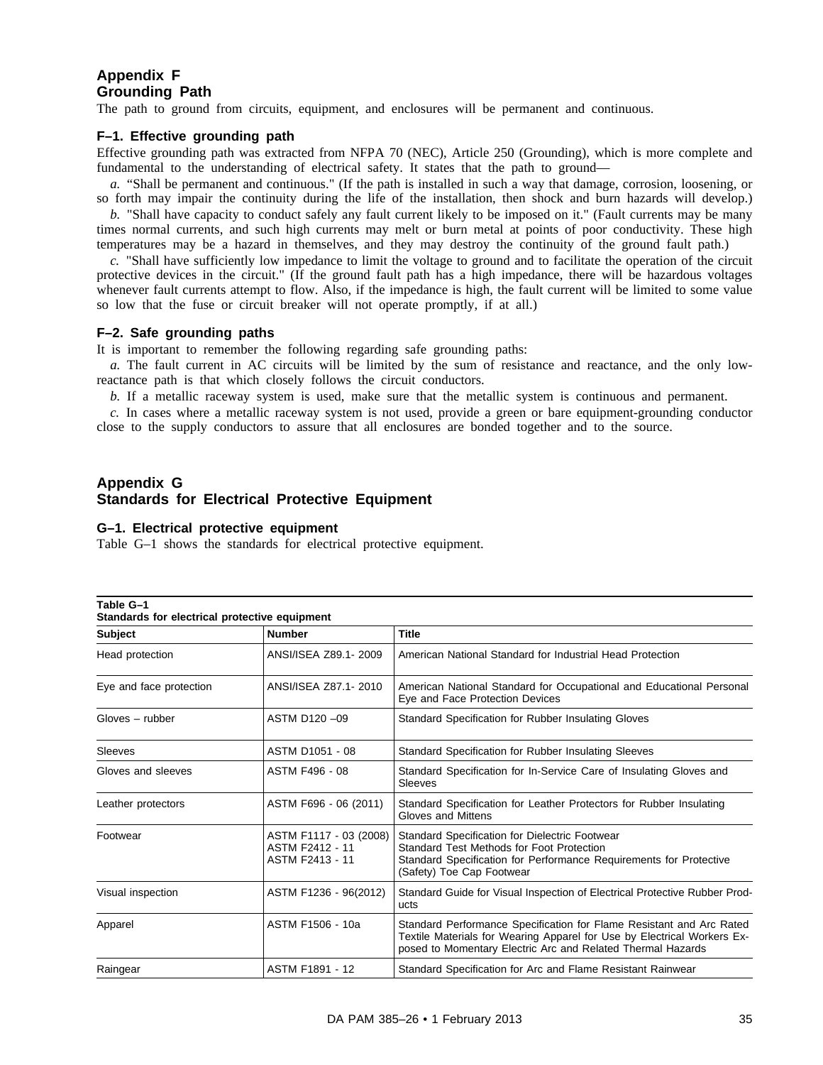## Appendix F
## Grounding Path

The path to ground from circuits, equipment, and enclosures will be permanent and continuous.

### F–1. Effective grounding path

Effective grounding path was extracted from NFPA 70 (NEC), Article 250 (Grounding), which is more complete and fundamental to the understanding of electrical safety. It states that the path to ground—

*a.* "Shall be permanent and continuous." (If the path is installed in such a way that damage, corrosion, loosening, or so forth may impair the continuity during the life of the installation, then shock and burn hazards will develop.)

*b.* "Shall have capacity to conduct safely any fault current likely to be imposed on it." (Fault currents may be many times normal currents, and such high currents may melt or burn metal at points of poor conductivity. These high temperatures may be a hazard in themselves, and they may destroy the continuity of the ground fault path.)

*c.* "Shall have sufficiently low impedance to limit the voltage to ground and to facilitate the operation of the circuit protective devices in the circuit." (If the ground fault path has a high impedance, there will be hazardous voltages whenever fault currents attempt to flow. Also, if the impedance is high, the fault current will be limited to some value so low that the fuse or circuit breaker will not operate promptly, if at all.)

### F–2. Safe grounding paths

It is important to remember the following regarding safe grounding paths:

*a.* The fault current in AC circuits will be limited by the sum of resistance and reactance, and the only low-reactance path is that which closely follows the circuit conductors.

*b.* If a metallic raceway system is used, make sure that the metallic system is continuous and permanent.

*c.* In cases where a metallic raceway system is not used, provide a green or bare equipment-grounding conductor close to the supply conductors to assure that all enclosures are bonded together and to the source.

## Appendix G
## Standards for Electrical Protective Equipment

### G–1. Electrical protective equipment

Table G–1 shows the standards for electrical protective equipment.

**Table G–1**
**Standards for electrical protective equipment**

| Subject | Number | Title |
|---|---|---|
| Head protection | ANSI/ISEA Z89.1- 2009 | American National Standard for Industrial Head Protection |
| Eye and face protection | ANSI/ISEA Z87.1- 2010 | American National Standard for Occupational and Educational Personal Eye and Face Protection Devices |
| Gloves – rubber | ASTM D120 –09 | Standard Specification for Rubber Insulating Gloves |
| Sleeves | ASTM D1051 - 08 | Standard Specification for Rubber Insulating Sleeves |
| Gloves and sleeves | ASTM F496 - 08 | Standard Specification for In-Service Care of Insulating Gloves and Sleeves |
| Leather protectors | ASTM F696 - 06 (2011) | Standard Specification for Leather Protectors for Rubber Insulating Gloves and Mittens |
| Footwear | ASTM F1117 - 03 (2008)<br>ASTM F2412 - 11<br>ASTM F2413 - 11 | Standard Specification for Dielectric Footwear<br>Standard Test Methods for Foot Protection<br>Standard Specification for Performance Requirements for Protective (Safety) Toe Cap Footwear |
| Visual inspection | ASTM F1236 - 96(2012) | Standard Guide for Visual Inspection of Electrical Protective Rubber Products |
| Apparel | ASTM F1506 - 10a | Standard Performance Specification for Flame Resistant and Arc Rated Textile Materials for Wearing Apparel for Use by Electrical Workers Exposed to Momentary Electric Arc and Related Thermal Hazards |
| Raingear | ASTM F1891 - 12 | Standard Specification for Arc and Flame Resistant Rainwear |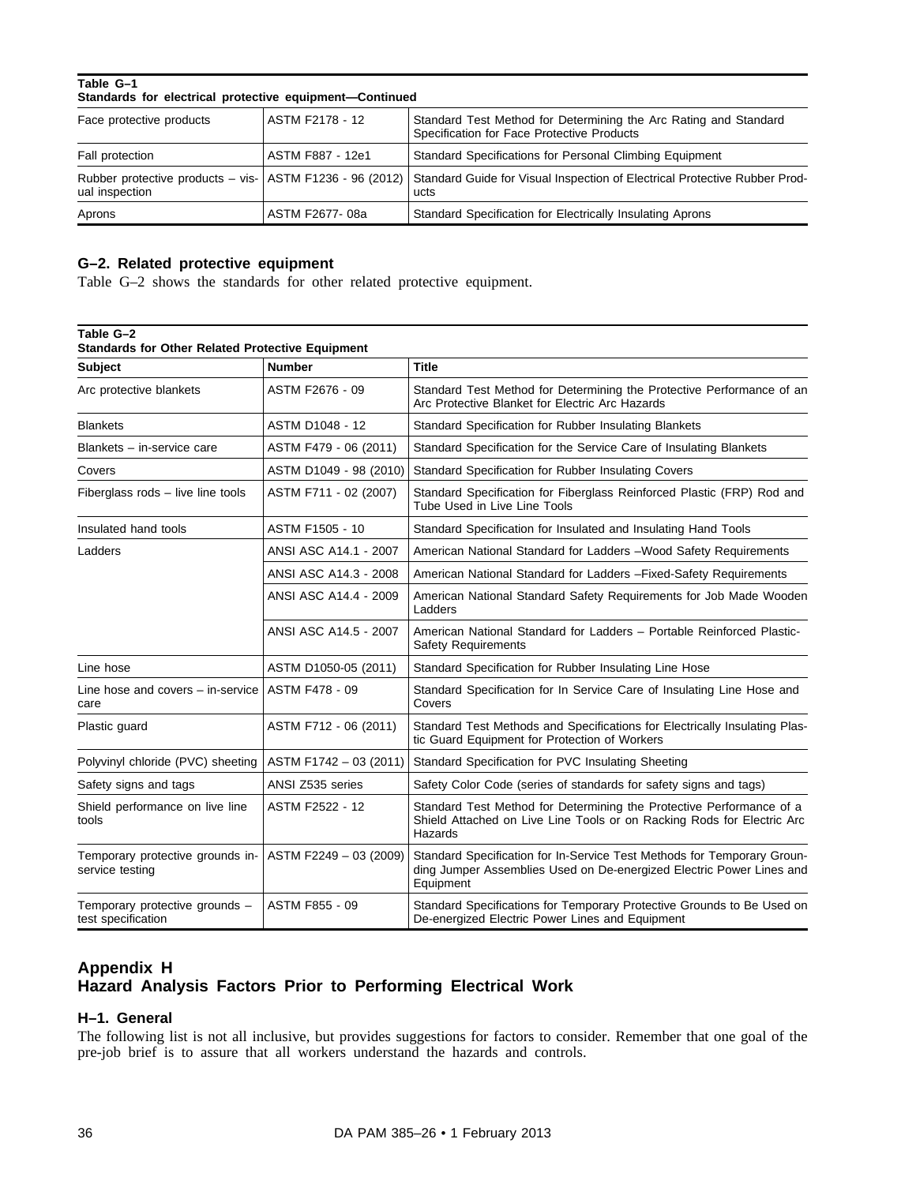**Table G–1**
**Standards for electrical protective equipment—Continued**

| | | |
|---|---|---|
| Face protective products | ASTM F2178 - 12 | Standard Test Method for Determining the Arc Rating and Standard Specification for Face Protective Products |
| Fall protection | ASTM F887 - 12e1 | Standard Specifications for Personal Climbing Equipment |
| Rubber protective products – visual inspection | ASTM F1236 - 96 (2012) | Standard Guide for Visual Inspection of Electrical Protective Rubber Products |
| Aprons | ASTM F2677- 08a | Standard Specification for Electrically Insulating Aprons |

## G–2. Related protective equipment

Table G–2 shows the standards for other related protective equipment.

**Table G–2**
**Standards for Other Related Protective Equipment**

| Subject | Number | Title |
|---|---|---|
| Arc protective blankets | ASTM F2676 - 09 | Standard Test Method for Determining the Protective Performance of an Arc Protective Blanket for Electric Arc Hazards |
| Blankets | ASTM D1048 - 12 | Standard Specification for Rubber Insulating Blankets |
| Blankets – in-service care | ASTM F479 - 06 (2011) | Standard Specification for the Service Care of Insulating Blankets |
| Covers | ASTM D1049 - 98 (2010) | Standard Specification for Rubber Insulating Covers |
| Fiberglass rods – live line tools | ASTM F711 - 02 (2007) | Standard Specification for Fiberglass Reinforced Plastic (FRP) Rod and Tube Used in Live Line Tools |
| Insulated hand tools | ASTM F1505 - 10 | Standard Specification for Insulated and Insulating Hand Tools |
| Ladders | ANSI ASC A14.1 - 2007 | American National Standard for Ladders –Wood Safety Requirements |
| | ANSI ASC A14.3 - 2008 | American National Standard for Ladders –Fixed-Safety Requirements |
| | ANSI ASC A14.4 - 2009 | American National Standard Safety Requirements for Job Made Wooden Ladders |
| | ANSI ASC A14.5 - 2007 | American National Standard for Ladders – Portable Reinforced Plastic-Safety Requirements |
| Line hose | ASTM D1050-05 (2011) | Standard Specification for Rubber Insulating Line Hose |
| Line hose and covers – in-service care | ASTM F478 - 09 | Standard Specification for In Service Care of Insulating Line Hose and Covers |
| Plastic guard | ASTM F712 - 06 (2011) | Standard Test Methods and Specifications for Electrically Insulating Plastic Guard Equipment for Protection of Workers |
| Polyvinyl chloride (PVC) sheeting | ASTM F1742 – 03 (2011) | Standard Specification for PVC Insulating Sheeting |
| Safety signs and tags | ANSI Z535 series | Safety Color Code (series of standards for safety signs and tags) |
| Shield performance on live line tools | ASTM F2522 - 12 | Standard Test Method for Determining the Protective Performance of a Shield Attached on Live Line Tools or on Racking Rods for Electric Arc Hazards |
| Temporary protective grounds in-service testing | ASTM F2249 – 03 (2009) | Standard Specification for In-Service Test Methods for Temporary Grounding Jumper Assemblies Used on De-energized Electric Power Lines and Equipment |
| Temporary protective grounds – test specification | ASTM F855 - 09 | Standard Specifications for Temporary Protective Grounds to Be Used on De-energized Electric Power Lines and Equipment |

# Appendix H
# Hazard Analysis Factors Prior to Performing Electrical Work

## H–1. General

The following list is not all inclusive, but provides suggestions for factors to consider. Remember that one goal of the pre-job brief is to assure that all workers understand the hazards and controls.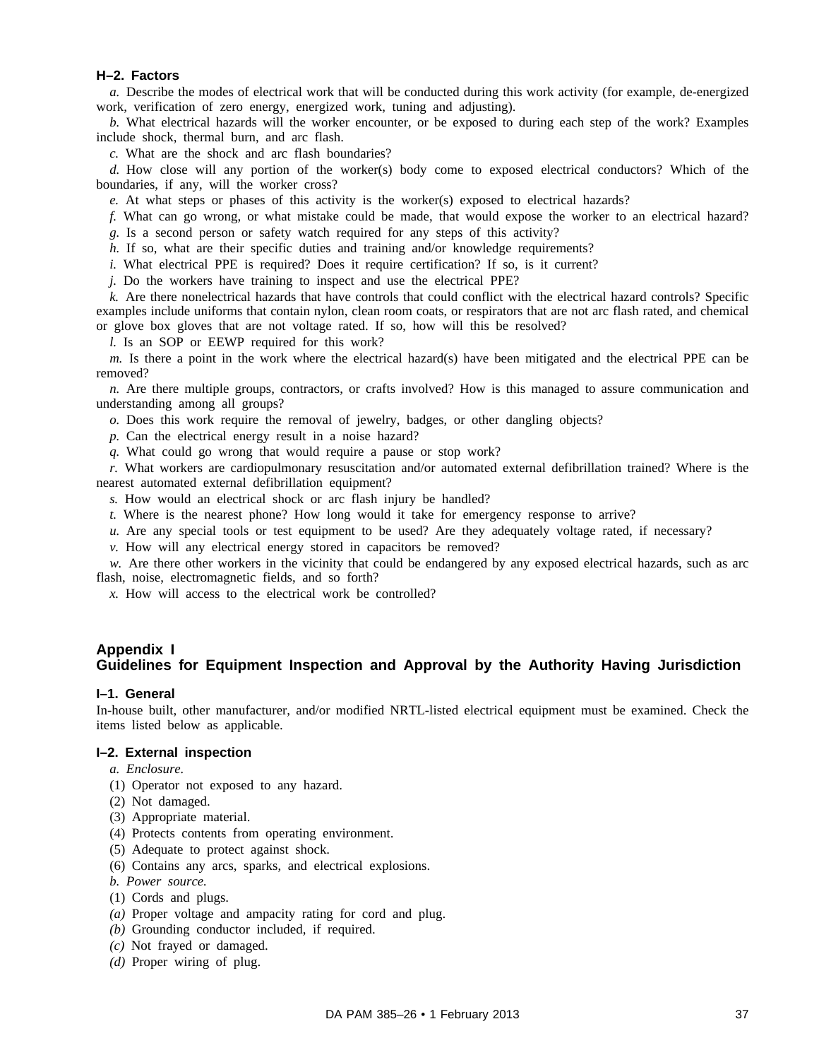### H–2. Factors

*a.* Describe the modes of electrical work that will be conducted during this work activity (for example, de-energized work, verification of zero energy, energized work, tuning and adjusting).

*b.* What electrical hazards will the worker encounter, or be exposed to during each step of the work? Examples include shock, thermal burn, and arc flash.

*c.* What are the shock and arc flash boundaries?

*d.* How close will any portion of the worker(s) body come to exposed electrical conductors? Which of the boundaries, if any, will the worker cross?

*e.* At what steps or phases of this activity is the worker(s) exposed to electrical hazards?

*f.* What can go wrong, or what mistake could be made, that would expose the worker to an electrical hazard?

*g.* Is a second person or safety watch required for any steps of this activity?

*h.* If so, what are their specific duties and training and/or knowledge requirements?

*i.* What electrical PPE is required? Does it require certification? If so, is it current?

*j.* Do the workers have training to inspect and use the electrical PPE?

*k.* Are there nonelectrical hazards that have controls that could conflict with the electrical hazard controls? Specific examples include uniforms that contain nylon, clean room coats, or respirators that are not arc flash rated, and chemical or glove box gloves that are not voltage rated. If so, how will this be resolved?

*l.* Is an SOP or EEWP required for this work?

*m.* Is there a point in the work where the electrical hazard(s) have been mitigated and the electrical PPE can be removed?

*n.* Are there multiple groups, contractors, or crafts involved? How is this managed to assure communication and understanding among all groups?

*o.* Does this work require the removal of jewelry, badges, or other dangling objects?

*p.* Can the electrical energy result in a noise hazard?

*q.* What could go wrong that would require a pause or stop work?

*r.* What workers are cardiopulmonary resuscitation and/or automated external defibrillation trained? Where is the nearest automated external defibrillation equipment?

*s.* How would an electrical shock or arc flash injury be handled?

*t.* Where is the nearest phone? How long would it take for emergency response to arrive?

*u.* Are any special tools or test equipment to be used? Are they adequately voltage rated, if necessary?

*v.* How will any electrical energy stored in capacitors be removed?

*w.* Are there other workers in the vicinity that could be endangered by any exposed electrical hazards, such as arc flash, noise, electromagnetic fields, and so forth?

*x.* How will access to the electrical work be controlled?

## Appendix I
## Guidelines for Equipment Inspection and Approval by the Authority Having Jurisdiction

### I–1. General

In-house built, other manufacturer, and/or modified NRTL-listed electrical equipment must be examined. Check the items listed below as applicable.

### I–2. External inspection

*a. Enclosure.*

(1) Operator not exposed to any hazard.

(2) Not damaged.

(3) Appropriate material.

(4) Protects contents from operating environment.

(5) Adequate to protect against shock.

(6) Contains any arcs, sparks, and electrical explosions.

*b. Power source.*

(1) Cords and plugs.

*(a)* Proper voltage and ampacity rating for cord and plug.

*(b)* Grounding conductor included, if required.

*(c)* Not frayed or damaged.

*(d)* Proper wiring of plug.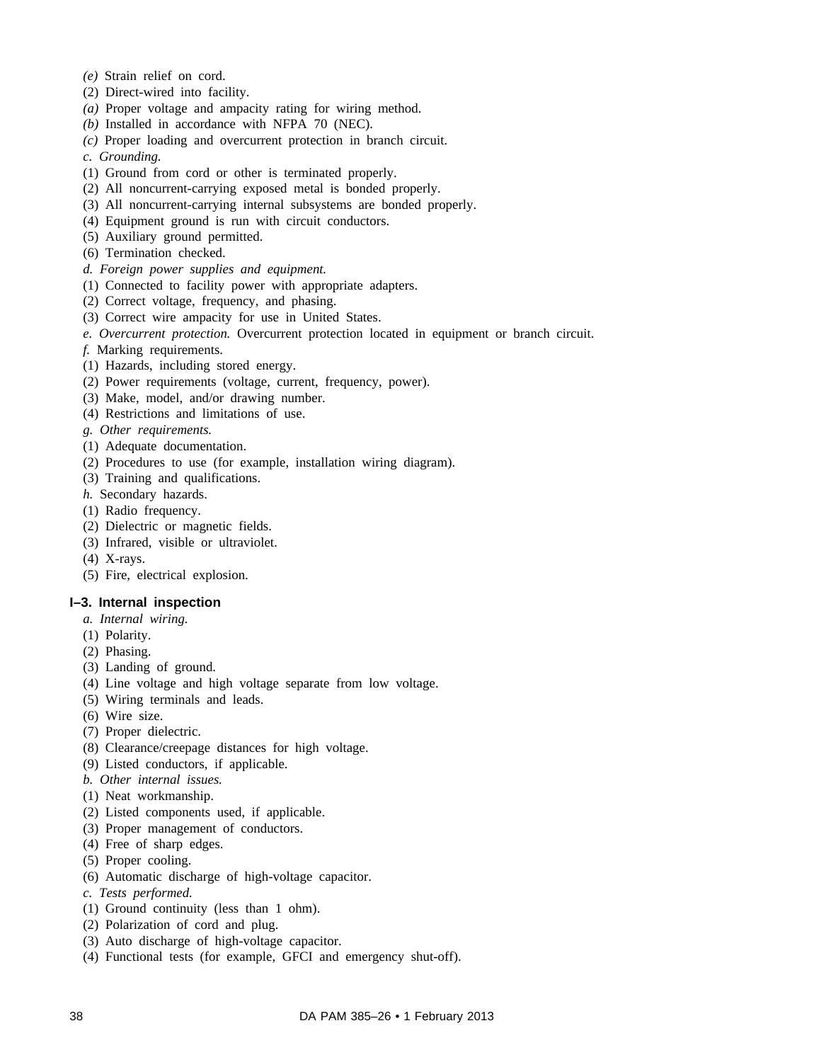(e) Strain relief on cord.

(2) Direct-wired into facility.

(a) Proper voltage and ampacity rating for wiring method.

(b) Installed in accordance with NFPA 70 (NEC).

(c) Proper loading and overcurrent protection in branch circuit.

*c. Grounding.*

(1) Ground from cord or other is terminated properly.

(2) All noncurrent-carrying exposed metal is bonded properly.

(3) All noncurrent-carrying internal subsystems are bonded properly.

(4) Equipment ground is run with circuit conductors.

(5) Auxiliary ground permitted.

(6) Termination checked.

*d. Foreign power supplies and equipment.*

(1) Connected to facility power with appropriate adapters.

(2) Correct voltage, frequency, and phasing.

(3) Correct wire ampacity for use in United States.

*e. Overcurrent protection.* Overcurrent protection located in equipment or branch circuit.

*f.* Marking requirements.

(1) Hazards, including stored energy.

(2) Power requirements (voltage, current, frequency, power).

(3) Make, model, and/or drawing number.

(4) Restrictions and limitations of use.

*g. Other requirements.*

(1) Adequate documentation.

(2) Procedures to use (for example, installation wiring diagram).

(3) Training and qualifications.

*h.* Secondary hazards.

(1) Radio frequency.

(2) Dielectric or magnetic fields.

(3) Infrared, visible or ultraviolet.

(4) X-rays.

(5) Fire, electrical explosion.

### I–3. Internal inspection

*a. Internal wiring.*

(1) Polarity.

(2) Phasing.

(3) Landing of ground.

(4) Line voltage and high voltage separate from low voltage.

(5) Wiring terminals and leads.

(6) Wire size.

(7) Proper dielectric.

(8) Clearance/creepage distances for high voltage.

(9) Listed conductors, if applicable.

*b. Other internal issues.*

(1) Neat workmanship.

(2) Listed components used, if applicable.

(3) Proper management of conductors.

(4) Free of sharp edges.

(5) Proper cooling.

(6) Automatic discharge of high-voltage capacitor.

*c. Tests performed.*

(1) Ground continuity (less than 1 ohm).

(2) Polarization of cord and plug.

(3) Auto discharge of high-voltage capacitor.

(4) Functional tests (for example, GFCI and emergency shut-off).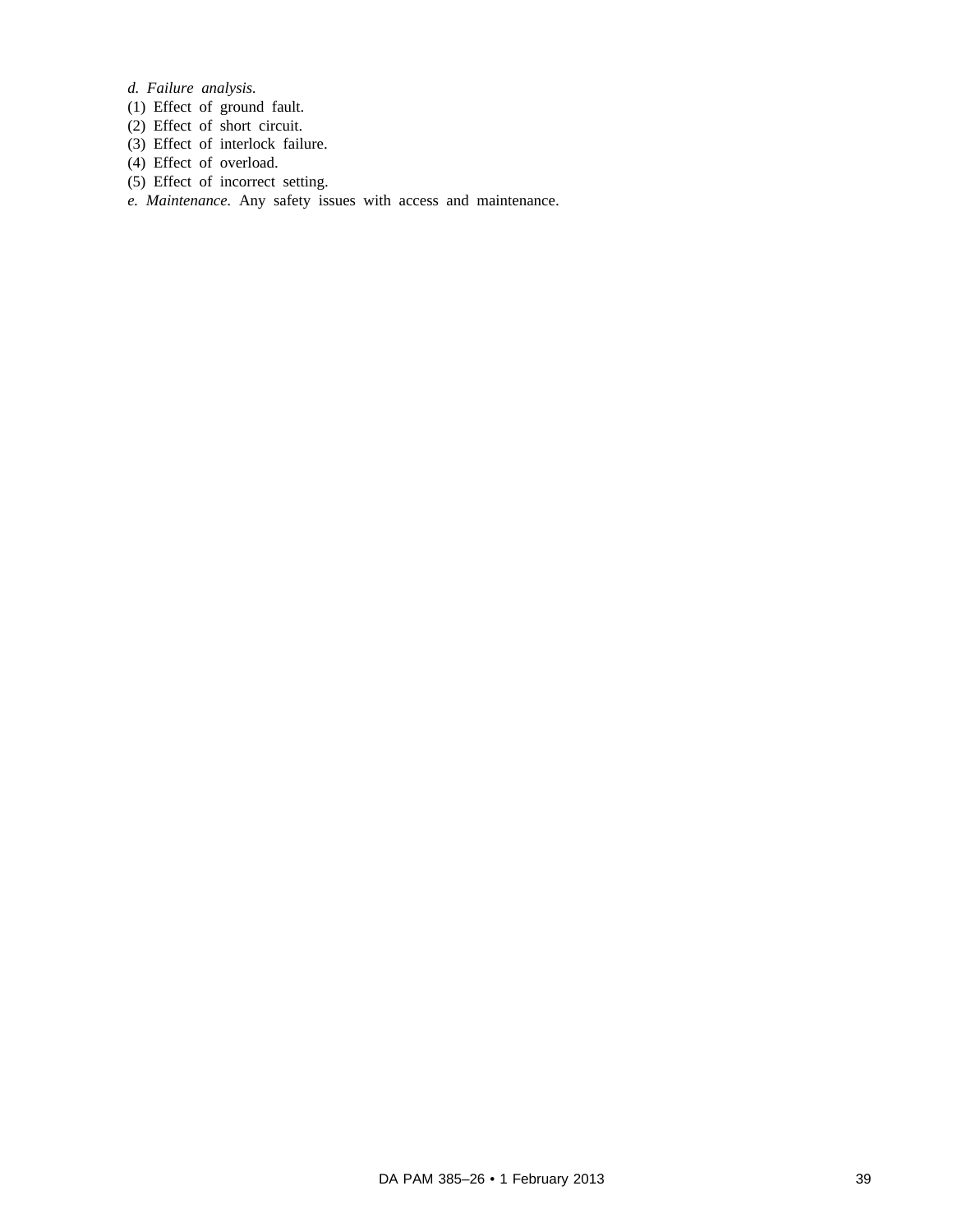*d. Failure analysis.*

(1) Effect of ground fault.

(2) Effect of short circuit.

(3) Effect of interlock failure.

(4) Effect of overload.

(5) Effect of incorrect setting.

*e. Maintenance.* Any safety issues with access and maintenance.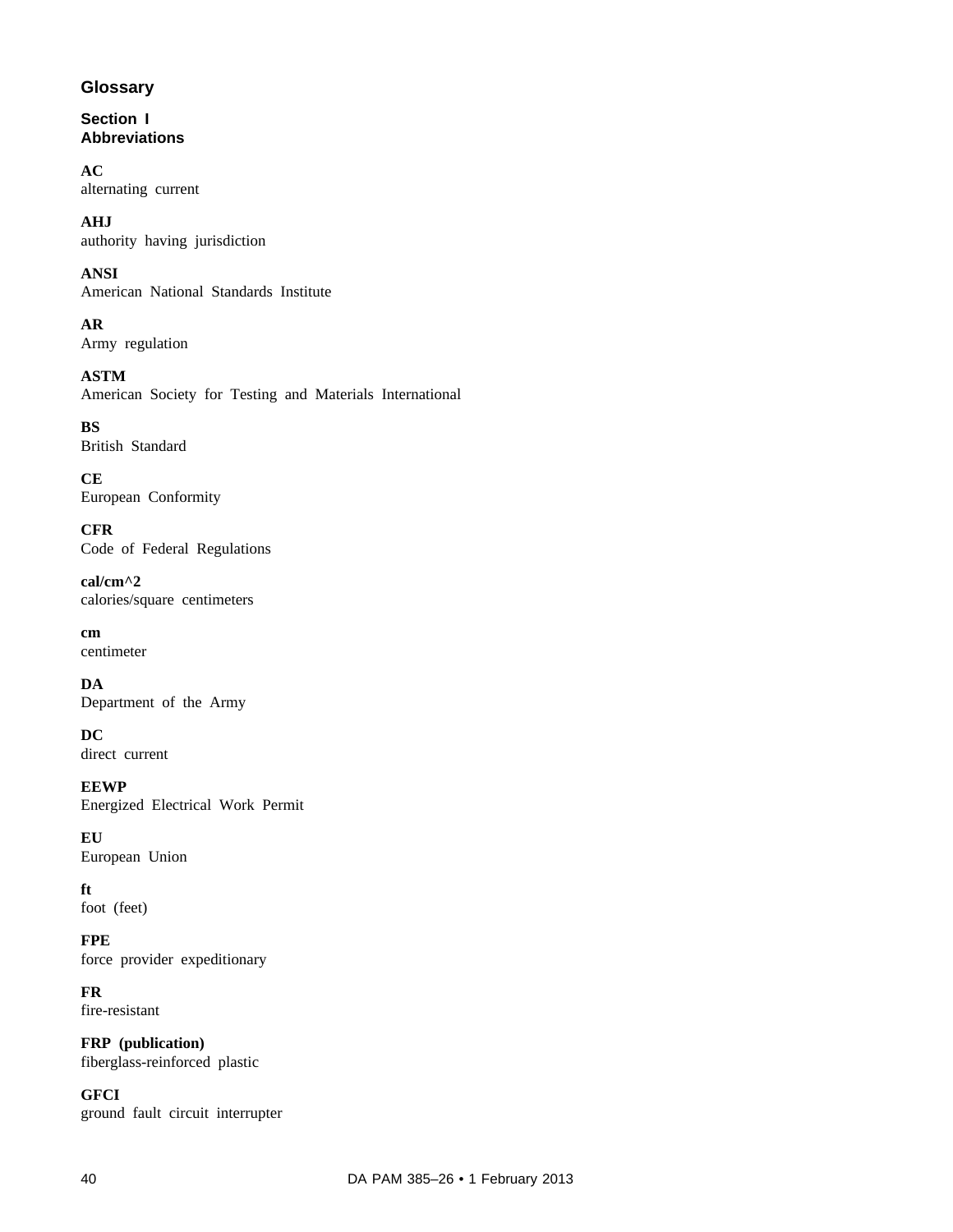# Glossary

## Section I
## Abbreviations

**AC**
alternating current

**AHJ**
authority having jurisdiction

**ANSI**
American National Standards Institute

**AR**
Army regulation

**ASTM**
American Society for Testing and Materials International

**BS**
British Standard

**CE**
European Conformity

**CFR**
Code of Federal Regulations

**cal/cm^2**
calories/square centimeters

**cm**
centimeter

**DA**
Department of the Army

**DC**
direct current

**EEWP**
Energized Electrical Work Permit

**EU**
European Union

**ft**
foot (feet)

**FPE**
force provider expeditionary

**FR**
fire-resistant

**FRP (publication)**
fiberglass-reinforced plastic

**GFCI**
ground fault circuit interrupter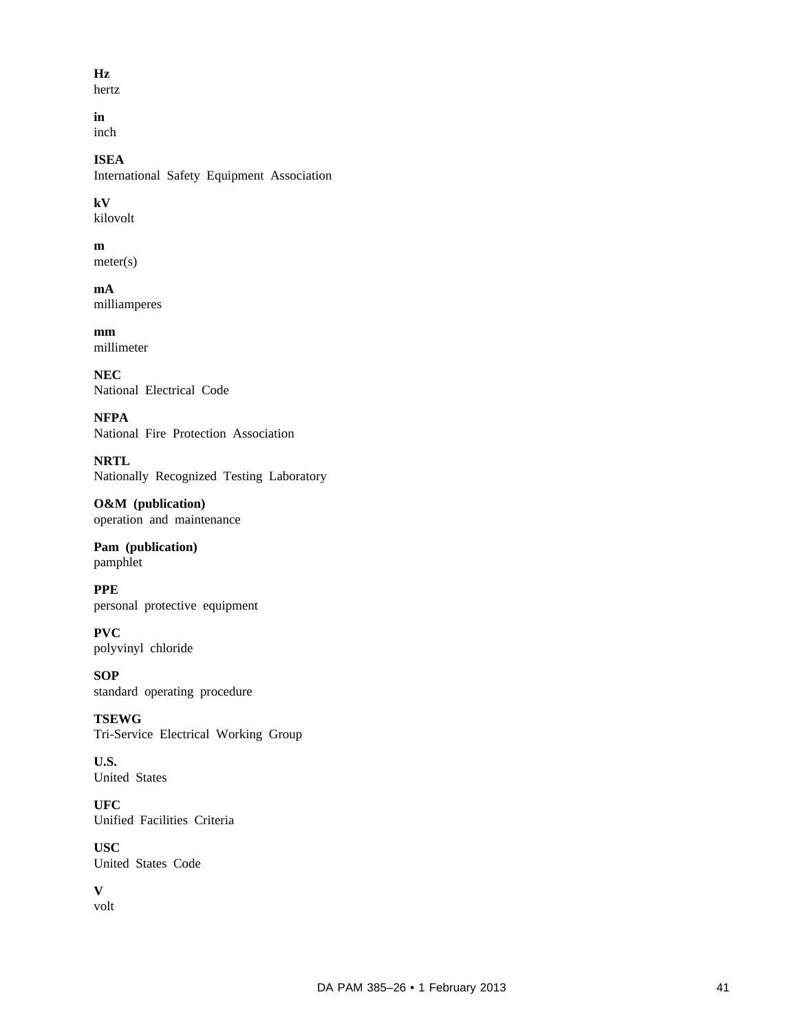**Hz**
hertz

**in**
inch

**ISEA**
International Safety Equipment Association

**kV**
kilovolt

**m**
meter(s)

**mA**
milliamperes

**mm**
millimeter

**NEC**
National Electrical Code

**NFPA**
National Fire Protection Association

**NRTL**
Nationally Recognized Testing Laboratory

**O&M (publication)**
operation and maintenance

**Pam (publication)**
pamphlet

**PPE**
personal protective equipment

**PVC**
polyvinyl chloride

**SOP**
standard operating procedure

**TSEWG**
Tri-Service Electrical Working Group

**U.S.**
United States

**UFC**
Unified Facilities Criteria

**USC**
United States Code

**V**
volt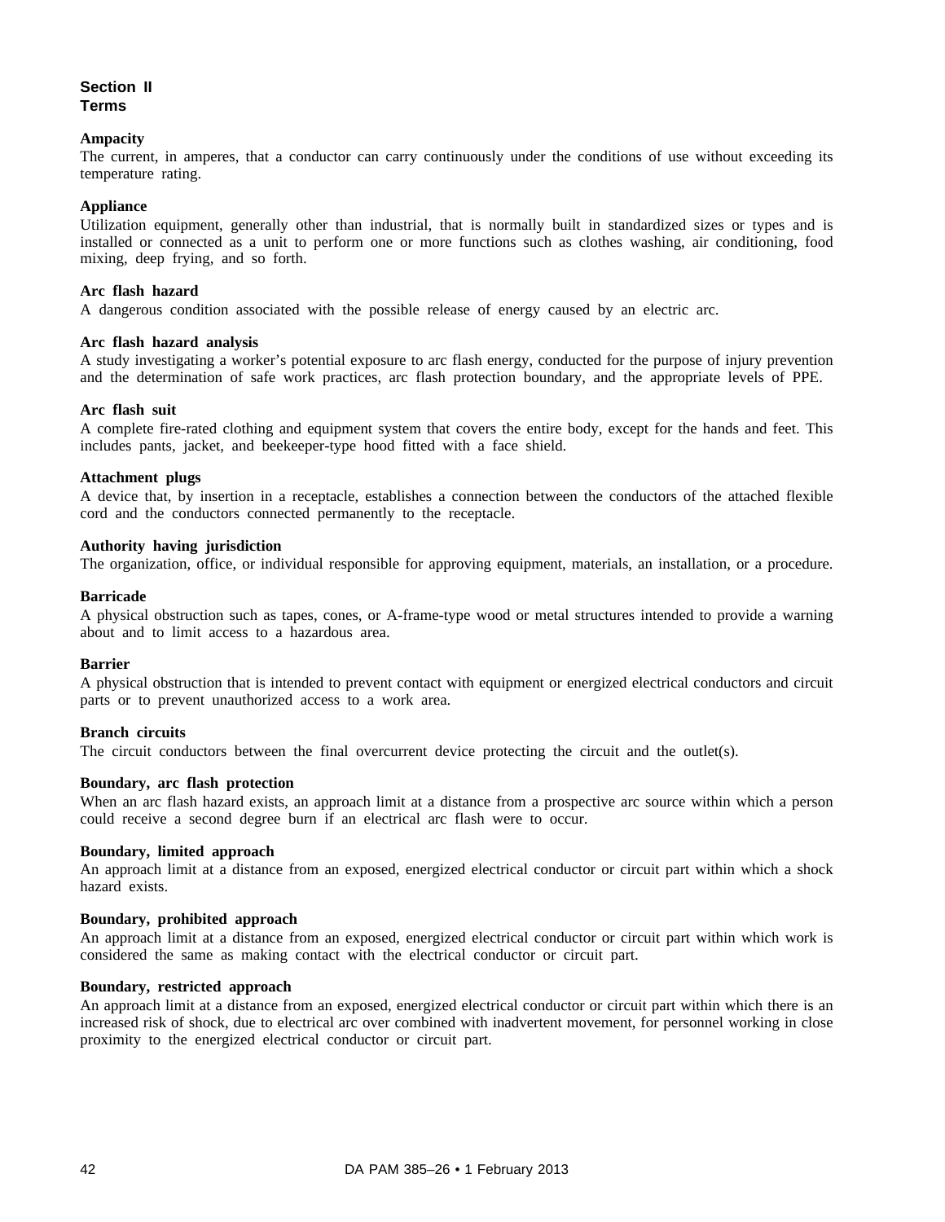## Section II
## Terms

**Ampacity**
The current, in amperes, that a conductor can carry continuously under the conditions of use without exceeding its temperature rating.

**Appliance**
Utilization equipment, generally other than industrial, that is normally built in standardized sizes or types and is installed or connected as a unit to perform one or more functions such as clothes washing, air conditioning, food mixing, deep frying, and so forth.

**Arc flash hazard**
A dangerous condition associated with the possible release of energy caused by an electric arc.

**Arc flash hazard analysis**
A study investigating a worker's potential exposure to arc flash energy, conducted for the purpose of injury prevention and the determination of safe work practices, arc flash protection boundary, and the appropriate levels of PPE.

**Arc flash suit**
A complete fire-rated clothing and equipment system that covers the entire body, except for the hands and feet. This includes pants, jacket, and beekeeper-type hood fitted with a face shield.

**Attachment plugs**
A device that, by insertion in a receptacle, establishes a connection between the conductors of the attached flexible cord and the conductors connected permanently to the receptacle.

**Authority having jurisdiction**
The organization, office, or individual responsible for approving equipment, materials, an installation, or a procedure.

**Barricade**
A physical obstruction such as tapes, cones, or A-frame-type wood or metal structures intended to provide a warning about and to limit access to a hazardous area.

**Barrier**
A physical obstruction that is intended to prevent contact with equipment or energized electrical conductors and circuit parts or to prevent unauthorized access to a work area.

**Branch circuits**
The circuit conductors between the final overcurrent device protecting the circuit and the outlet(s).

**Boundary, arc flash protection**
When an arc flash hazard exists, an approach limit at a distance from a prospective arc source within which a person could receive a second degree burn if an electrical arc flash were to occur.

**Boundary, limited approach**
An approach limit at a distance from an exposed, energized electrical conductor or circuit part within which a shock hazard exists.

**Boundary, prohibited approach**
An approach limit at a distance from an exposed, energized electrical conductor or circuit part within which work is considered the same as making contact with the electrical conductor or circuit part.

**Boundary, restricted approach**
An approach limit at a distance from an exposed, energized electrical conductor or circuit part within which there is an increased risk of shock, due to electrical arc over combined with inadvertent movement, for personnel working in close proximity to the energized electrical conductor or circuit part.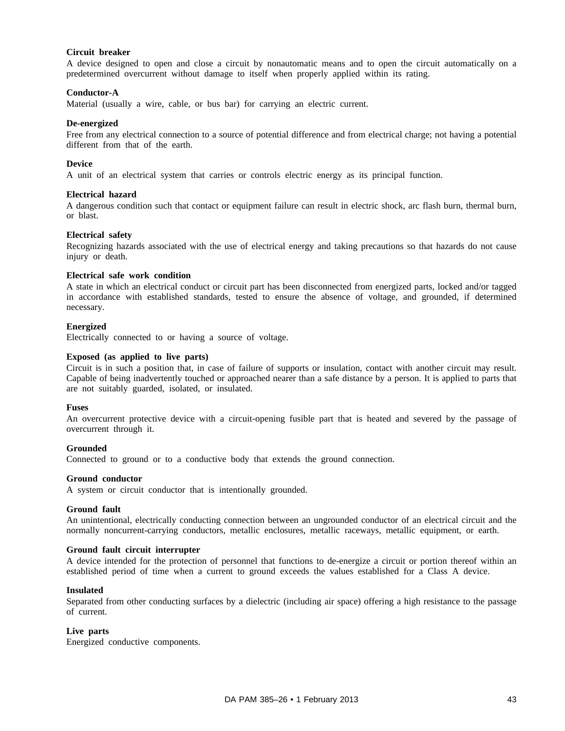**Circuit breaker**
A device designed to open and close a circuit by nonautomatic means and to open the circuit automatically on a predetermined overcurrent without damage to itself when properly applied within its rating.

**Conductor-A**
Material (usually a wire, cable, or bus bar) for carrying an electric current.

**De-energized**
Free from any electrical connection to a source of potential difference and from electrical charge; not having a potential different from that of the earth.

**Device**
A unit of an electrical system that carries or controls electric energy as its principal function.

**Electrical hazard**
A dangerous condition such that contact or equipment failure can result in electric shock, arc flash burn, thermal burn, or blast.

**Electrical safety**
Recognizing hazards associated with the use of electrical energy and taking precautions so that hazards do not cause injury or death.

**Electrical safe work condition**
A state in which an electrical conduct or circuit part has been disconnected from energized parts, locked and/or tagged in accordance with established standards, tested to ensure the absence of voltage, and grounded, if determined necessary.

**Energized**
Electrically connected to or having a source of voltage.

**Exposed (as applied to live parts)**
Circuit is in such a position that, in case of failure of supports or insulation, contact with another circuit may result. Capable of being inadvertently touched or approached nearer than a safe distance by a person. It is applied to parts that are not suitably guarded, isolated, or insulated.

**Fuses**
An overcurrent protective device with a circuit-opening fusible part that is heated and severed by the passage of overcurrent through it.

**Grounded**
Connected to ground or to a conductive body that extends the ground connection.

**Ground conductor**
A system or circuit conductor that is intentionally grounded.

**Ground fault**
An unintentional, electrically conducting connection between an ungrounded conductor of an electrical circuit and the normally noncurrent-carrying conductors, metallic enclosures, metallic raceways, metallic equipment, or earth.

**Ground fault circuit interrupter**
A device intended for the protection of personnel that functions to de-energize a circuit or portion thereof within an established period of time when a current to ground exceeds the values established for a Class A device.

**Insulated**
Separated from other conducting surfaces by a dielectric (including air space) offering a high resistance to the passage of current.

**Live parts**
Energized conductive components.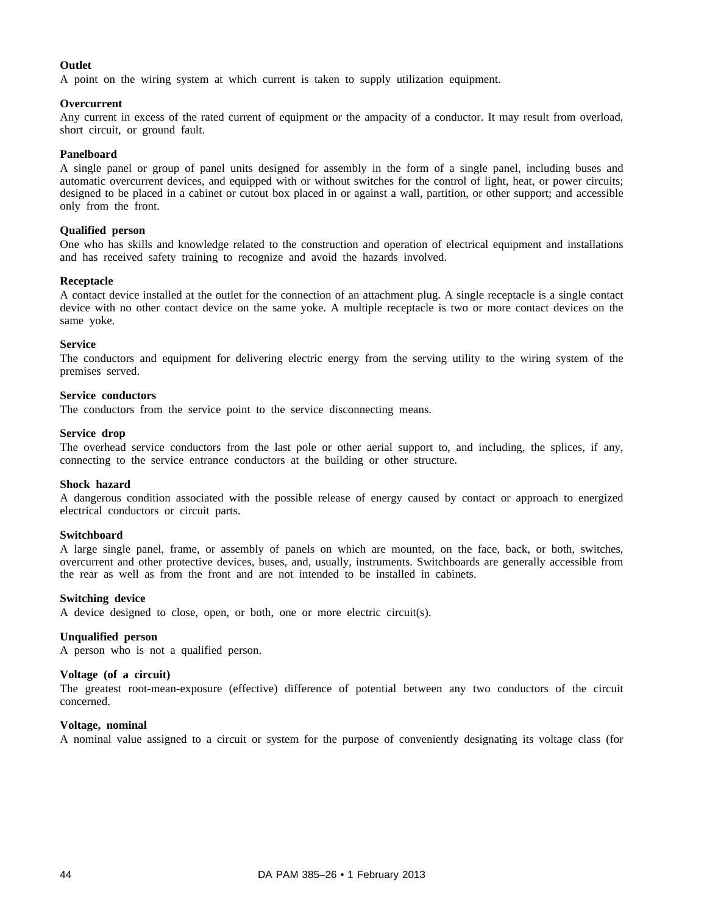**Outlet**

A point on the wiring system at which current is taken to supply utilization equipment.

**Overcurrent**

Any current in excess of the rated current of equipment or the ampacity of a conductor. It may result from overload, short circuit, or ground fault.

**Panelboard**

A single panel or group of panel units designed for assembly in the form of a single panel, including buses and automatic overcurrent devices, and equipped with or without switches for the control of light, heat, or power circuits; designed to be placed in a cabinet or cutout box placed in or against a wall, partition, or other support; and accessible only from the front.

**Qualified person**

One who has skills and knowledge related to the construction and operation of electrical equipment and installations and has received safety training to recognize and avoid the hazards involved.

**Receptacle**

A contact device installed at the outlet for the connection of an attachment plug. A single receptacle is a single contact device with no other contact device on the same yoke. A multiple receptacle is two or more contact devices on the same yoke.

**Service**

The conductors and equipment for delivering electric energy from the serving utility to the wiring system of the premises served.

**Service conductors**

The conductors from the service point to the service disconnecting means.

**Service drop**

The overhead service conductors from the last pole or other aerial support to, and including, the splices, if any, connecting to the service entrance conductors at the building or other structure.

**Shock hazard**

A dangerous condition associated with the possible release of energy caused by contact or approach to energized electrical conductors or circuit parts.

**Switchboard**

A large single panel, frame, or assembly of panels on which are mounted, on the face, back, or both, switches, overcurrent and other protective devices, buses, and, usually, instruments. Switchboards are generally accessible from the rear as well as from the front and are not intended to be installed in cabinets.

**Switching device**

A device designed to close, open, or both, one or more electric circuit(s).

**Unqualified person**

A person who is not a qualified person.

**Voltage (of a circuit)**

The greatest root-mean-exposure (effective) difference of potential between any two conductors of the circuit concerned.

**Voltage, nominal**

A nominal value assigned to a circuit or system for the purpose of conveniently designating its voltage class (for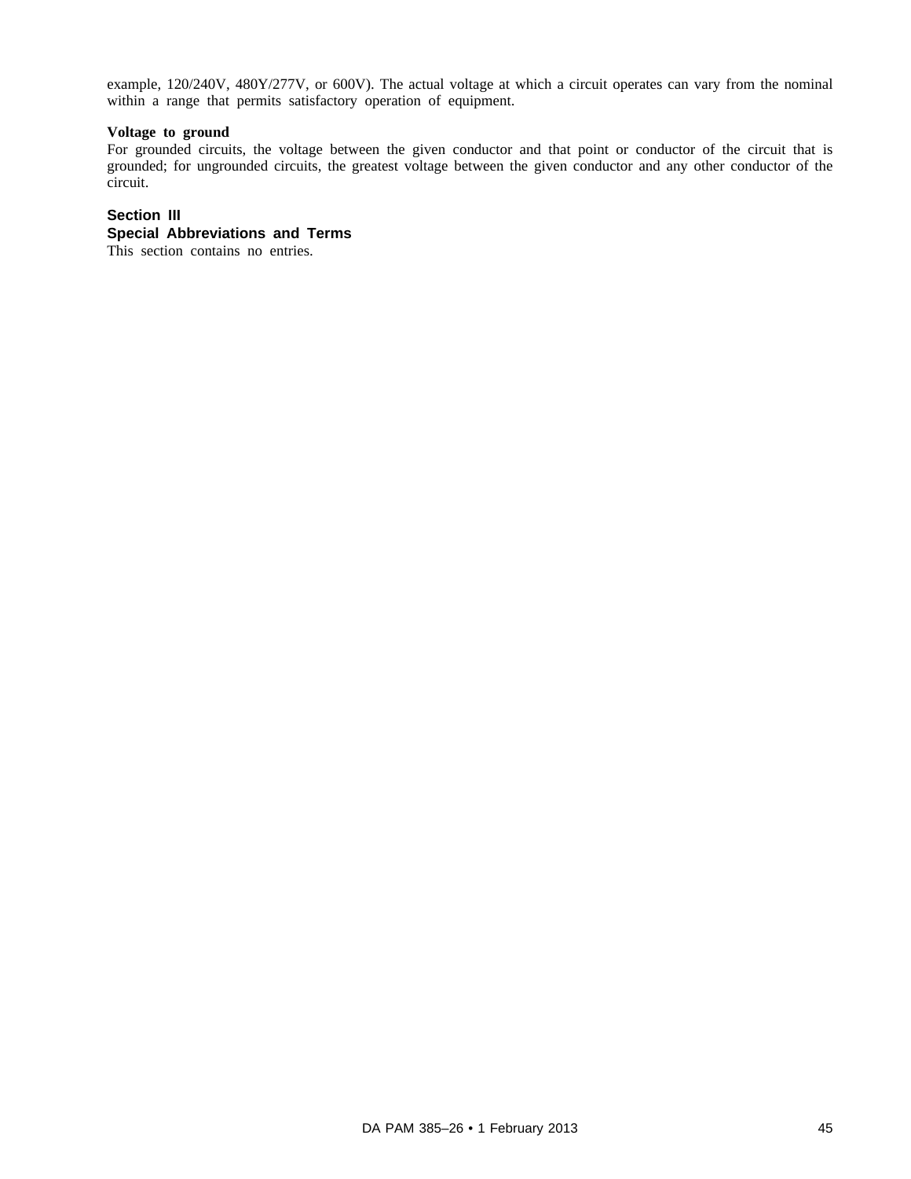example, 120/240V, 480Y/277V, or 600V). The actual voltage at which a circuit operates can vary from the nominal within a range that permits satisfactory operation of equipment.

**Voltage to ground**
For grounded circuits, the voltage between the given conductor and that point or conductor of the circuit that is grounded; for ungrounded circuits, the greatest voltage between the given conductor and any other conductor of the circuit.

## Section III
## Special Abbreviations and Terms

This section contains no entries.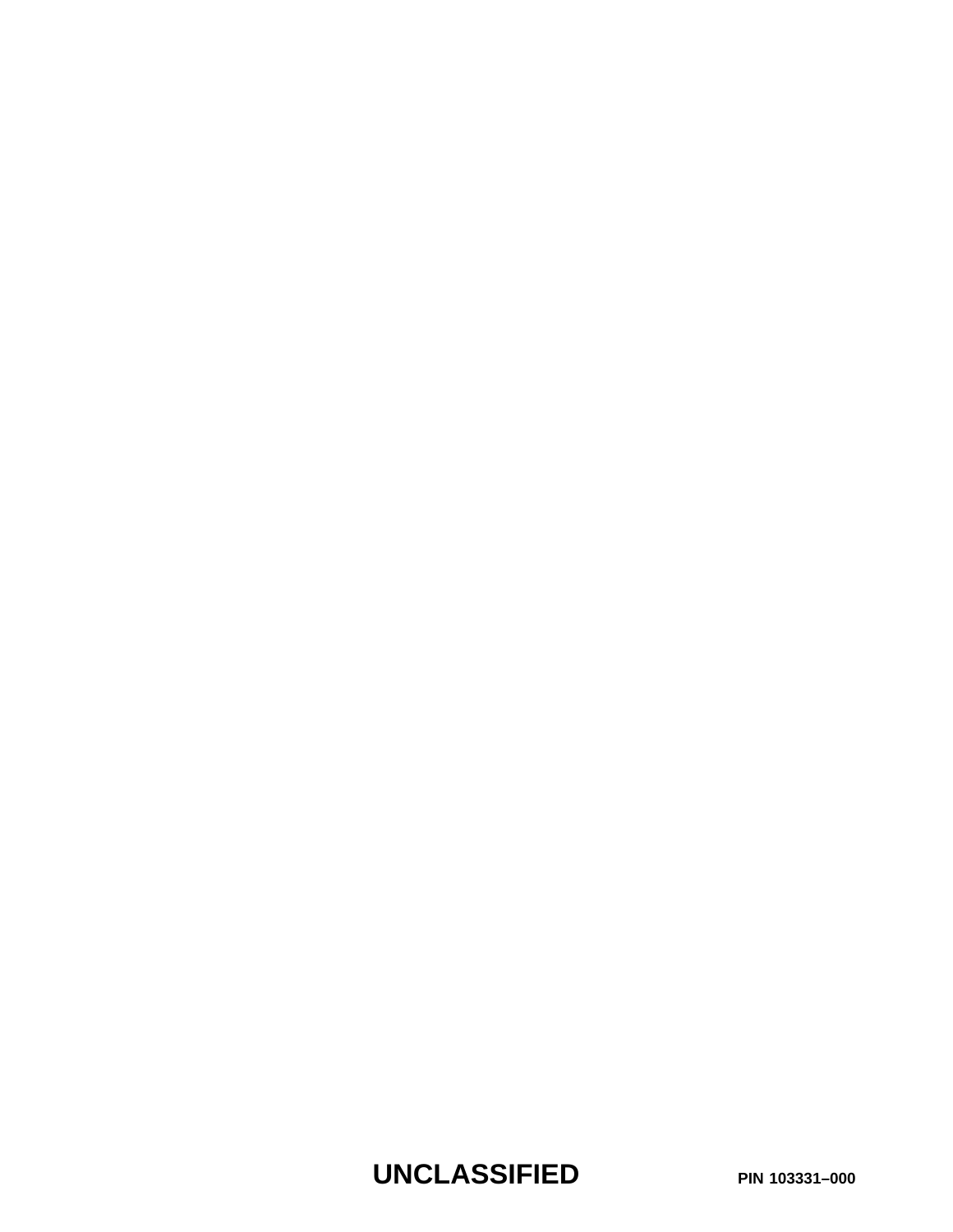**UNCLASSIFIED**

**PIN 103331–000**